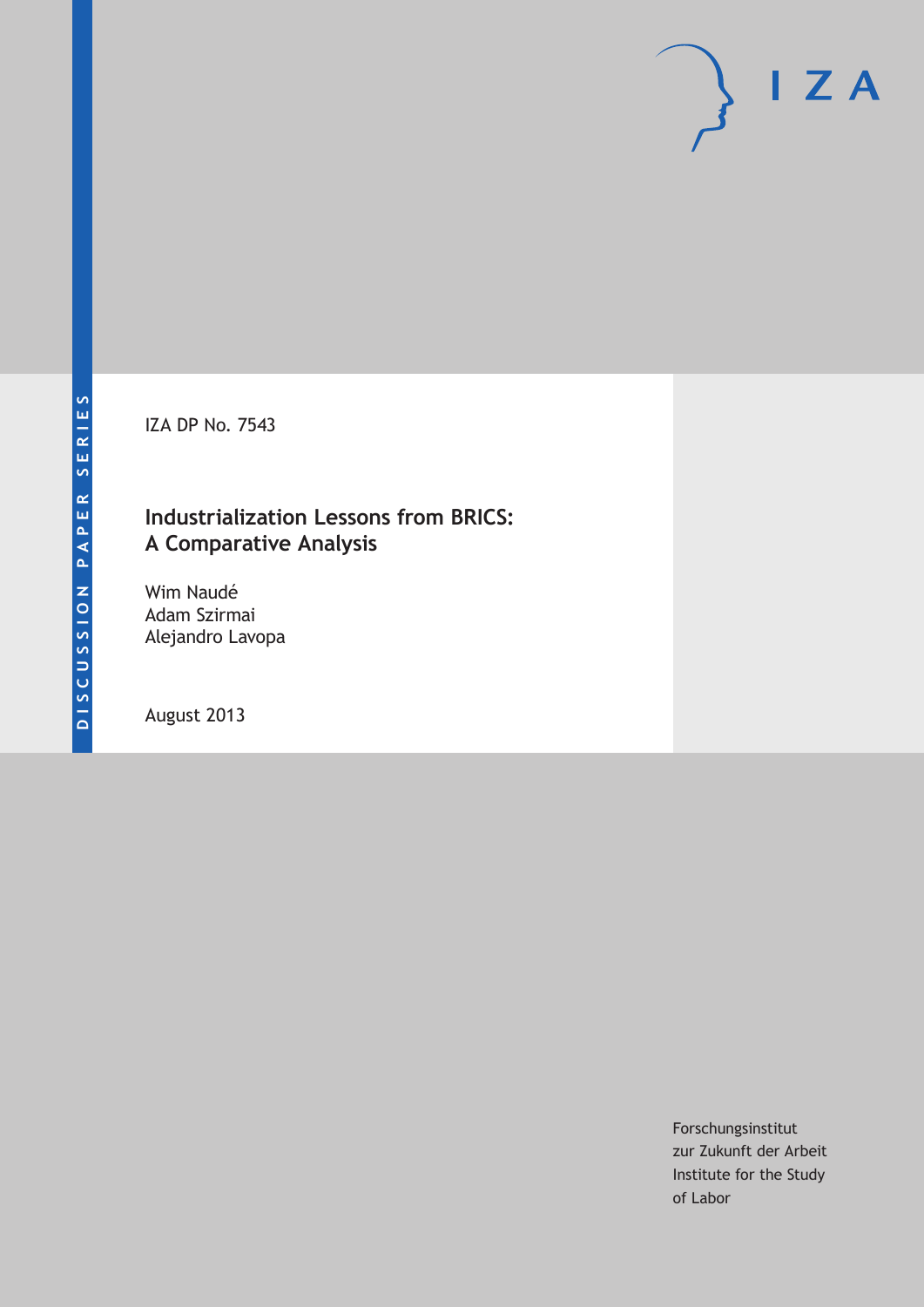DISCUSSION PAPER SERIES

IZA

IZA DP No. 7543

# Industrialization Lessons from BRICS: A Comparative Analysis

Wim Naudé
Adam Szirmai
Alejandro Lavopa

August 2013

Forschungsinstitut
zur Zukunft der Arbeit
Institute for the Study
of Labor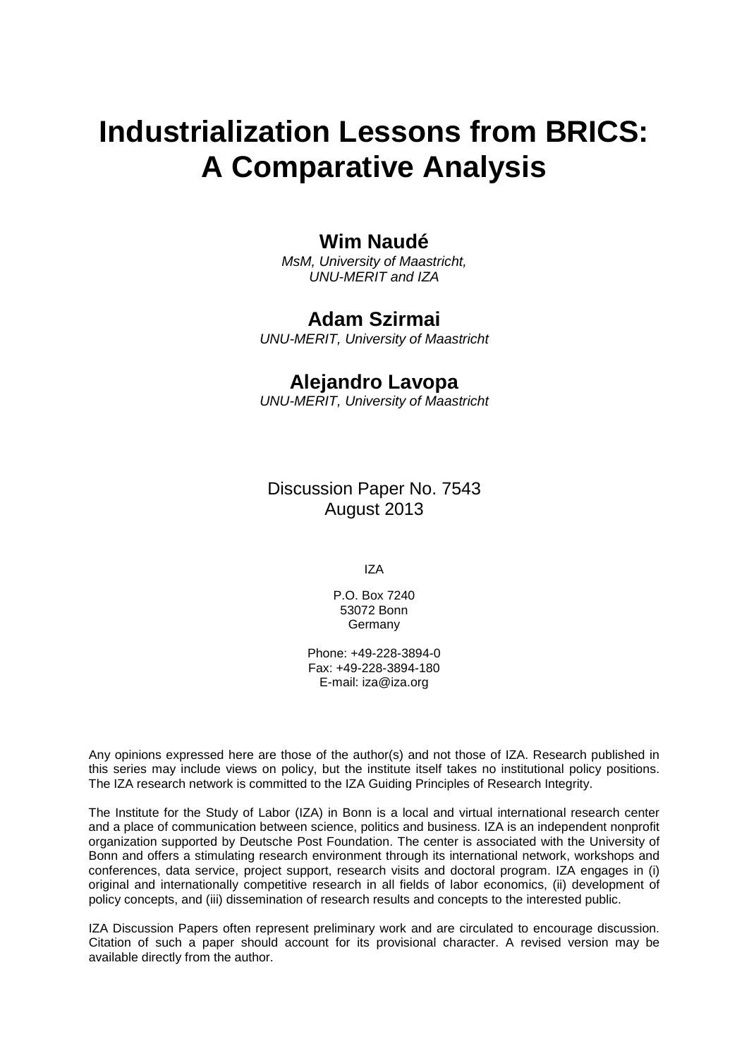# Industrialization Lessons from BRICS: A Comparative Analysis

## Wim Naudé

*MsM, University of Maastricht, UNU-MERIT and IZA*

## Adam Szirmai

*UNU-MERIT, University of Maastricht*

## Alejandro Lavopa

*UNU-MERIT, University of Maastricht*

Discussion Paper No. 7543
August 2013

IZA

P.O. Box 7240
53072 Bonn
Germany

Phone: +49-228-3894-0
Fax: +49-228-3894-180
E-mail: iza@iza.org

Any opinions expressed here are those of the author(s) and not those of IZA. Research published in this series may include views on policy, but the institute itself takes no institutional policy positions. The IZA research network is committed to the IZA Guiding Principles of Research Integrity.

The Institute for the Study of Labor (IZA) in Bonn is a local and virtual international research center and a place of communication between science, politics and business. IZA is an independent nonprofit organization supported by Deutsche Post Foundation. The center is associated with the University of Bonn and offers a stimulating research environment through its international network, workshops and conferences, data service, project support, research visits and doctoral program. IZA engages in (i) original and internationally competitive research in all fields of labor economics, (ii) development of policy concepts, and (iii) dissemination of research results and concepts to the interested public.

IZA Discussion Papers often represent preliminary work and are circulated to encourage discussion. Citation of such a paper should account for its provisional character. A revised version may be available directly from the author.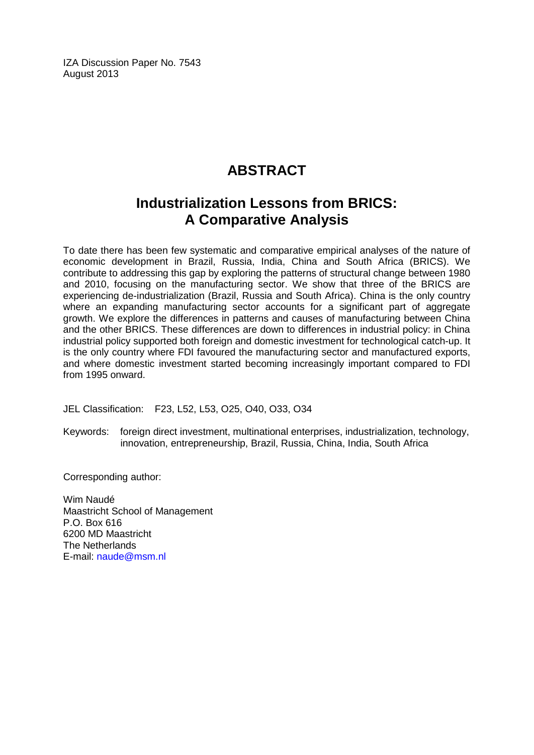IZA Discussion Paper No. 7543
August 2013

# ABSTRACT

## Industrialization Lessons from BRICS: A Comparative Analysis

To date there has been few systematic and comparative empirical analyses of the nature of economic development in Brazil, Russia, India, China and South Africa (BRICS). We contribute to addressing this gap by exploring the patterns of structural change between 1980 and 2010, focusing on the manufacturing sector. We show that three of the BRICS are experiencing de-industrialization (Brazil, Russia and South Africa). China is the only country where an expanding manufacturing sector accounts for a significant part of aggregate growth. We explore the differences in patterns and causes of manufacturing between China and the other BRICS. These differences are down to differences in industrial policy: in China industrial policy supported both foreign and domestic investment for technological catch-up. It is the only country where FDI favoured the manufacturing sector and manufactured exports, and where domestic investment started becoming increasingly important compared to FDI from 1995 onward.

JEL Classification: F23, L52, L53, O25, O40, O33, O34

Keywords: foreign direct investment, multinational enterprises, industrialization, technology, innovation, entrepreneurship, Brazil, Russia, China, India, South Africa

Corresponding author:

Wim Naudé
Maastricht School of Management
P.O. Box 616
6200 MD Maastricht
The Netherlands
E-mail: naude@msm.nl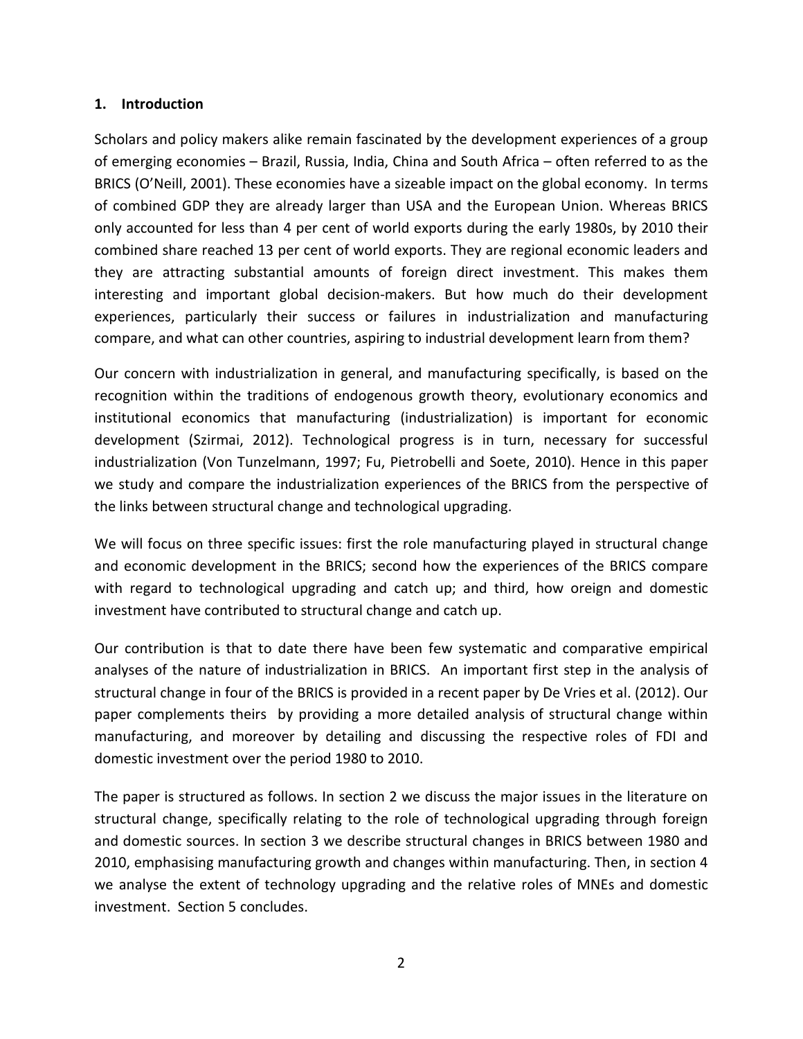## 1. Introduction

Scholars and policy makers alike remain fascinated by the development experiences of a group of emerging economies – Brazil, Russia, India, China and South Africa – often referred to as the BRICS (O'Neill, 2001). These economies have a sizeable impact on the global economy. In terms of combined GDP they are already larger than USA and the European Union. Whereas BRICS only accounted for less than 4 per cent of world exports during the early 1980s, by 2010 their combined share reached 13 per cent of world exports. They are regional economic leaders and they are attracting substantial amounts of foreign direct investment. This makes them interesting and important global decision-makers. But how much do their development experiences, particularly their success or failures in industrialization and manufacturing compare, and what can other countries, aspiring to industrial development learn from them?

Our concern with industrialization in general, and manufacturing specifically, is based on the recognition within the traditions of endogenous growth theory, evolutionary economics and institutional economics that manufacturing (industrialization) is important for economic development (Szirmai, 2012). Technological progress is in turn, necessary for successful industrialization (Von Tunzelmann, 1997; Fu, Pietrobelli and Soete, 2010). Hence in this paper we study and compare the industrialization experiences of the BRICS from the perspective of the links between structural change and technological upgrading.

We will focus on three specific issues: first the role manufacturing played in structural change and economic development in the BRICS; second how the experiences of the BRICS compare with regard to technological upgrading and catch up; and third, how oreign and domestic investment have contributed to structural change and catch up.

Our contribution is that to date there have been few systematic and comparative empirical analyses of the nature of industrialization in BRICS. An important first step in the analysis of structural change in four of the BRICS is provided in a recent paper by De Vries et al. (2012). Our paper complements theirs by providing a more detailed analysis of structural change within manufacturing, and moreover by detailing and discussing the respective roles of FDI and domestic investment over the period 1980 to 2010.

The paper is structured as follows. In section 2 we discuss the major issues in the literature on structural change, specifically relating to the role of technological upgrading through foreign and domestic sources. In section 3 we describe structural changes in BRICS between 1980 and 2010, emphasising manufacturing growth and changes within manufacturing. Then, in section 4 we analyse the extent of technology upgrading and the relative roles of MNEs and domestic investment. Section 5 concludes.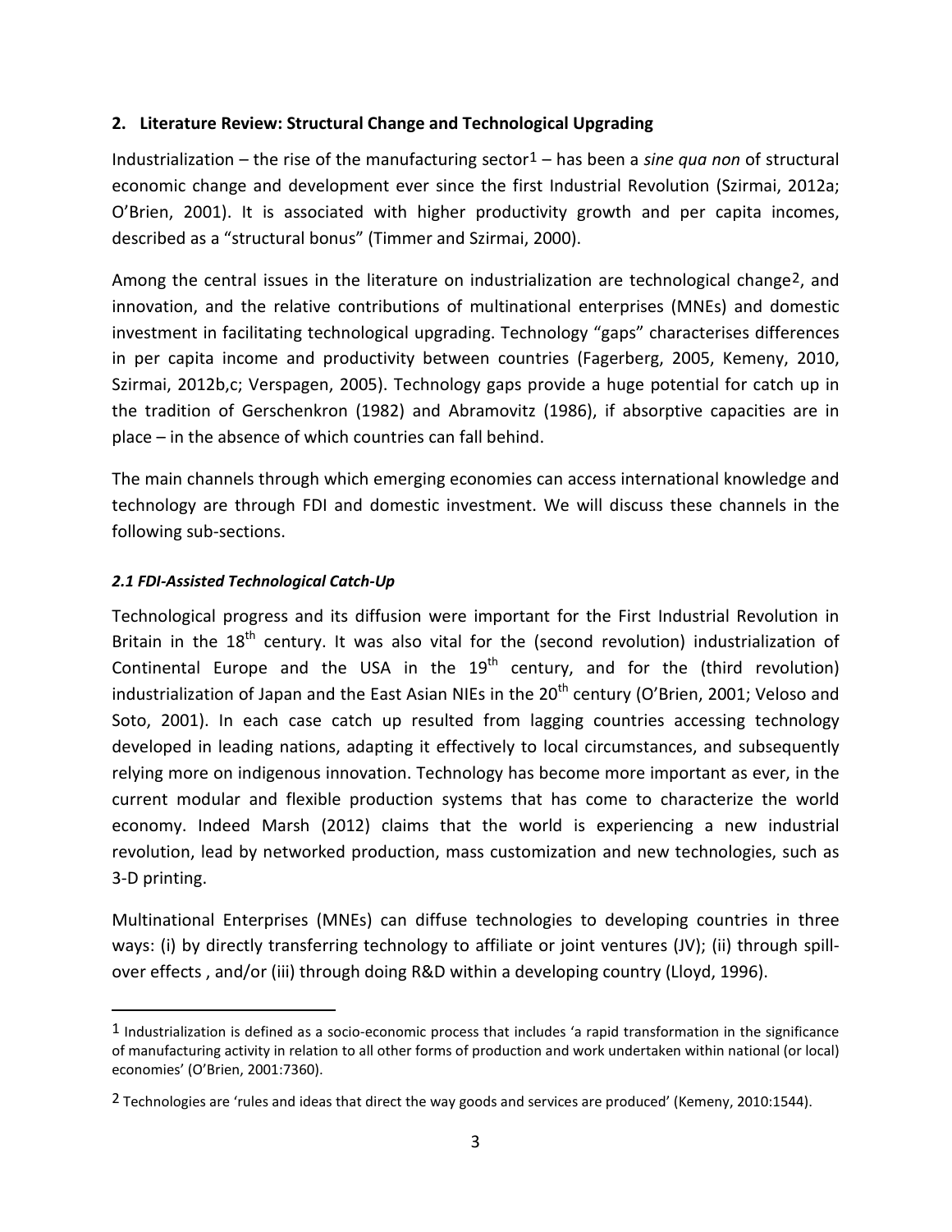## 2. Literature Review: Structural Change and Technological Upgrading

Industrialization – the rise of the manufacturing sector[1] – has been a *sine qua non* of structural economic change and development ever since the first Industrial Revolution (Szirmai, 2012a; O'Brien, 2001). It is associated with higher productivity growth and per capita incomes, described as a "structural bonus" (Timmer and Szirmai, 2000).

Among the central issues in the literature on industrialization are technological change[2], and innovation, and the relative contributions of multinational enterprises (MNEs) and domestic investment in facilitating technological upgrading. Technology "gaps" characterises differences in per capita income and productivity between countries (Fagerberg, 2005, Kemeny, 2010, Szirmai, 2012b,c; Verspagen, 2005). Technology gaps provide a huge potential for catch up in the tradition of Gerschenkron (1982) and Abramovitz (1986), if absorptive capacities are in place – in the absence of which countries can fall behind.

The main channels through which emerging economies can access international knowledge and technology are through FDI and domestic investment. We will discuss these channels in the following sub-sections.

### *2.1 FDI-Assisted Technological Catch-Up*

Technological progress and its diffusion were important for the First Industrial Revolution in Britain in the 18th century. It was also vital for the (second revolution) industrialization of Continental Europe and the USA in the 19th century, and for the (third revolution) industrialization of Japan and the East Asian NIEs in the 20th century (O'Brien, 2001; Veloso and Soto, 2001). In each case catch up resulted from lagging countries accessing technology developed in leading nations, adapting it effectively to local circumstances, and subsequently relying more on indigenous innovation. Technology has become more important as ever, in the current modular and flexible production systems that has come to characterize the world economy. Indeed Marsh (2012) claims that the world is experiencing a new industrial revolution, lead by networked production, mass customization and new technologies, such as 3-D printing.

Multinational Enterprises (MNEs) can diffuse technologies to developing countries in three ways: (i) by directly transferring technology to affiliate or joint ventures (JV); (ii) through spill-over effects , and/or (iii) through doing R&D within a developing country (Lloyd, 1996).

---

[1] Industrialization is defined as a socio-economic process that includes 'a rapid transformation in the significance of manufacturing activity in relation to all other forms of production and work undertaken within national (or local) economies' (O'Brien, 2001:7360).

[2] Technologies are 'rules and ideas that direct the way goods and services are produced' (Kemeny, 2010:1544).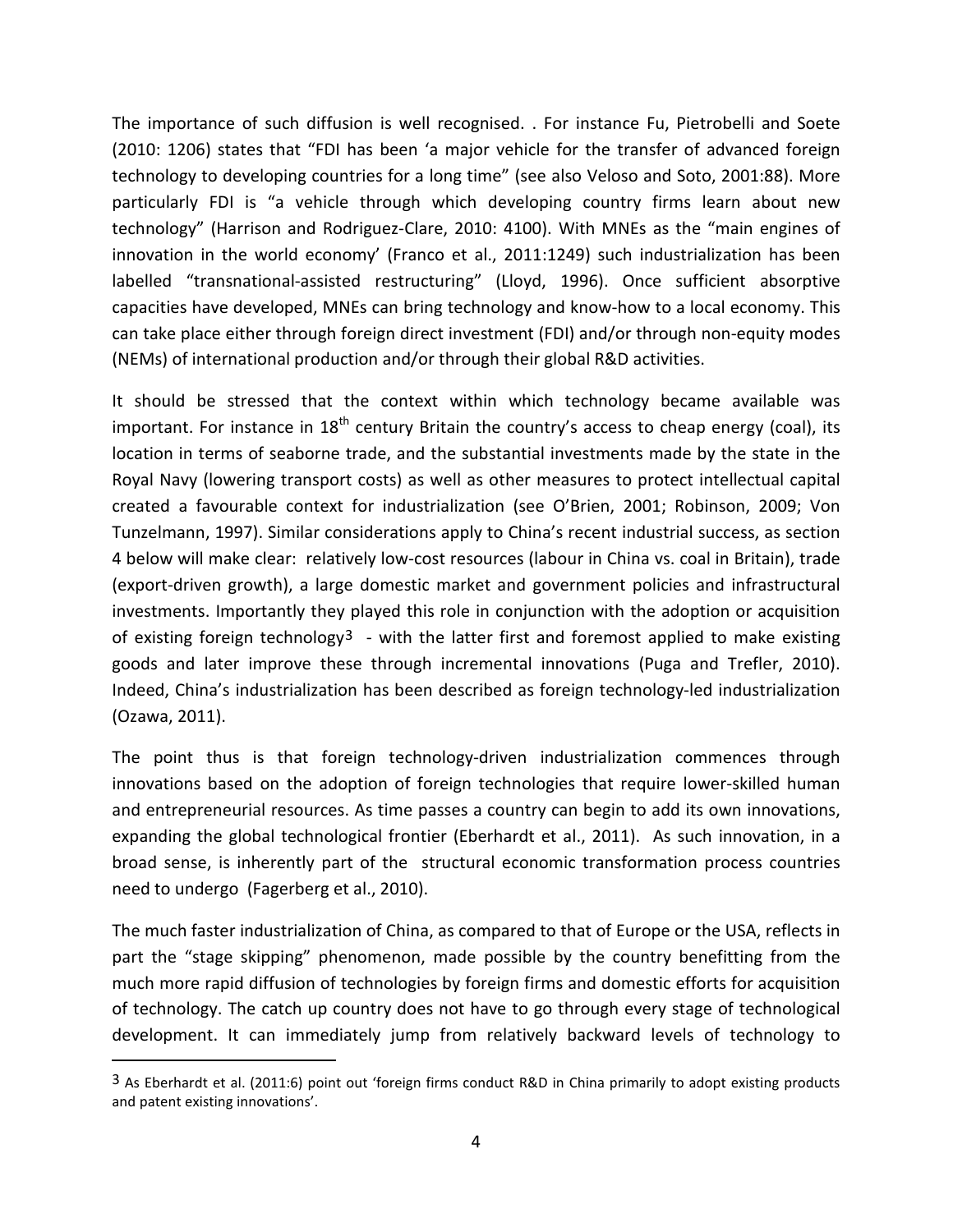The importance of such diffusion is well recognised. . For instance Fu, Pietrobelli and Soete (2010: 1206) states that "FDI has been 'a major vehicle for the transfer of advanced foreign technology to developing countries for a long time" (see also Veloso and Soto, 2001:88). More particularly FDI is "a vehicle through which developing country firms learn about new technology" (Harrison and Rodriguez-Clare, 2010: 4100). With MNEs as the "main engines of innovation in the world economy' (Franco et al., 2011:1249) such industrialization has been labelled "transnational-assisted restructuring" (Lloyd, 1996). Once sufficient absorptive capacities have developed, MNEs can bring technology and know-how to a local economy. This can take place either through foreign direct investment (FDI) and/or through non-equity modes (NEMs) of international production and/or through their global R&D activities.

It should be stressed that the context within which technology became available was important. For instance in 18th century Britain the country's access to cheap energy (coal), its location in terms of seaborne trade, and the substantial investments made by the state in the Royal Navy (lowering transport costs) as well as other measures to protect intellectual capital created a favourable context for industrialization (see O'Brien, 2001; Robinson, 2009; Von Tunzelmann, 1997). Similar considerations apply to China's recent industrial success, as section 4 below will make clear: relatively low-cost resources (labour in China vs. coal in Britain), trade (export-driven growth), a large domestic market and government policies and infrastructural investments. Importantly they played this role in conjunction with the adoption or acquisition of existing foreign technology[3] - with the latter first and foremost applied to make existing goods and later improve these through incremental innovations (Puga and Trefler, 2010). Indeed, China's industrialization has been described as foreign technology-led industrialization (Ozawa, 2011).

The point thus is that foreign technology-driven industrialization commences through innovations based on the adoption of foreign technologies that require lower-skilled human and entrepreneurial resources. As time passes a country can begin to add its own innovations, expanding the global technological frontier (Eberhardt et al., 2011). As such innovation, in a broad sense, is inherently part of the structural economic transformation process countries need to undergo (Fagerberg et al., 2010).

The much faster industrialization of China, as compared to that of Europe or the USA, reflects in part the "stage skipping" phenomenon, made possible by the country benefitting from the much more rapid diffusion of technologies by foreign firms and domestic efforts for acquisition of technology. The catch up country does not have to go through every stage of technological development. It can immediately jump from relatively backward levels of technology to

[3] As Eberhardt et al. (2011:6) point out 'foreign firms conduct R&D in China primarily to adopt existing products and patent existing innovations'.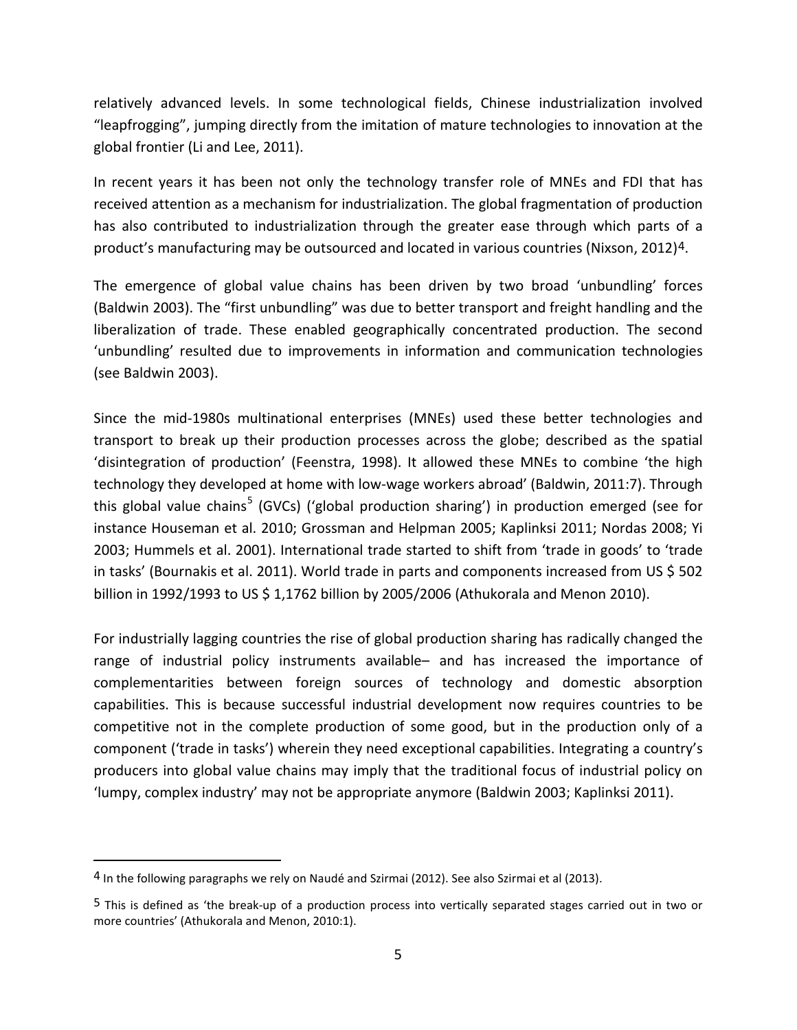relatively advanced levels. In some technological fields, Chinese industrialization involved "leapfrogging", jumping directly from the imitation of mature technologies to innovation at the global frontier (Li and Lee, 2011).

In recent years it has been not only the technology transfer role of MNEs and FDI that has received attention as a mechanism for industrialization. The global fragmentation of production has also contributed to industrialization through the greater ease through which parts of a product's manufacturing may be outsourced and located in various countries (Nixson, 2012)[4].

The emergence of global value chains has been driven by two broad 'unbundling' forces (Baldwin 2003). The "first unbundling" was due to better transport and freight handling and the liberalization of trade. These enabled geographically concentrated production. The second 'unbundling' resulted due to improvements in information and communication technologies (see Baldwin 2003).

Since the mid-1980s multinational enterprises (MNEs) used these better technologies and transport to break up their production processes across the globe; described as the spatial 'disintegration of production' (Feenstra, 1998). It allowed these MNEs to combine 'the high technology they developed at home with low-wage workers abroad' (Baldwin, 2011:7). Through this global value chains[5] (GVCs) ('global production sharing') in production emerged (see for instance Houseman et al. 2010; Grossman and Helpman 2005; Kaplinksi 2011; Nordas 2008; Yi 2003; Hummels et al. 2001). International trade started to shift from 'trade in goods' to 'trade in tasks' (Bournakis et al. 2011). World trade in parts and components increased from US $ 502 billion in 1992/1993 to US $ 1,1762 billion by 2005/2006 (Athukorala and Menon 2010).

For industrially lagging countries the rise of global production sharing has radically changed the range of industrial policy instruments available– and has increased the importance of complementarities between foreign sources of technology and domestic absorption capabilities. This is because successful industrial development now requires countries to be competitive not in the complete production of some good, but in the production only of a component ('trade in tasks') wherein they need exceptional capabilities. Integrating a country's producers into global value chains may imply that the traditional focus of industrial policy on 'lumpy, complex industry' may not be appropriate anymore (Baldwin 2003; Kaplinksi 2011).

---

[4] In the following paragraphs we rely on Naudé and Szirmai (2012). See also Szirmai et al (2013).

[5] This is defined as 'the break-up of a production process into vertically separated stages carried out in two or more countries' (Athukorala and Menon, 2010:1).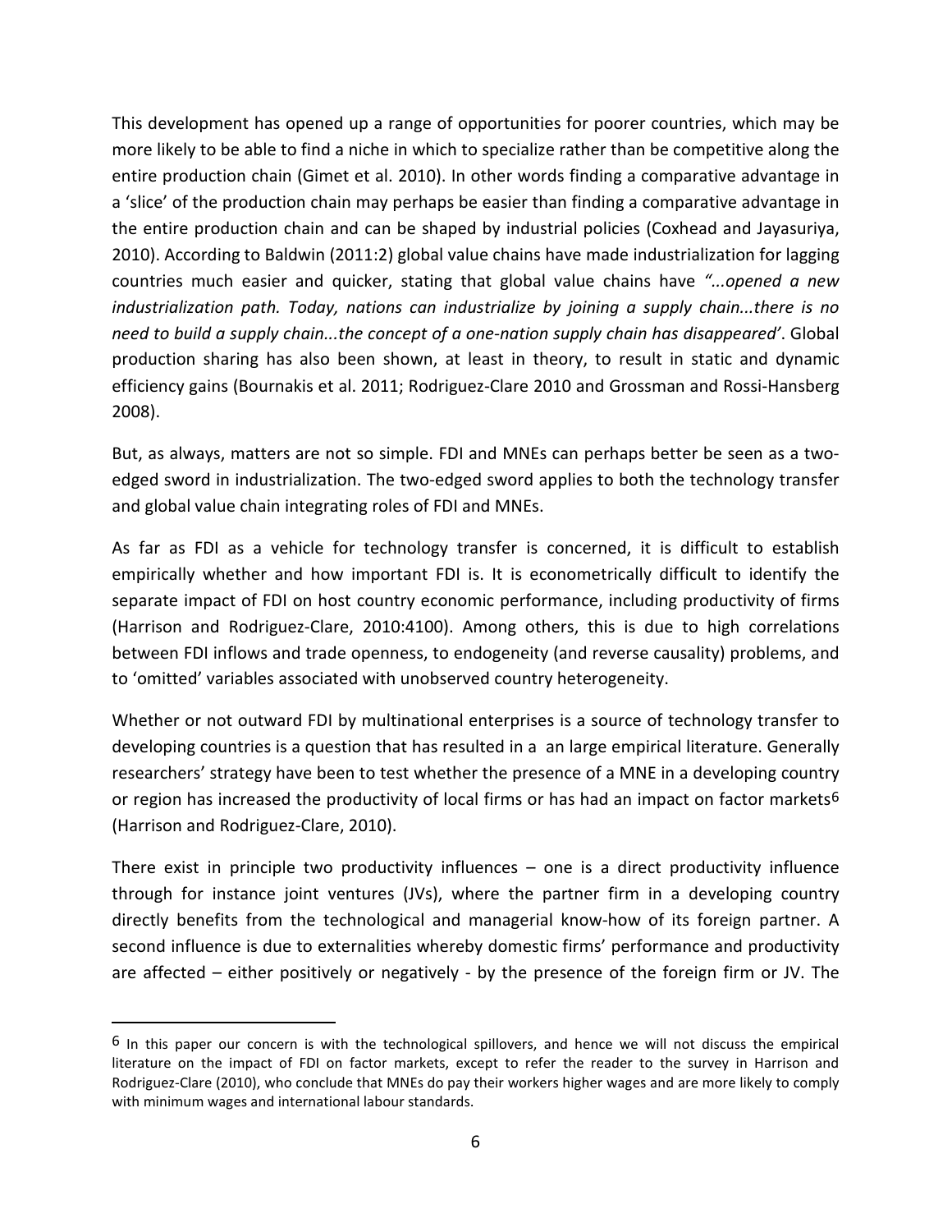This development has opened up a range of opportunities for poorer countries, which may be more likely to be able to find a niche in which to specialize rather than be competitive along the entire production chain (Gimet et al. 2010). In other words finding a comparative advantage in a 'slice' of the production chain may perhaps be easier than finding a comparative advantage in the entire production chain and can be shaped by industrial policies (Coxhead and Jayasuriya, 2010). According to Baldwin (2011:2) global value chains have made industrialization for lagging countries much easier and quicker, stating that global value chains have *"...opened a new industrialization path. Today, nations can industrialize by joining a supply chain...there is no need to build a supply chain...the concept of a one-nation supply chain has disappeared'*. Global production sharing has also been shown, at least in theory, to result in static and dynamic efficiency gains (Bournakis et al. 2011; Rodriguez-Clare 2010 and Grossman and Rossi-Hansberg 2008).

But, as always, matters are not so simple. FDI and MNEs can perhaps better be seen as a two-edged sword in industrialization. The two-edged sword applies to both the technology transfer and global value chain integrating roles of FDI and MNEs.

As far as FDI as a vehicle for technology transfer is concerned, it is difficult to establish empirically whether and how important FDI is. It is econometrically difficult to identify the separate impact of FDI on host country economic performance, including productivity of firms (Harrison and Rodriguez-Clare, 2010:4100). Among others, this is due to high correlations between FDI inflows and trade openness, to endogeneity (and reverse causality) problems, and to 'omitted' variables associated with unobserved country heterogeneity.

Whether or not outward FDI by multinational enterprises is a source of technology transfer to developing countries is a question that has resulted in a  an large empirical literature. Generally researchers' strategy have been to test whether the presence of a MNE in a developing country or region has increased the productivity of local firms or has had an impact on factor markets[6] (Harrison and Rodriguez-Clare, 2010).

There exist in principle two productivity influences – one is a direct productivity influence through for instance joint ventures (JVs), where the partner firm in a developing country directly benefits from the technological and managerial know-how of its foreign partner. A second influence is due to externalities whereby domestic firms' performance and productivity are affected – either positively or negatively - by the presence of the foreign firm or JV. The

[6] In this paper our concern is with the technological spillovers, and hence we will not discuss the empirical literature on the impact of FDI on factor markets, except to refer the reader to the survey in Harrison and Rodriguez-Clare (2010), who conclude that MNEs do pay their workers higher wages and are more likely to comply with minimum wages and international labour standards.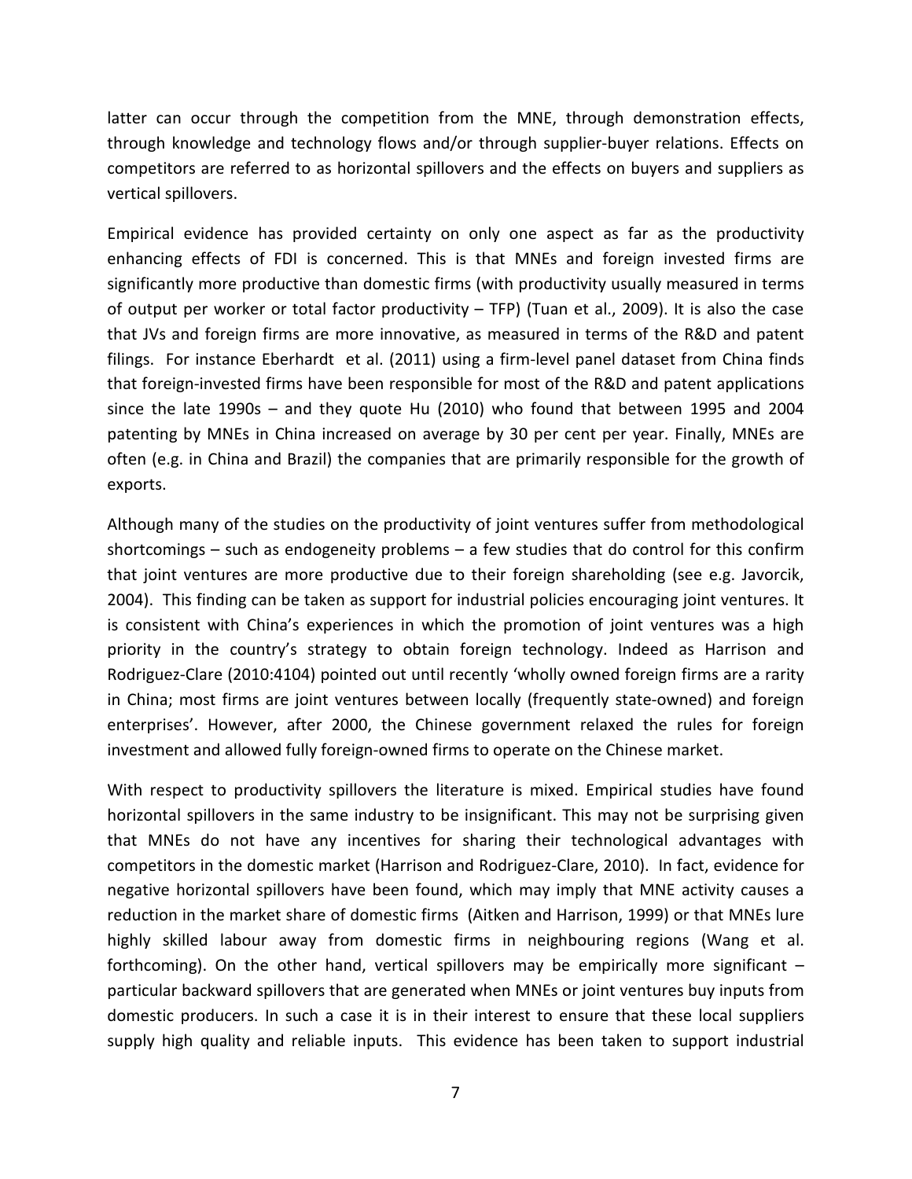latter can occur through the competition from the MNE, through demonstration effects, through knowledge and technology flows and/or through supplier-buyer relations. Effects on competitors are referred to as horizontal spillovers and the effects on buyers and suppliers as vertical spillovers.

Empirical evidence has provided certainty on only one aspect as far as the productivity enhancing effects of FDI is concerned. This is that MNEs and foreign invested firms are significantly more productive than domestic firms (with productivity usually measured in terms of output per worker or total factor productivity – TFP) (Tuan et al., 2009). It is also the case that JVs and foreign firms are more innovative, as measured in terms of the R&D and patent filings. For instance Eberhardt et al. (2011) using a firm-level panel dataset from China finds that foreign-invested firms have been responsible for most of the R&D and patent applications since the late 1990s – and they quote Hu (2010) who found that between 1995 and 2004 patenting by MNEs in China increased on average by 30 per cent per year. Finally, MNEs are often (e.g. in China and Brazil) the companies that are primarily responsible for the growth of exports.

Although many of the studies on the productivity of joint ventures suffer from methodological shortcomings – such as endogeneity problems – a few studies that do control for this confirm that joint ventures are more productive due to their foreign shareholding (see e.g. Javorcik, 2004). This finding can be taken as support for industrial policies encouraging joint ventures. It is consistent with China's experiences in which the promotion of joint ventures was a high priority in the country's strategy to obtain foreign technology. Indeed as Harrison and Rodriguez-Clare (2010:4104) pointed out until recently 'wholly owned foreign firms are a rarity in China; most firms are joint ventures between locally (frequently state-owned) and foreign enterprises'. However, after 2000, the Chinese government relaxed the rules for foreign investment and allowed fully foreign-owned firms to operate on the Chinese market.

With respect to productivity spillovers the literature is mixed. Empirical studies have found horizontal spillovers in the same industry to be insignificant. This may not be surprising given that MNEs do not have any incentives for sharing their technological advantages with competitors in the domestic market (Harrison and Rodriguez-Clare, 2010). In fact, evidence for negative horizontal spillovers have been found, which may imply that MNE activity causes a reduction in the market share of domestic firms (Aitken and Harrison, 1999) or that MNEs lure highly skilled labour away from domestic firms in neighbouring regions (Wang et al. forthcoming). On the other hand, vertical spillovers may be empirically more significant – particular backward spillovers that are generated when MNEs or joint ventures buy inputs from domestic producers. In such a case it is in their interest to ensure that these local suppliers supply high quality and reliable inputs. This evidence has been taken to support industrial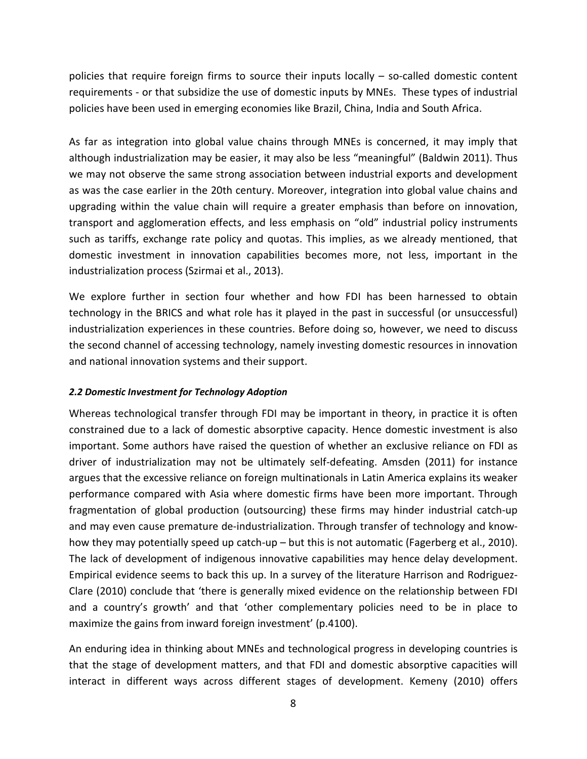policies that require foreign firms to source their inputs locally – so-called domestic content requirements - or that subsidize the use of domestic inputs by MNEs. These types of industrial policies have been used in emerging economies like Brazil, China, India and South Africa.

As far as integration into global value chains through MNEs is concerned, it may imply that although industrialization may be easier, it may also be less "meaningful" (Baldwin 2011). Thus we may not observe the same strong association between industrial exports and development as was the case earlier in the 20th century. Moreover, integration into global value chains and upgrading within the value chain will require a greater emphasis than before on innovation, transport and agglomeration effects, and less emphasis on "old" industrial policy instruments such as tariffs, exchange rate policy and quotas. This implies, as we already mentioned, that domestic investment in innovation capabilities becomes more, not less, important in the industrialization process (Szirmai et al., 2013).

We explore further in section four whether and how FDI has been harnessed to obtain technology in the BRICS and what role has it played in the past in successful (or unsuccessful) industrialization experiences in these countries. Before doing so, however, we need to discuss the second channel of accessing technology, namely investing domestic resources in innovation and national innovation systems and their support.

### *2.2 Domestic Investment for Technology Adoption*

Whereas technological transfer through FDI may be important in theory, in practice it is often constrained due to a lack of domestic absorptive capacity. Hence domestic investment is also important. Some authors have raised the question of whether an exclusive reliance on FDI as driver of industrialization may not be ultimately self-defeating. Amsden (2011) for instance argues that the excessive reliance on foreign multinationals in Latin America explains its weaker performance compared with Asia where domestic firms have been more important. Through fragmentation of global production (outsourcing) these firms may hinder industrial catch-up and may even cause premature de-industrialization. Through transfer of technology and know-how they may potentially speed up catch-up – but this is not automatic (Fagerberg et al., 2010). The lack of development of indigenous innovative capabilities may hence delay development. Empirical evidence seems to back this up. In a survey of the literature Harrison and Rodriguez-Clare (2010) conclude that 'there is generally mixed evidence on the relationship between FDI and a country's growth' and that 'other complementary policies need to be in place to maximize the gains from inward foreign investment' (p.4100).

An enduring idea in thinking about MNEs and technological progress in developing countries is that the stage of development matters, and that FDI and domestic absorptive capacities will interact in different ways across different stages of development. Kemeny (2010) offers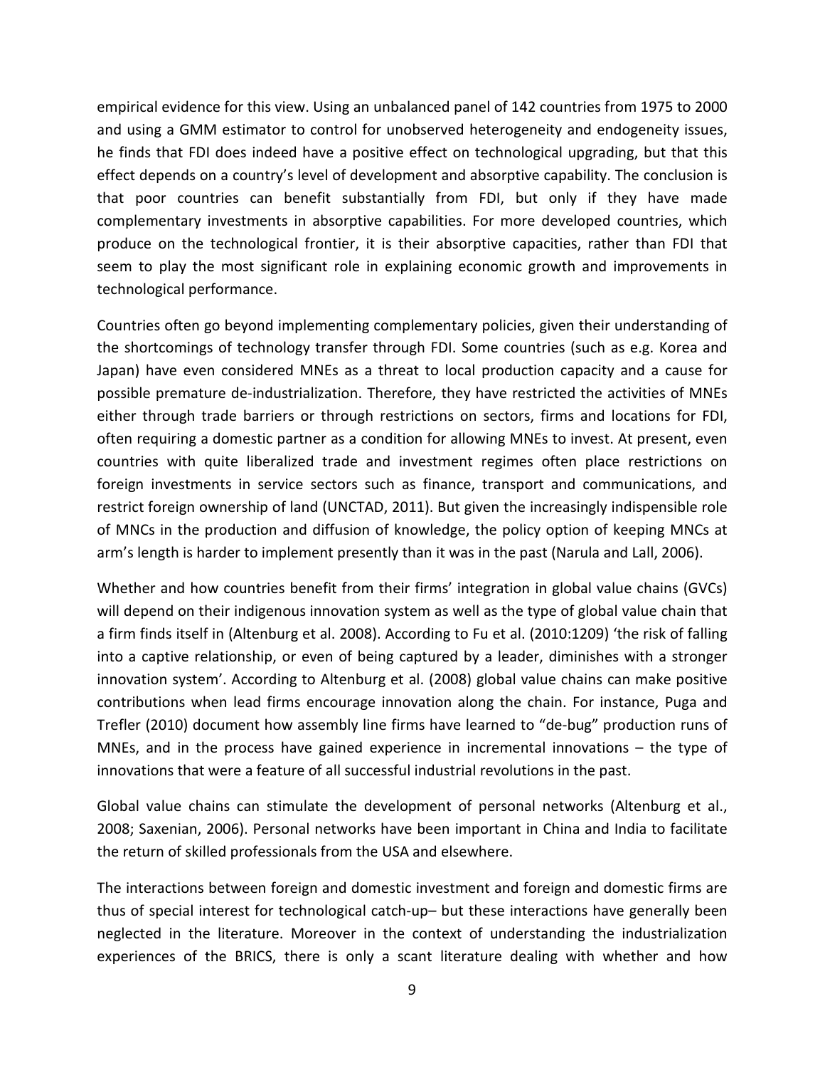empirical evidence for this view. Using an unbalanced panel of 142 countries from 1975 to 2000 and using a GMM estimator to control for unobserved heterogeneity and endogeneity issues, he finds that FDI does indeed have a positive effect on technological upgrading, but that this effect depends on a country's level of development and absorptive capability. The conclusion is that poor countries can benefit substantially from FDI, but only if they have made complementary investments in absorptive capabilities. For more developed countries, which produce on the technological frontier, it is their absorptive capacities, rather than FDI that seem to play the most significant role in explaining economic growth and improvements in technological performance.

Countries often go beyond implementing complementary policies, given their understanding of the shortcomings of technology transfer through FDI. Some countries (such as e.g. Korea and Japan) have even considered MNEs as a threat to local production capacity and a cause for possible premature de-industrialization. Therefore, they have restricted the activities of MNEs either through trade barriers or through restrictions on sectors, firms and locations for FDI, often requiring a domestic partner as a condition for allowing MNEs to invest. At present, even countries with quite liberalized trade and investment regimes often place restrictions on foreign investments in service sectors such as finance, transport and communications, and restrict foreign ownership of land (UNCTAD, 2011). But given the increasingly indispensible role of MNCs in the production and diffusion of knowledge, the policy option of keeping MNCs at arm's length is harder to implement presently than it was in the past (Narula and Lall, 2006).

Whether and how countries benefit from their firms' integration in global value chains (GVCs) will depend on their indigenous innovation system as well as the type of global value chain that a firm finds itself in (Altenburg et al. 2008). According to Fu et al. (2010:1209) 'the risk of falling into a captive relationship, or even of being captured by a leader, diminishes with a stronger innovation system'. According to Altenburg et al. (2008) global value chains can make positive contributions when lead firms encourage innovation along the chain. For instance, Puga and Trefler (2010) document how assembly line firms have learned to "de-bug" production runs of MNEs, and in the process have gained experience in incremental innovations – the type of innovations that were a feature of all successful industrial revolutions in the past.

Global value chains can stimulate the development of personal networks (Altenburg et al., 2008; Saxenian, 2006). Personal networks have been important in China and India to facilitate the return of skilled professionals from the USA and elsewhere.

The interactions between foreign and domestic investment and foreign and domestic firms are thus of special interest for technological catch-up– but these interactions have generally been neglected in the literature. Moreover in the context of understanding the industrialization experiences of the BRICS, there is only a scant literature dealing with whether and how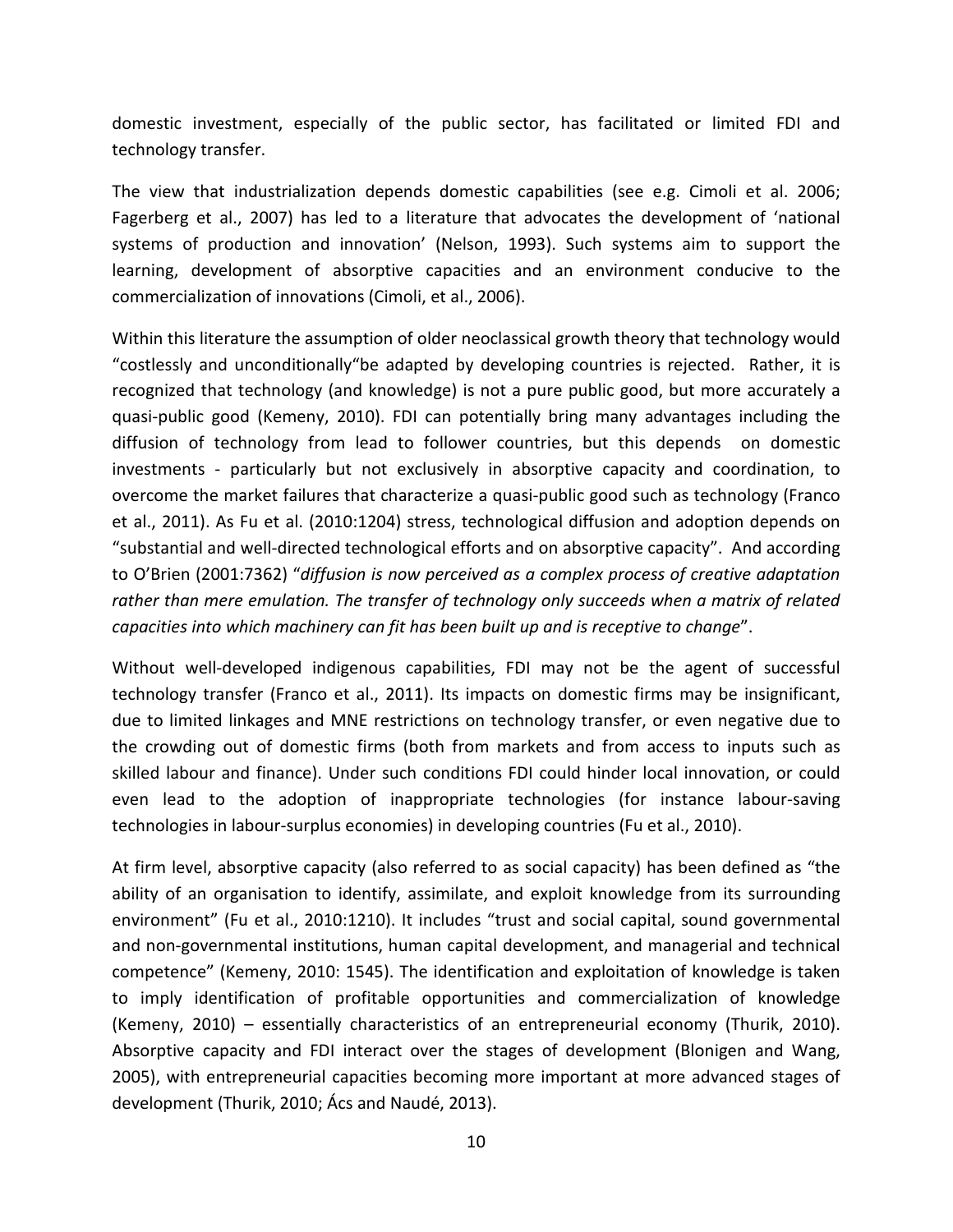domestic investment, especially of the public sector, has facilitated or limited FDI and technology transfer.

The view that industrialization depends domestic capabilities (see e.g. Cimoli et al. 2006; Fagerberg et al., 2007) has led to a literature that advocates the development of 'national systems of production and innovation' (Nelson, 1993). Such systems aim to support the learning, development of absorptive capacities and an environment conducive to the commercialization of innovations (Cimoli, et al., 2006).

Within this literature the assumption of older neoclassical growth theory that technology would "costlessly and unconditionally"be adapted by developing countries is rejected. Rather, it is recognized that technology (and knowledge) is not a pure public good, but more accurately a quasi-public good (Kemeny, 2010). FDI can potentially bring many advantages including the diffusion of technology from lead to follower countries, but this depends on domestic investments - particularly but not exclusively in absorptive capacity and coordination, to overcome the market failures that characterize a quasi-public good such as technology (Franco et al., 2011). As Fu et al. (2010:1204) stress, technological diffusion and adoption depends on "substantial and well-directed technological efforts and on absorptive capacity". And according to O'Brien (2001:7362) "*diffusion is now perceived as a complex process of creative adaptation rather than mere emulation. The transfer of technology only succeeds when a matrix of related capacities into which machinery can fit has been built up and is receptive to change*".

Without well-developed indigenous capabilities, FDI may not be the agent of successful technology transfer (Franco et al., 2011). Its impacts on domestic firms may be insignificant, due to limited linkages and MNE restrictions on technology transfer, or even negative due to the crowding out of domestic firms (both from markets and from access to inputs such as skilled labour and finance). Under such conditions FDI could hinder local innovation, or could even lead to the adoption of inappropriate technologies (for instance labour-saving technologies in labour-surplus economies) in developing countries (Fu et al., 2010).

At firm level, absorptive capacity (also referred to as social capacity) has been defined as "the ability of an organisation to identify, assimilate, and exploit knowledge from its surrounding environment" (Fu et al., 2010:1210). It includes "trust and social capital, sound governmental and non-governmental institutions, human capital development, and managerial and technical competence" (Kemeny, 2010: 1545). The identification and exploitation of knowledge is taken to imply identification of profitable opportunities and commercialization of knowledge (Kemeny, 2010) – essentially characteristics of an entrepreneurial economy (Thurik, 2010). Absorptive capacity and FDI interact over the stages of development (Blonigen and Wang, 2005), with entrepreneurial capacities becoming more important at more advanced stages of development (Thurik, 2010; Ács and Naudé, 2013).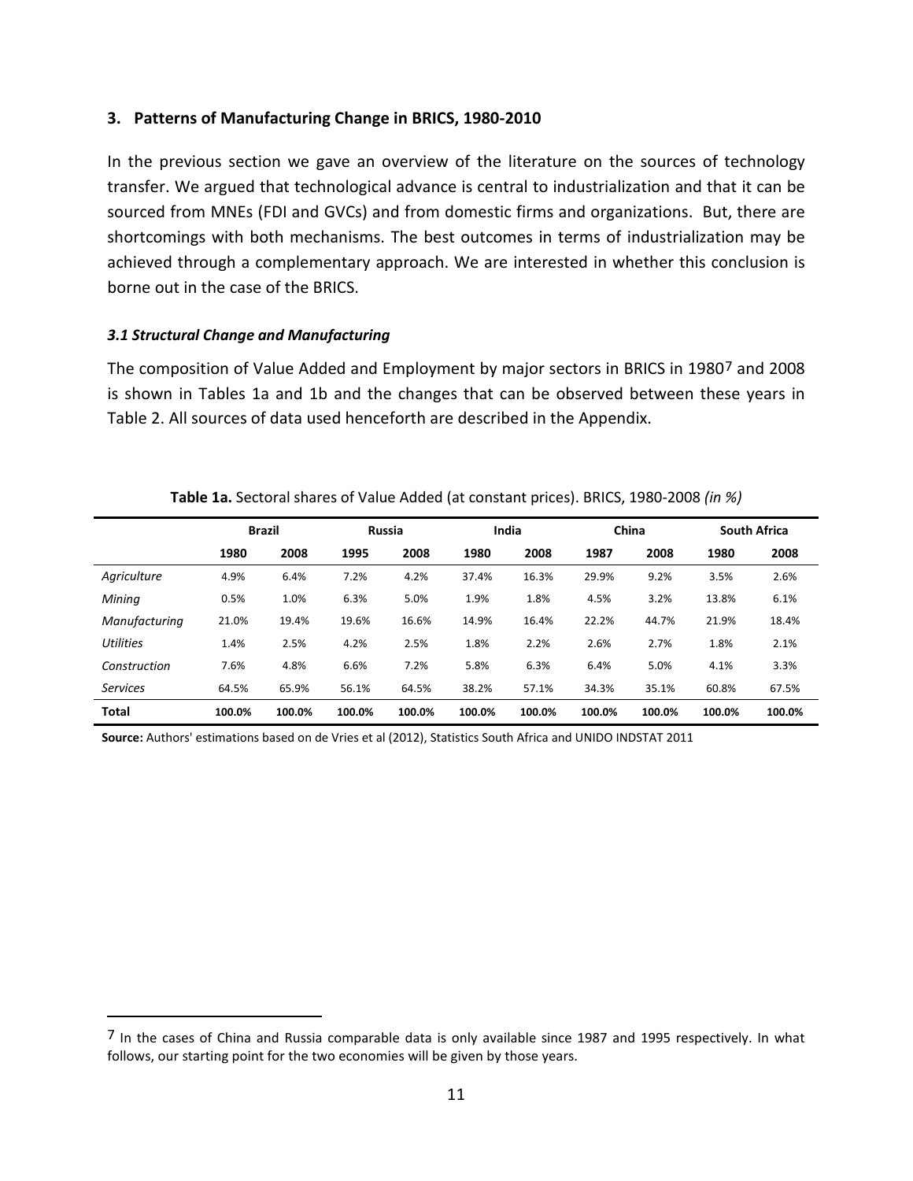## 3. Patterns of Manufacturing Change in BRICS, 1980-2010

In the previous section we gave an overview of the literature on the sources of technology transfer. We argued that technological advance is central to industrialization and that it can be sourced from MNEs (FDI and GVCs) and from domestic firms and organizations. But, there are shortcomings with both mechanisms. The best outcomes in terms of industrialization may be achieved through a complementary approach. We are interested in whether this conclusion is borne out in the case of the BRICS.

### *3.1 Structural Change and Manufacturing*

The composition of Value Added and Employment by major sectors in BRICS in 1980[7] and 2008 is shown in Tables 1a and 1b and the changes that can be observed between these years in Table 2. All sources of data used henceforth are described in the Appendix.

**Table 1a.** Sectoral shares of Value Added (at constant prices). BRICS, 1980-2008 *(in %)*

| | Brazil | | Russia | | India | | China | | South Africa | |
|---|---|---|---|---|---|---|---|---|---|---|
| | **1980** | **2008** | **1995** | **2008** | **1980** | **2008** | **1987** | **2008** | **1980** | **2008** |
| *Agriculture* | 4.9% | 6.4% | 7.2% | 4.2% | 37.4% | 16.3% | 29.9% | 9.2% | 3.5% | 2.6% |
| *Mining* | 0.5% | 1.0% | 6.3% | 5.0% | 1.9% | 1.8% | 4.5% | 3.2% | 13.8% | 6.1% |
| *Manufacturing* | 21.0% | 19.4% | 19.6% | 16.6% | 14.9% | 16.4% | 22.2% | 44.7% | 21.9% | 18.4% |
| *Utilities* | 1.4% | 2.5% | 4.2% | 2.5% | 1.8% | 2.2% | 2.6% | 2.7% | 1.8% | 2.1% |
| *Construction* | 7.6% | 4.8% | 6.6% | 7.2% | 5.8% | 6.3% | 6.4% | 5.0% | 4.1% | 3.3% |
| *Services* | 64.5% | 65.9% | 56.1% | 64.5% | 38.2% | 57.1% | 34.3% | 35.1% | 60.8% | 67.5% |
| **Total** | **100.0%** | **100.0%** | **100.0%** | **100.0%** | **100.0%** | **100.0%** | **100.0%** | **100.0%** | **100.0%** | **100.0%** |

**Source:** Authors' estimations based on de Vries et al (2012), Statistics South Africa and UNIDO INDSTAT 2011

[7] In the cases of China and Russia comparable data is only available since 1987 and 1995 respectively. In what follows, our starting point for the two economies will be given by those years.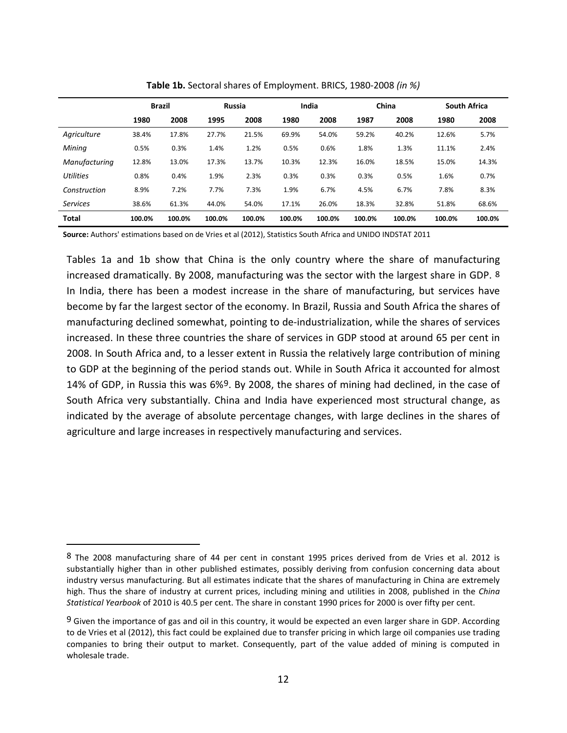**Table 1b.** Sectoral shares of Employment. BRICS, 1980-2008 *(in %)*

| | Brazil | | Russia | | India | | China | | South Africa | |
|---|---|---|---|---|---|---|---|---|---|---|
| | **1980** | **2008** | **1995** | **2008** | **1980** | **2008** | **1987** | **2008** | **1980** | **2008** |
| *Agriculture* | 38.4% | 17.8% | 27.7% | 21.5% | 69.9% | 54.0% | 59.2% | 40.2% | 12.6% | 5.7% |
| *Mining* | 0.5% | 0.3% | 1.4% | 1.2% | 0.5% | 0.6% | 1.8% | 1.3% | 11.1% | 2.4% |
| *Manufacturing* | 12.8% | 13.0% | 17.3% | 13.7% | 10.3% | 12.3% | 16.0% | 18.5% | 15.0% | 14.3% |
| *Utilities* | 0.8% | 0.4% | 1.9% | 2.3% | 0.3% | 0.3% | 0.3% | 0.5% | 1.6% | 0.7% |
| *Construction* | 8.9% | 7.2% | 7.7% | 7.3% | 1.9% | 6.7% | 4.5% | 6.7% | 7.8% | 8.3% |
| *Services* | 38.6% | 61.3% | 44.0% | 54.0% | 17.1% | 26.0% | 18.3% | 32.8% | 51.8% | 68.6% |
| **Total** | **100.0%** | **100.0%** | **100.0%** | **100.0%** | **100.0%** | **100.0%** | **100.0%** | **100.0%** | **100.0%** | **100.0%** |

**Source:** Authors' estimations based on de Vries et al (2012), Statistics South Africa and UNIDO INDSTAT 2011

Tables 1a and 1b show that China is the only country where the share of manufacturing increased dramatically. By 2008, manufacturing was the sector with the largest share in GDP. [8] In India, there has been a modest increase in the share of manufacturing, but services have become by far the largest sector of the economy. In Brazil, Russia and South Africa the shares of manufacturing declined somewhat, pointing to de-industrialization, while the shares of services increased. In these three countries the share of services in GDP stood at around 65 per cent in 2008. In South Africa and, to a lesser extent in Russia the relatively large contribution of mining to GDP at the beginning of the period stands out. While in South Africa it accounted for almost 14% of GDP, in Russia this was 6%[9]. By 2008, the shares of mining had declined, in the case of South Africa very substantially. China and India have experienced most structural change, as indicated by the average of absolute percentage changes, with large declines in the shares of agriculture and large increases in respectively manufacturing and services.

---

[8] The 2008 manufacturing share of 44 per cent in constant 1995 prices derived from de Vries et al. 2012 is substantially higher than in other published estimates, possibly deriving from confusion concerning data about industry versus manufacturing. But all estimates indicate that the shares of manufacturing in China are extremely high. Thus the share of industry at current prices, including mining and utilities in 2008, published in the *China Statistical Yearbook* of 2010 is 40.5 per cent. The share in constant 1990 prices for 2000 is over fifty per cent.

[9] Given the importance of gas and oil in this country, it would be expected an even larger share in GDP. According to de Vries et al (2012), this fact could be explained due to transfer pricing in which large oil companies use trading companies to bring their output to market. Consequently, part of the value added of mining is computed in wholesale trade.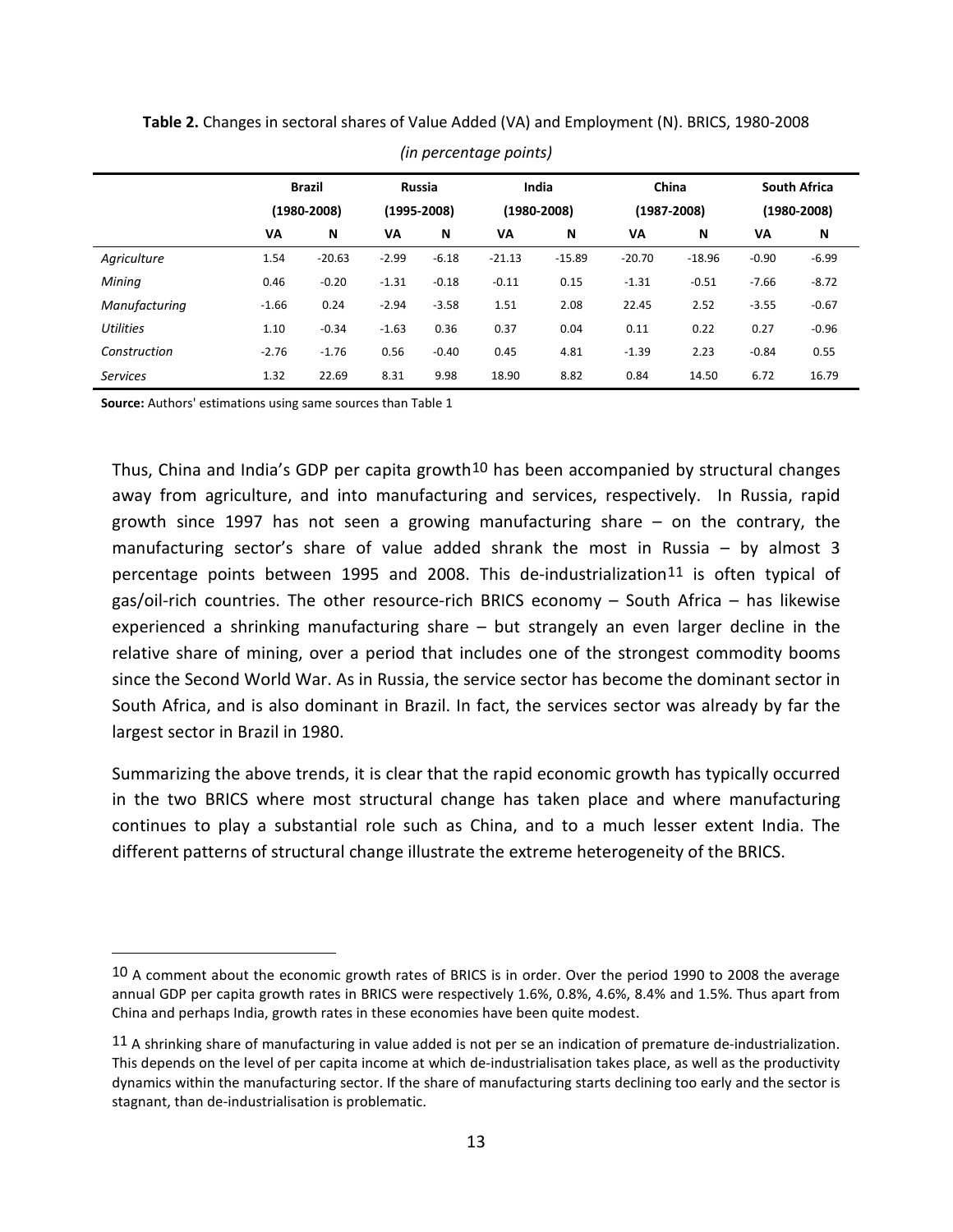**Table 2.** Changes in sectoral shares of Value Added (VA) and Employment (N). BRICS, 1980-2008

*(in percentage points)*

| | Brazil (1980-2008) | | Russia (1995-2008) | | India (1980-2008) | | China (1987-2008) | | South Africa (1980-2008) | |
|---|---|---|---|---|---|---|---|---|---|---|
| | VA | N | VA | N | VA | N | VA | N | VA | N |
| *Agriculture* | 1.54 | -20.63 | -2.99 | -6.18 | -21.13 | -15.89 | -20.70 | -18.96 | -0.90 | -6.99 |
| *Mining* | 0.46 | -0.20 | -1.31 | -0.18 | -0.11 | 0.15 | -1.31 | -0.51 | -7.66 | -8.72 |
| *Manufacturing* | -1.66 | 0.24 | -2.94 | -3.58 | 1.51 | 2.08 | 22.45 | 2.52 | -3.55 | -0.67 |
| *Utilities* | 1.10 | -0.34 | -1.63 | 0.36 | 0.37 | 0.04 | 0.11 | 0.22 | 0.27 | -0.96 |
| *Construction* | -2.76 | -1.76 | 0.56 | -0.40 | 0.45 | 4.81 | -1.39 | 2.23 | -0.84 | 0.55 |
| *Services* | 1.32 | 22.69 | 8.31 | 9.98 | 18.90 | 8.82 | 0.84 | 14.50 | 6.72 | 16.79 |

**Source:** Authors' estimations using same sources than Table 1

Thus, China and India's GDP per capita growth[10] has been accompanied by structural changes away from agriculture, and into manufacturing and services, respectively. In Russia, rapid growth since 1997 has not seen a growing manufacturing share – on the contrary, the manufacturing sector's share of value added shrank the most in Russia – by almost 3 percentage points between 1995 and 2008. This de-industrialization[11] is often typical of gas/oil-rich countries. The other resource-rich BRICS economy – South Africa – has likewise experienced a shrinking manufacturing share – but strangely an even larger decline in the relative share of mining, over a period that includes one of the strongest commodity booms since the Second World War. As in Russia, the service sector has become the dominant sector in South Africa, and is also dominant in Brazil. In fact, the services sector was already by far the largest sector in Brazil in 1980.

Summarizing the above trends, it is clear that the rapid economic growth has typically occurred in the two BRICS where most structural change has taken place and where manufacturing continues to play a substantial role such as China, and to a much lesser extent India. The different patterns of structural change illustrate the extreme heterogeneity of the BRICS.

[10] A comment about the economic growth rates of BRICS is in order. Over the period 1990 to 2008 the average annual GDP per capita growth rates in BRICS were respectively 1.6%, 0.8%, 4.6%, 8.4% and 1.5%. Thus apart from China and perhaps India, growth rates in these economies have been quite modest.

[11] A shrinking share of manufacturing in value added is not per se an indication of premature de-industrialization. This depends on the level of per capita income at which de-industrialisation takes place, as well as the productivity dynamics within the manufacturing sector. If the share of manufacturing starts declining too early and the sector is stagnant, than de-industrialisation is problematic.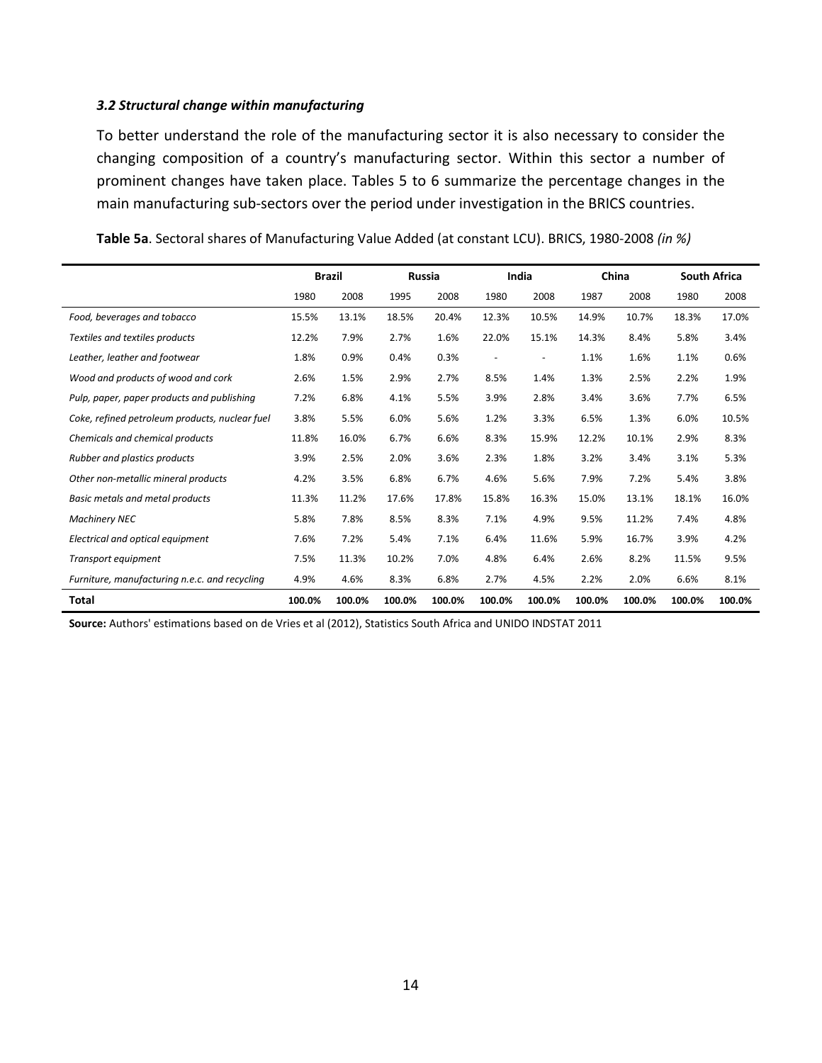### *3.2 Structural change within manufacturing*

To better understand the role of the manufacturing sector it is also necessary to consider the changing composition of a country's manufacturing sector. Within this sector a number of prominent changes have taken place. Tables 5 to 6 summarize the percentage changes in the main manufacturing sub-sectors over the period under investigation in the BRICS countries.

**Table 5a**. Sectoral shares of Manufacturing Value Added (at constant LCU). BRICS, 1980-2008 *(in %)*

| | Brazil | | Russia | | India | | China | | South Africa | |
|---|---|---|---|---|---|---|---|---|---|---|
| | 1980 | 2008 | 1995 | 2008 | 1980 | 2008 | 1987 | 2008 | 1980 | 2008 |
| *Food, beverages and tobacco* | 15.5% | 13.1% | 18.5% | 20.4% | 12.3% | 10.5% | 14.9% | 10.7% | 18.3% | 17.0% |
| *Textiles and textiles products* | 12.2% | 7.9% | 2.7% | 1.6% | 22.0% | 15.1% | 14.3% | 8.4% | 5.8% | 3.4% |
| *Leather, leather and footwear* | 1.8% | 0.9% | 0.4% | 0.3% | - | - | 1.1% | 1.6% | 1.1% | 0.6% |
| *Wood and products of wood and cork* | 2.6% | 1.5% | 2.9% | 2.7% | 8.5% | 1.4% | 1.3% | 2.5% | 2.2% | 1.9% |
| *Pulp, paper, paper products and publishing* | 7.2% | 6.8% | 4.1% | 5.5% | 3.9% | 2.8% | 3.4% | 3.6% | 7.7% | 6.5% |
| *Coke, refined petroleum products, nuclear fuel* | 3.8% | 5.5% | 6.0% | 5.6% | 1.2% | 3.3% | 6.5% | 1.3% | 6.0% | 10.5% |
| *Chemicals and chemical products* | 11.8% | 16.0% | 6.7% | 6.6% | 8.3% | 15.9% | 12.2% | 10.1% | 2.9% | 8.3% |
| *Rubber and plastics products* | 3.9% | 2.5% | 2.0% | 3.6% | 2.3% | 1.8% | 3.2% | 3.4% | 3.1% | 5.3% |
| *Other non-metallic mineral products* | 4.2% | 3.5% | 6.8% | 6.7% | 4.6% | 5.6% | 7.9% | 7.2% | 5.4% | 3.8% |
| *Basic metals and metal products* | 11.3% | 11.2% | 17.6% | 17.8% | 15.8% | 16.3% | 15.0% | 13.1% | 18.1% | 16.0% |
| *Machinery NEC* | 5.8% | 7.8% | 8.5% | 8.3% | 7.1% | 4.9% | 9.5% | 11.2% | 7.4% | 4.8% |
| *Electrical and optical equipment* | 7.6% | 7.2% | 5.4% | 7.1% | 6.4% | 11.6% | 5.9% | 16.7% | 3.9% | 4.2% |
| *Transport equipment* | 7.5% | 11.3% | 10.2% | 7.0% | 4.8% | 6.4% | 2.6% | 8.2% | 11.5% | 9.5% |
| *Furniture, manufacturing n.e.c. and recycling* | 4.9% | 4.6% | 8.3% | 6.8% | 2.7% | 4.5% | 2.2% | 2.0% | 6.6% | 8.1% |
| **Total** | **100.0%** | **100.0%** | **100.0%** | **100.0%** | **100.0%** | **100.0%** | **100.0%** | **100.0%** | **100.0%** | **100.0%** |

**Source:** Authors' estimations based on de Vries et al (2012), Statistics South Africa and UNIDO INDSTAT 2011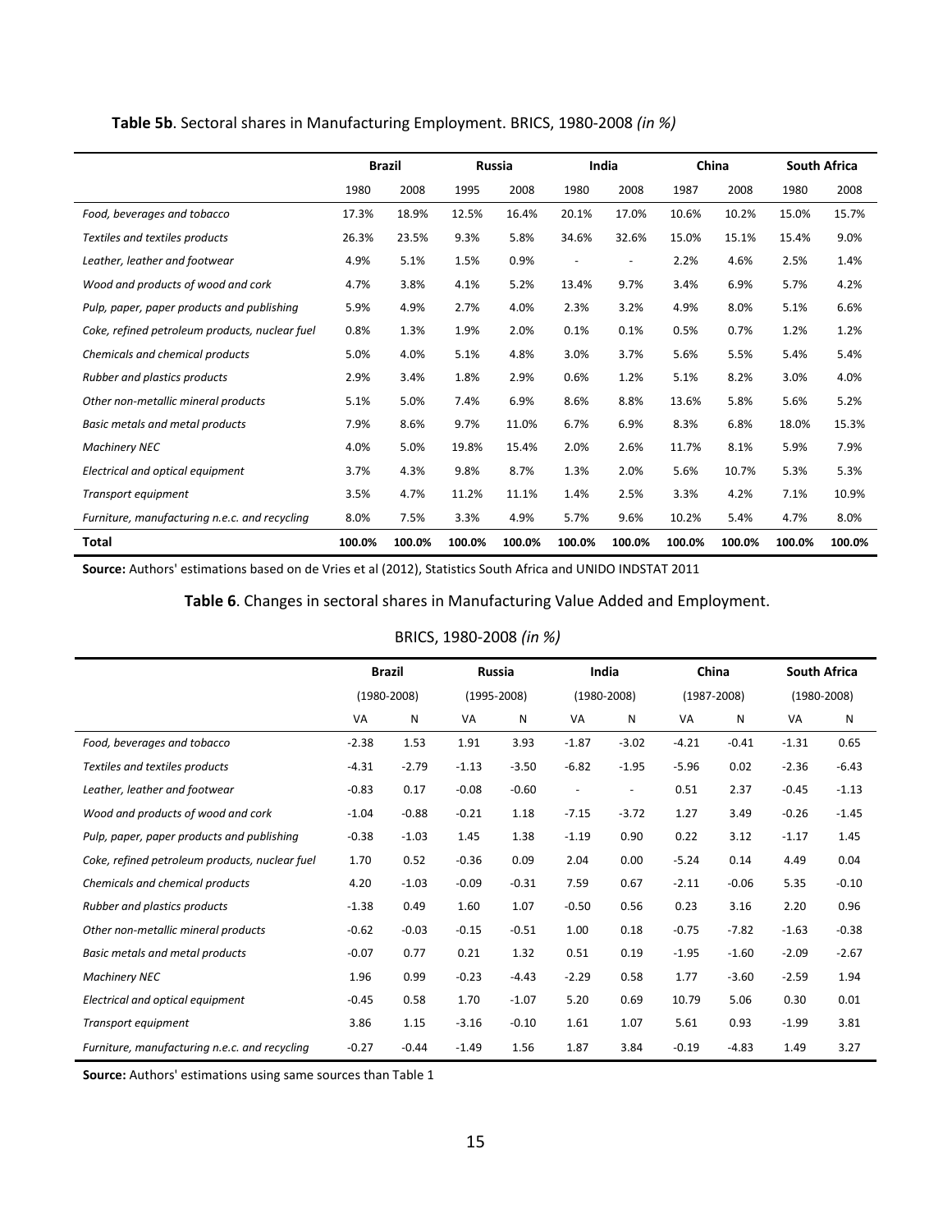**Table 5b**. Sectoral shares in Manufacturing Employment. BRICS, 1980-2008 *(in %)*

| | Brazil | | Russia | | India | | China | | South Africa | |
|---|---|---|---|---|---|---|---|---|---|---|
| | 1980 | 2008 | 1995 | 2008 | 1980 | 2008 | 1987 | 2008 | 1980 | 2008 |
| *Food, beverages and tobacco* | 17.3% | 18.9% | 12.5% | 16.4% | 20.1% | 17.0% | 10.6% | 10.2% | 15.0% | 15.7% |
| *Textiles and textiles products* | 26.3% | 23.5% | 9.3% | 5.8% | 34.6% | 32.6% | 15.0% | 15.1% | 15.4% | 9.0% |
| *Leather, leather and footwear* | 4.9% | 5.1% | 1.5% | 0.9% | - | - | 2.2% | 4.6% | 2.5% | 1.4% |
| *Wood and products of wood and cork* | 4.7% | 3.8% | 4.1% | 5.2% | 13.4% | 9.7% | 3.4% | 6.9% | 5.7% | 4.2% |
| *Pulp, paper, paper products and publishing* | 5.9% | 4.9% | 2.7% | 4.0% | 2.3% | 3.2% | 4.9% | 8.0% | 5.1% | 6.6% |
| *Coke, refined petroleum products, nuclear fuel* | 0.8% | 1.3% | 1.9% | 2.0% | 0.1% | 0.1% | 0.5% | 0.7% | 1.2% | 1.2% |
| *Chemicals and chemical products* | 5.0% | 4.0% | 5.1% | 4.8% | 3.0% | 3.7% | 5.6% | 5.5% | 5.4% | 5.4% |
| *Rubber and plastics products* | 2.9% | 3.4% | 1.8% | 2.9% | 0.6% | 1.2% | 5.1% | 8.2% | 3.0% | 4.0% |
| *Other non-metallic mineral products* | 5.1% | 5.0% | 7.4% | 6.9% | 8.6% | 8.8% | 13.6% | 5.8% | 5.6% | 5.2% |
| *Basic metals and metal products* | 7.9% | 8.6% | 9.7% | 11.0% | 6.7% | 6.9% | 8.3% | 6.8% | 18.0% | 15.3% |
| *Machinery NEC* | 4.0% | 5.0% | 19.8% | 15.4% | 2.0% | 2.6% | 11.7% | 8.1% | 5.9% | 7.9% |
| *Electrical and optical equipment* | 3.7% | 4.3% | 9.8% | 8.7% | 1.3% | 2.0% | 5.6% | 10.7% | 5.3% | 5.3% |
| *Transport equipment* | 3.5% | 4.7% | 11.2% | 11.1% | 1.4% | 2.5% | 3.3% | 4.2% | 7.1% | 10.9% |
| *Furniture, manufacturing n.e.c. and recycling* | 8.0% | 7.5% | 3.3% | 4.9% | 5.7% | 9.6% | 10.2% | 5.4% | 4.7% | 8.0% |
| **Total** | **100.0%** | **100.0%** | **100.0%** | **100.0%** | **100.0%** | **100.0%** | **100.0%** | **100.0%** | **100.0%** | **100.0%** |

**Source:** Authors' estimations based on de Vries et al (2012), Statistics South Africa and UNIDO INDSTAT 2011

**Table 6**. Changes in sectoral shares in Manufacturing Value Added and Employment.

BRICS, 1980-2008 *(in %)*

| | Brazil | | Russia | | India | | China | | South Africa | |
|---|---|---|---|---|---|---|---|---|---|---|
| | (1980-2008) | | (1995-2008) | | (1980-2008) | | (1987-2008) | | (1980-2008) | |
| | VA | N | VA | N | VA | N | VA | N | VA | N |
| *Food, beverages and tobacco* | -2.38 | 1.53 | 1.91 | 3.93 | -1.87 | -3.02 | -4.21 | -0.41 | -1.31 | 0.65 |
| *Textiles and textiles products* | -4.31 | -2.79 | -1.13 | -3.50 | -6.82 | -1.95 | -5.96 | 0.02 | -2.36 | -6.43 |
| *Leather, leather and footwear* | -0.83 | 0.17 | -0.08 | -0.60 | - | - | 0.51 | 2.37 | -0.45 | -1.13 |
| *Wood and products of wood and cork* | -1.04 | -0.88 | -0.21 | 1.18 | -7.15 | -3.72 | 1.27 | 3.49 | -0.26 | -1.45 |
| *Pulp, paper, paper products and publishing* | -0.38 | -1.03 | 1.45 | 1.38 | -1.19 | 0.90 | 0.22 | 3.12 | -1.17 | 1.45 |
| *Coke, refined petroleum products, nuclear fuel* | 1.70 | 0.52 | -0.36 | 0.09 | 2.04 | 0.00 | -5.24 | 0.14 | 4.49 | 0.04 |
| *Chemicals and chemical products* | 4.20 | -1.03 | -0.09 | -0.31 | 7.59 | 0.67 | -2.11 | -0.06 | 5.35 | -0.10 |
| *Rubber and plastics products* | -1.38 | 0.49 | 1.60 | 1.07 | -0.50 | 0.56 | 0.23 | 3.16 | 2.20 | 0.96 |
| *Other non-metallic mineral products* | -0.62 | -0.03 | -0.15 | -0.51 | 1.00 | 0.18 | -0.75 | -7.82 | -1.63 | -0.38 |
| *Basic metals and metal products* | -0.07 | 0.77 | 0.21 | 1.32 | 0.51 | 0.19 | -1.95 | -1.60 | -2.09 | -2.67 |
| *Machinery NEC* | 1.96 | 0.99 | -0.23 | -4.43 | -2.29 | 0.58 | 1.77 | -3.60 | -2.59 | 1.94 |
| *Electrical and optical equipment* | -0.45 | 0.58 | 1.70 | -1.07 | 5.20 | 0.69 | 10.79 | 5.06 | 0.30 | 0.01 |
| *Transport equipment* | 3.86 | 1.15 | -3.16 | -0.10 | 1.61 | 1.07 | 5.61 | 0.93 | -1.99 | 3.81 |
| *Furniture, manufacturing n.e.c. and recycling* | -0.27 | -0.44 | -1.49 | 1.56 | 1.87 | 3.84 | -0.19 | -4.83 | 1.49 | 3.27 |

**Source:** Authors' estimations using same sources than Table 1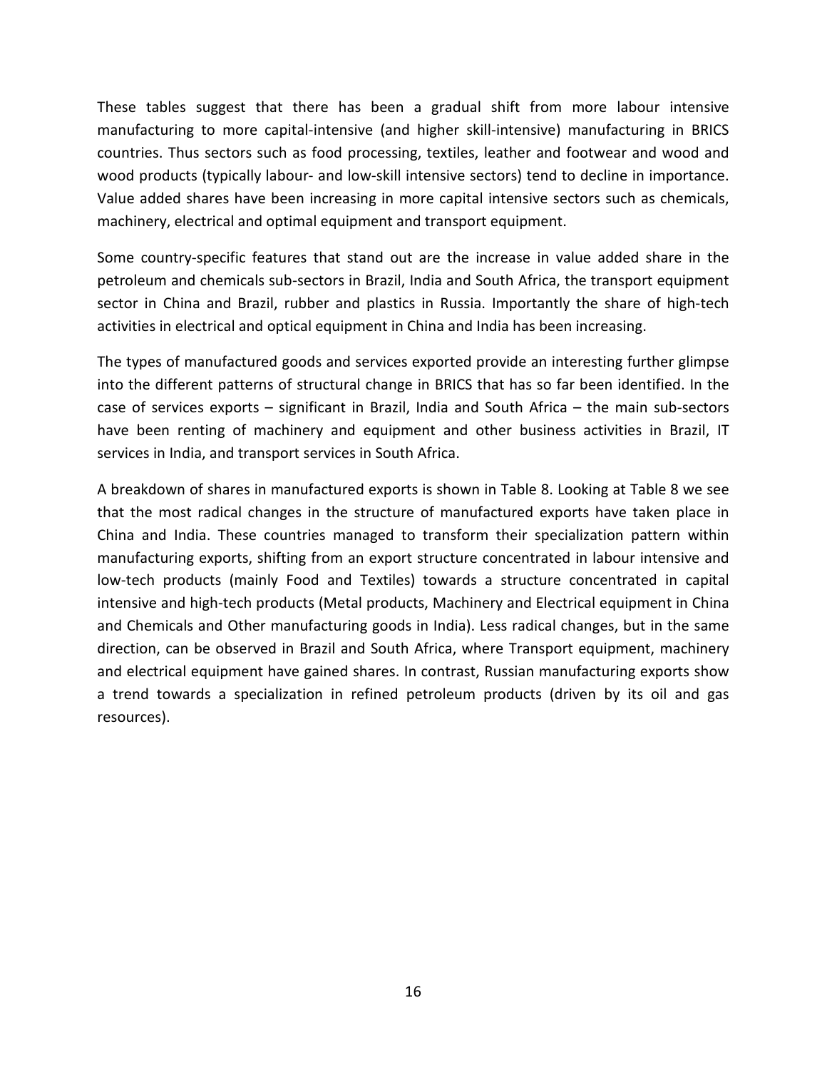These tables suggest that there has been a gradual shift from more labour intensive manufacturing to more capital-intensive (and higher skill-intensive) manufacturing in BRICS countries. Thus sectors such as food processing, textiles, leather and footwear and wood and wood products (typically labour- and low-skill intensive sectors) tend to decline in importance. Value added shares have been increasing in more capital intensive sectors such as chemicals, machinery, electrical and optimal equipment and transport equipment.

Some country-specific features that stand out are the increase in value added share in the petroleum and chemicals sub-sectors in Brazil, India and South Africa, the transport equipment sector in China and Brazil, rubber and plastics in Russia. Importantly the share of high-tech activities in electrical and optical equipment in China and India has been increasing.

The types of manufactured goods and services exported provide an interesting further glimpse into the different patterns of structural change in BRICS that has so far been identified. In the case of services exports – significant in Brazil, India and South Africa – the main sub-sectors have been renting of machinery and equipment and other business activities in Brazil, IT services in India, and transport services in South Africa.

A breakdown of shares in manufactured exports is shown in Table 8. Looking at Table 8 we see that the most radical changes in the structure of manufactured exports have taken place in China and India. These countries managed to transform their specialization pattern within manufacturing exports, shifting from an export structure concentrated in labour intensive and low-tech products (mainly Food and Textiles) towards a structure concentrated in capital intensive and high-tech products (Metal products, Machinery and Electrical equipment in China and Chemicals and Other manufacturing goods in India). Less radical changes, but in the same direction, can be observed in Brazil and South Africa, where Transport equipment, machinery and electrical equipment have gained shares. In contrast, Russian manufacturing exports show a trend towards a specialization in refined petroleum products (driven by its oil and gas resources).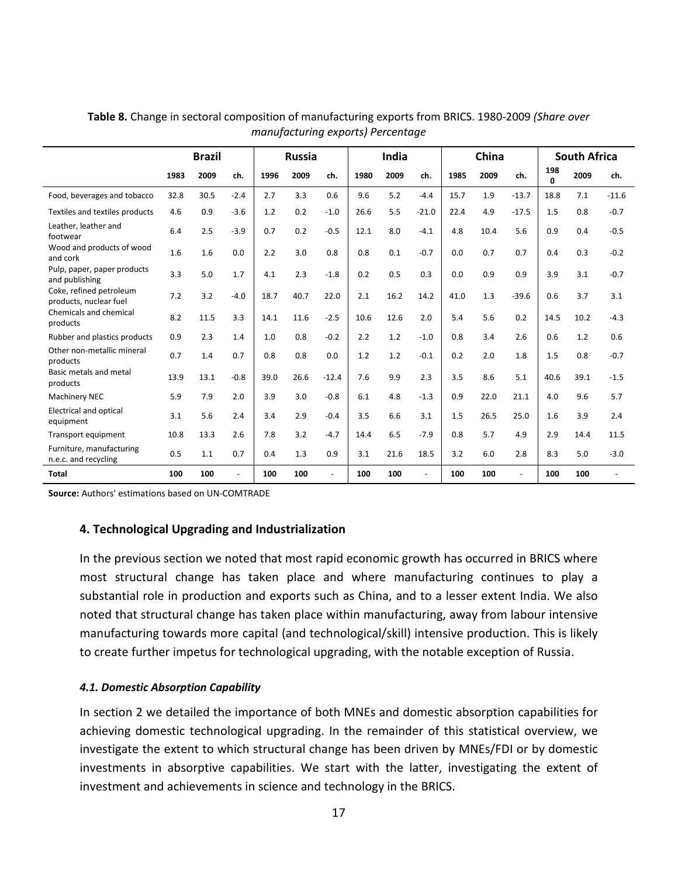**Table 8.** Change in sectoral composition of manufacturing exports from BRICS. 1980-2009 *(Share over manufacturing exports) Percentage*

| | Brazil | | | Russia | | | India | | | China | | | South Africa | | |
|---|---|---|---|---|---|---|---|---|---|---|---|---|---|---|---|
| | 1983 | 2009 | ch. | 1996 | 2009 | ch. | 1980 | 2009 | ch. | 1985 | 2009 | ch. | 1980 | 2009 | ch. |
| Food, beverages and tobacco | 32.8 | 30.5 | -2.4 | 2.7 | 3.3 | 0.6 | 9.6 | 5.2 | -4.4 | 15.7 | 1.9 | -13.7 | 18.8 | 7.1 | -11.6 |
| Textiles and textiles products | 4.6 | 0.9 | -3.6 | 1.2 | 0.2 | -1.0 | 26.6 | 5.5 | -21.0 | 22.4 | 4.9 | -17.5 | 1.5 | 0.8 | -0.7 |
| Leather, leather and footwear | 6.4 | 2.5 | -3.9 | 0.7 | 0.2 | -0.5 | 12.1 | 8.0 | -4.1 | 4.8 | 10.4 | 5.6 | 0.9 | 0.4 | -0.5 |
| Wood and products of wood and cork | 1.6 | 1.6 | 0.0 | 2.2 | 3.0 | 0.8 | 0.8 | 0.1 | -0.7 | 0.0 | 0.7 | 0.7 | 0.4 | 0.3 | -0.2 |
| Pulp, paper, paper products and publishing | 3.3 | 5.0 | 1.7 | 4.1 | 2.3 | -1.8 | 0.2 | 0.5 | 0.3 | 0.0 | 0.9 | 0.9 | 3.9 | 3.1 | -0.7 |
| Coke, refined petroleum products, nuclear fuel | 7.2 | 3.2 | -4.0 | 18.7 | 40.7 | 22.0 | 2.1 | 16.2 | 14.2 | 41.0 | 1.3 | -39.6 | 0.6 | 3.7 | 3.1 |
| Chemicals and chemical products | 8.2 | 11.5 | 3.3 | 14.1 | 11.6 | -2.5 | 10.6 | 12.6 | 2.0 | 5.4 | 5.6 | 0.2 | 14.5 | 10.2 | -4.3 |
| Rubber and plastics products | 0.9 | 2.3 | 1.4 | 1.0 | 0.8 | -0.2 | 2.2 | 1.2 | -1.0 | 0.8 | 3.4 | 2.6 | 0.6 | 1.2 | 0.6 |
| Other non-metallic mineral products | 0.7 | 1.4 | 0.7 | 0.8 | 0.8 | 0.0 | 1.2 | 1.2 | -0.1 | 0.2 | 2.0 | 1.8 | 1.5 | 0.8 | -0.7 |
| Basic metals and metal products | 13.9 | 13.1 | -0.8 | 39.0 | 26.6 | -12.4 | 7.6 | 9.9 | 2.3 | 3.5 | 8.6 | 5.1 | 40.6 | 39.1 | -1.5 |
| Machinery NEC | 5.9 | 7.9 | 2.0 | 3.9 | 3.0 | -0.8 | 6.1 | 4.8 | -1.3 | 0.9 | 22.0 | 21.1 | 4.0 | 9.6 | 5.7 |
| Electrical and optical equipment | 3.1 | 5.6 | 2.4 | 3.4 | 2.9 | -0.4 | 3.5 | 6.6 | 3.1 | 1.5 | 26.5 | 25.0 | 1.6 | 3.9 | 2.4 |
| Transport equipment | 10.8 | 13.3 | 2.6 | 7.8 | 3.2 | -4.7 | 14.4 | 6.5 | -7.9 | 0.8 | 5.7 | 4.9 | 2.9 | 14.4 | 11.5 |
| Furniture, manufacturing n.e.c. and recycling | 0.5 | 1.1 | 0.7 | 0.4 | 1.3 | 0.9 | 3.1 | 21.6 | 18.5 | 3.2 | 6.0 | 2.8 | 8.3 | 5.0 | -3.0 |
| **Total** | **100** | **100** | - | **100** | **100** | - | **100** | **100** | - | **100** | **100** | - | **100** | **100** | - |

**Source:** Authors' estimations based on UN-COMTRADE

## 4. Technological Upgrading and Industrialization

In the previous section we noted that most rapid economic growth has occurred in BRICS where most structural change has taken place and where manufacturing continues to play a substantial role in production and exports such as China, and to a lesser extent India. We also noted that structural change has taken place within manufacturing, away from labour intensive manufacturing towards more capital (and technological/skill) intensive production. This is likely to create further impetus for technological upgrading, with the notable exception of Russia.

### *4.1. Domestic Absorption Capability*

In section 2 we detailed the importance of both MNEs and domestic absorption capabilities for achieving domestic technological upgrading. In the remainder of this statistical overview, we investigate the extent to which structural change has been driven by MNEs/FDI or by domestic investments in absorptive capabilities. We start with the latter, investigating the extent of investment and achievements in science and technology in the BRICS.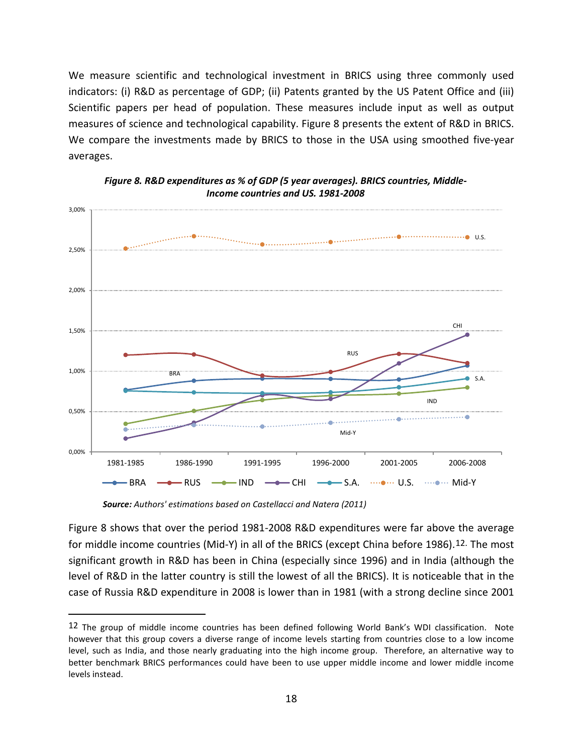We measure scientific and technological investment in BRICS using three commonly used indicators: (i) R&D as percentage of GDP; (ii) Patents granted by the US Patent Office and (iii) Scientific papers per head of population. These measures include input as well as output measures of science and technological capability. Figure 8 presents the extent of R&D in BRICS. We compare the investments made by BRICS to those in the USA using smoothed five-year averages.

***Figure 8. R&D expenditures as % of GDP (5 year averages). BRICS countries, Middle-Income countries and US. 1981-2008***

***Source:*** *Authors' estimations based on Castellacci and Natera (2011)*

Figure 8 shows that over the period 1981-2008 R&D expenditures were far above the average for middle income countries (Mid-Y) in all of the BRICS (except China before 1986).[12]. The most significant growth in R&D has been in China (especially since 1996) and in India (although the level of R&D in the latter country is still the lowest of all the BRICS). It is noticeable that in the case of Russia R&D expenditure in 2008 is lower than in 1981 (with a strong decline since 2001

[12] The group of middle income countries has been defined following World Bank's WDI classification. Note however that this group covers a diverse range of income levels starting from countries close to a low income level, such as India, and those nearly graduating into the high income group. Therefore, an alternative way to better benchmark BRICS performances could have been to use upper middle income and lower middle income levels instead.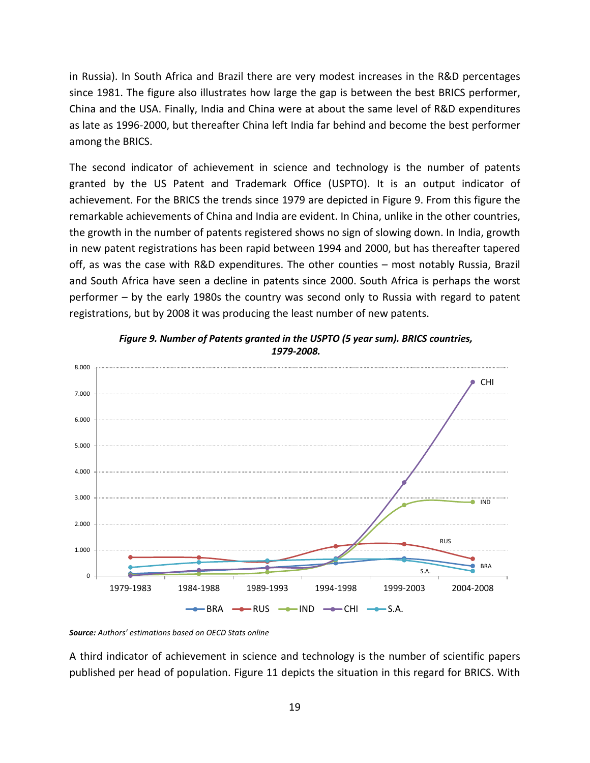in Russia). In South Africa and Brazil there are very modest increases in the R&D percentages since 1981. The figure also illustrates how large the gap is between the best BRICS performer, China and the USA. Finally, India and China were at about the same level of R&D expenditures as late as 1996-2000, but thereafter China left India far behind and become the best performer among the BRICS.

The second indicator of achievement in science and technology is the number of patents granted by the US Patent and Trademark Office (USPTO). It is an output indicator of achievement. For the BRICS the trends since 1979 are depicted in Figure 9. From this figure the remarkable achievements of China and India are evident. In China, unlike in the other countries, the growth in the number of patents registered shows no sign of slowing down. In India, growth in new patent registrations has been rapid between 1994 and 2000, but has thereafter tapered off, as was the case with R&D expenditures. The other counties – most notably Russia, Brazil and South Africa have seen a decline in patents since 2000. South Africa is perhaps the worst performer – by the early 1980s the country was second only to Russia with regard to patent registrations, but by 2008 it was producing the least number of new patents.

***Figure 9. Number of Patents granted in the USPTO (5 year sum). BRICS countries, 1979-2008.***

***Source:*** *Authors' estimations based on OECD Stats online*

A third indicator of achievement in science and technology is the number of scientific papers published per head of population. Figure 11 depicts the situation in this regard for BRICS. With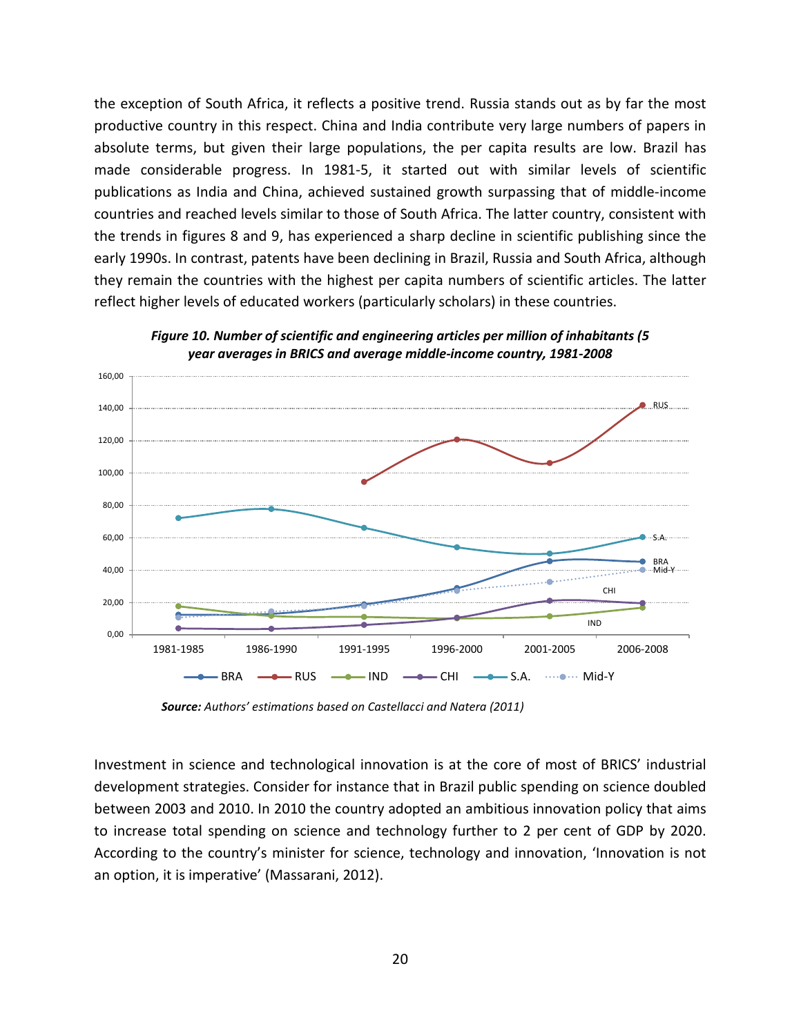the exception of South Africa, it reflects a positive trend. Russia stands out as by far the most productive country in this respect. China and India contribute very large numbers of papers in absolute terms, but given their large populations, the per capita results are low. Brazil has made considerable progress. In 1981-5, it started out with similar levels of scientific publications as India and China, achieved sustained growth surpassing that of middle-income countries and reached levels similar to those of South Africa. The latter country, consistent with the trends in figures 8 and 9, has experienced a sharp decline in scientific publishing since the early 1990s. In contrast, patents have been declining in Brazil, Russia and South Africa, although they remain the countries with the highest per capita numbers of scientific articles. The latter reflect higher levels of educated workers (particularly scholars) in these countries.

***Figure 10. Number of scientific and engineering articles per million of inhabitants (5 year averages in BRICS and average middle-income country, 1981-2008***

***Source:*** *Authors' estimations based on Castellacci and Natera (2011)*

Investment in science and technological innovation is at the core of most of BRICS' industrial development strategies. Consider for instance that in Brazil public spending on science doubled between 2003 and 2010. In 2010 the country adopted an ambitious innovation policy that aims to increase total spending on science and technology further to 2 per cent of GDP by 2020. According to the country's minister for science, technology and innovation, 'Innovation is not an option, it is imperative' (Massarani, 2012).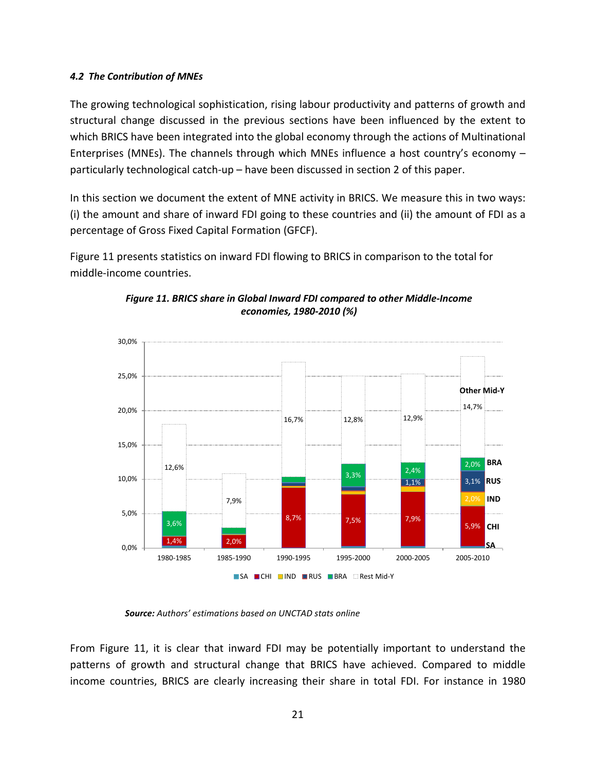#### *4.2 The Contribution of MNEs*

The growing technological sophistication, rising labour productivity and patterns of growth and structural change discussed in the previous sections have been influenced by the extent to which BRICS have been integrated into the global economy through the actions of Multinational Enterprises (MNEs). The channels through which MNEs influence a host country's economy – particularly technological catch-up – have been discussed in section 2 of this paper.

In this section we document the extent of MNE activity in BRICS. We measure this in two ways: (i) the amount and share of inward FDI going to these countries and (ii) the amount of FDI as a percentage of Gross Fixed Capital Formation (GFCF).

Figure 11 presents statistics on inward FDI flowing to BRICS in comparison to the total for middle-income countries.

***Figure 11. BRICS share in Global Inward FDI compared to other Middle-Income economies, 1980-2010 (%)***

***Source:*** *Authors' estimations based on UNCTAD stats online*

From Figure 11, it is clear that inward FDI may be potentially important to understand the patterns of growth and structural change that BRICS have achieved. Compared to middle income countries, BRICS are clearly increasing their share in total FDI. For instance in 1980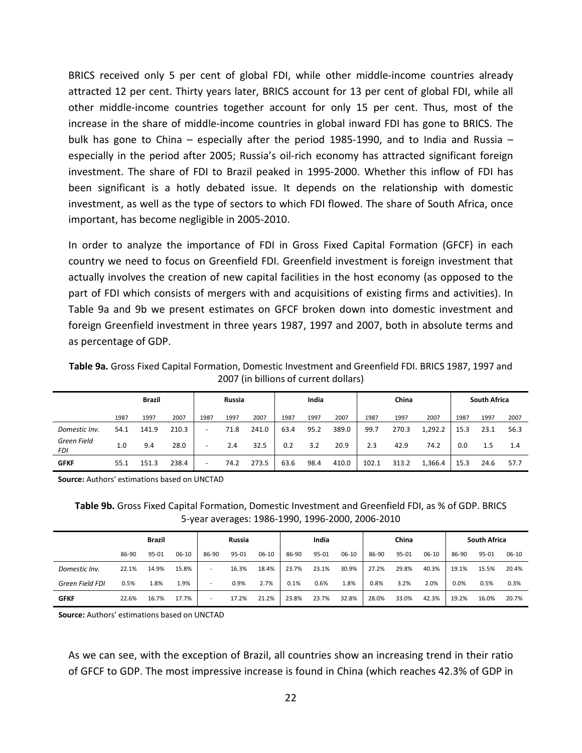BRICS received only 5 per cent of global FDI, while other middle-income countries already attracted 12 per cent. Thirty years later, BRICS account for 13 per cent of global FDI, while all other middle-income countries together account for only 15 per cent. Thus, most of the increase in the share of middle-income countries in global inward FDI has gone to BRICS. The bulk has gone to China – especially after the period 1985-1990, and to India and Russia – especially in the period after 2005; Russia's oil-rich economy has attracted significant foreign investment. The share of FDI to Brazil peaked in 1995-2000. Whether this inflow of FDI has been significant is a hotly debated issue. It depends on the relationship with domestic investment, as well as the type of sectors to which FDI flowed. The share of South Africa, once important, has become negligible in 2005-2010.

In order to analyze the importance of FDI in Gross Fixed Capital Formation (GFCF) in each country we need to focus on Greenfield FDI. Greenfield investment is foreign investment that actually involves the creation of new capital facilities in the host economy (as opposed to the part of FDI which consists of mergers with and acquisitions of existing firms and activities). In Table 9a and 9b we present estimates on GFCF broken down into domestic investment and foreign Greenfield investment in three years 1987, 1997 and 2007, both in absolute terms and as percentage of GDP.

**Table 9a.** Gross Fixed Capital Formation, Domestic Investment and Greenfield FDI. BRICS 1987, 1997 and 2007 (in billions of current dollars)

| | Brazil | | | Russia | | | India | | | China | | | South Africa | | |
|---|---|---|---|---|---|---|---|---|---|---|---|---|---|---|---|
| | 1987 | 1997 | 2007 | 1987 | 1997 | 2007 | 1987 | 1997 | 2007 | 1987 | 1997 | 2007 | 1987 | 1997 | 2007 |
| *Domestic Inv.* | 54.1 | 141.9 | 210.3 | - | 71.8 | 241.0 | 63.4 | 95.2 | 389.0 | 99.7 | 270.3 | 1,292.2 | 15.3 | 23.1 | 56.3 |
| *Green Field FDI* | 1.0 | 9.4 | 28.0 | - | 2.4 | 32.5 | 0.2 | 3.2 | 20.9 | 2.3 | 42.9 | 74.2 | 0.0 | 1.5 | 1.4 |
| **GFKF** | 55.1 | 151.3 | 238.4 | - | 74.2 | 273.5 | 63.6 | 98.4 | 410.0 | 102.1 | 313.2 | 1,366.4 | 15.3 | 24.6 | 57.7 |

**Source:** Authors' estimations based on UNCTAD

**Table 9b.** Gross Fixed Capital Formation, Domestic Investment and Greenfield FDI, as % of GDP. BRICS 5-year averages: 1986-1990, 1996-2000, 2006-2010

| | Brazil | | | Russia | | | India | | | China | | | South Africa | | |
|---|---|---|---|---|---|---|---|---|---|---|---|---|---|---|---|
| | 86-90 | 95-01 | 06-10 | 86-90 | 95-01 | 06-10 | 86-90 | 95-01 | 06-10 | 86-90 | 95-01 | 06-10 | 86-90 | 95-01 | 06-10 |
| *Domestic Inv.* | 22.1% | 14.9% | 15.8% | - | 16.3% | 18.4% | 23.7% | 23.1% | 30.9% | 27.2% | 29.8% | 40.3% | 19.1% | 15.5% | 20.4% |
| *Green Field FDI* | 0.5% | 1.8% | 1.9% | - | 0.9% | 2.7% | 0.1% | 0.6% | 1.8% | 0.8% | 3.2% | 2.0% | 0.0% | 0.5% | 0.3% |
| **GFKF** | 22.6% | 16.7% | 17.7% | - | 17.2% | 21.2% | 23.8% | 23.7% | 32.8% | 28.0% | 33.0% | 42.3% | 19.2% | 16.0% | 20.7% |

**Source:** Authors' estimations based on UNCTAD

As we can see, with the exception of Brazil, all countries show an increasing trend in their ratio of GFCF to GDP. The most impressive increase is found in China (which reaches 42.3% of GDP in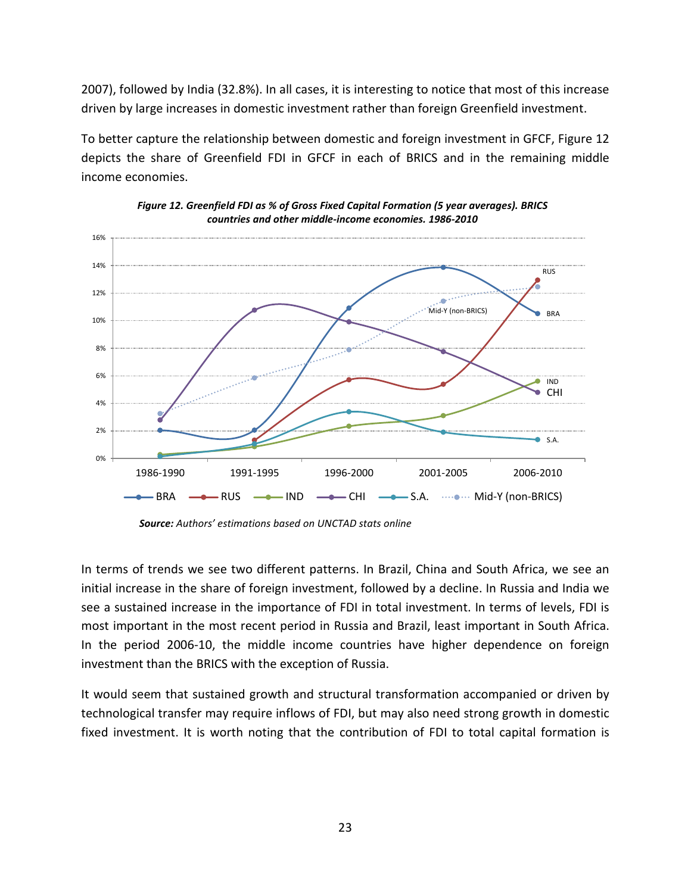2007), followed by India (32.8%). In all cases, it is interesting to notice that most of this increase driven by large increases in domestic investment rather than foreign Greenfield investment.

To better capture the relationship between domestic and foreign investment in GFCF, Figure 12 depicts the share of Greenfield FDI in GFCF in each of BRICS and in the remaining middle income economies.

***Figure 12. Greenfield FDI as % of Gross Fixed Capital Formation (5 year averages). BRICS countries and other middle-income economies. 1986-2010***

***Source:*** *Authors' estimations based on UNCTAD stats online*

In terms of trends we see two different patterns. In Brazil, China and South Africa, we see an initial increase in the share of foreign investment, followed by a decline. In Russia and India we see a sustained increase in the importance of FDI in total investment. In terms of levels, FDI is most important in the most recent period in Russia and Brazil, least important in South Africa. In the period 2006-10, the middle income countries have higher dependence on foreign investment than the BRICS with the exception of Russia.

It would seem that sustained growth and structural transformation accompanied or driven by technological transfer may require inflows of FDI, but may also need strong growth in domestic fixed investment. It is worth noting that the contribution of FDI to total capital formation is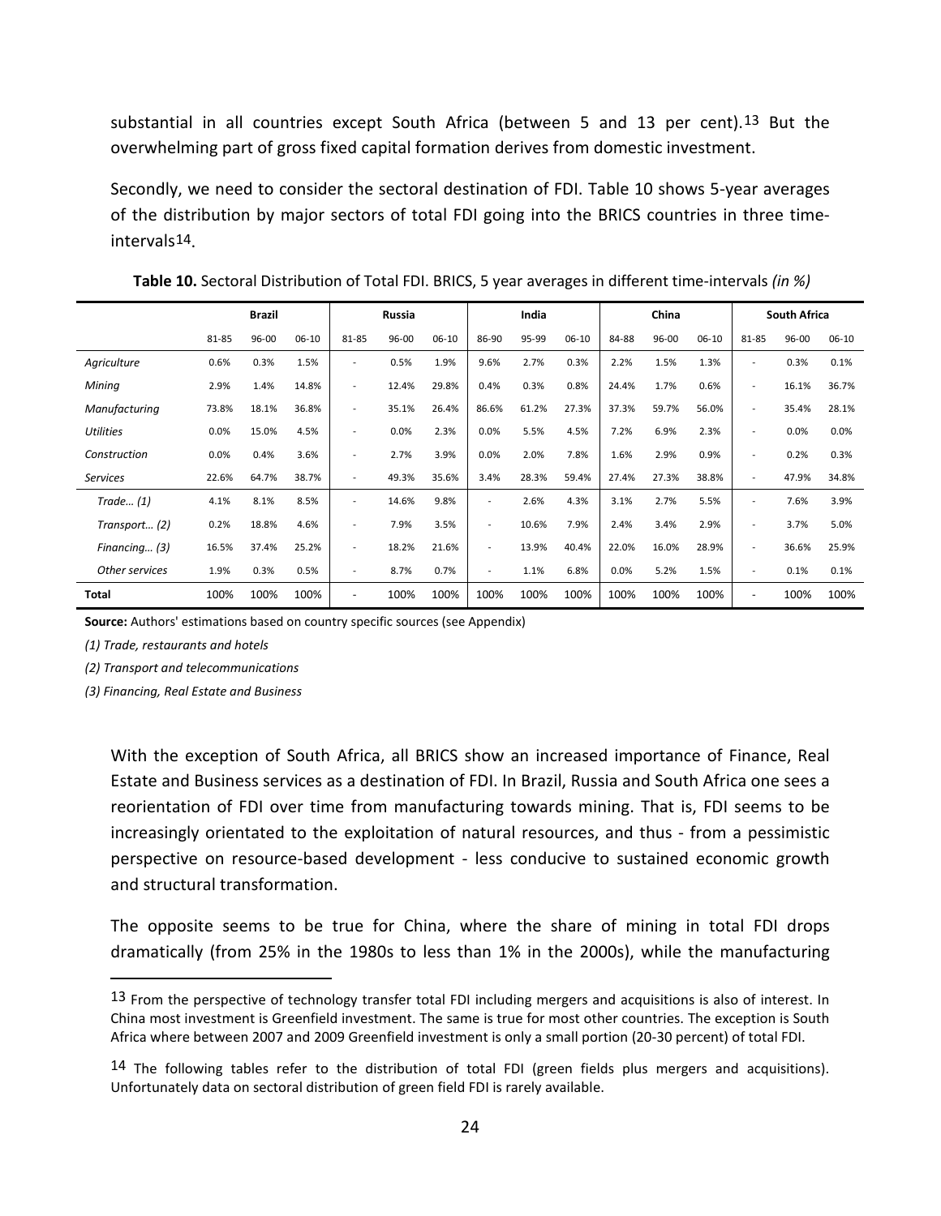substantial in all countries except South Africa (between 5 and 13 per cent).[13] But the overwhelming part of gross fixed capital formation derives from domestic investment.

Secondly, we need to consider the sectoral destination of FDI. Table 10 shows 5-year averages of the distribution by major sectors of total FDI going into the BRICS countries in three time-intervals[14].

**Table 10.** Sectoral Distribution of Total FDI. BRICS, 5 year averages in different time-intervals *(in %)*

| | Brazil | | | Russia | | | India | | | China | | | South Africa | | |
|---|---|---|---|---|---|---|---|---|---|---|---|---|---|---|---|
| | 81-85 | 96-00 | 06-10 | 81-85 | 96-00 | 06-10 | 86-90 | 95-99 | 06-10 | 84-88 | 96-00 | 06-10 | 81-85 | 96-00 | 06-10 |
| *Agriculture* | 0.6% | 0.3% | 1.5% | - | 0.5% | 1.9% | 9.6% | 2.7% | 0.3% | 2.2% | 1.5% | 1.3% | - | 0.3% | 0.1% |
| *Mining* | 2.9% | 1.4% | 14.8% | - | 12.4% | 29.8% | 0.4% | 0.3% | 0.8% | 24.4% | 1.7% | 0.6% | - | 16.1% | 36.7% |
| *Manufacturing* | 73.8% | 18.1% | 36.8% | - | 35.1% | 26.4% | 86.6% | 61.2% | 27.3% | 37.3% | 59.7% | 56.0% | - | 35.4% | 28.1% |
| *Utilities* | 0.0% | 15.0% | 4.5% | - | 0.0% | 2.3% | 0.0% | 5.5% | 4.5% | 7.2% | 6.9% | 2.3% | - | 0.0% | 0.0% |
| *Construction* | 0.0% | 0.4% | 3.6% | - | 2.7% | 3.9% | 0.0% | 2.0% | 7.8% | 1.6% | 2.9% | 0.9% | - | 0.2% | 0.3% |
| *Services* | 22.6% | 64.7% | 38.7% | - | 49.3% | 35.6% | 3.4% | 28.3% | 59.4% | 27.4% | 27.3% | 38.8% | - | 47.9% | 34.8% |
| *Trade… (1)* | 4.1% | 8.1% | 8.5% | - | 14.6% | 9.8% | - | 2.6% | 4.3% | 3.1% | 2.7% | 5.5% | - | 7.6% | 3.9% |
| *Transport… (2)* | 0.2% | 18.8% | 4.6% | - | 7.9% | 3.5% | - | 10.6% | 7.9% | 2.4% | 3.4% | 2.9% | - | 3.7% | 5.0% |
| *Financing… (3)* | 16.5% | 37.4% | 25.2% | - | 18.2% | 21.6% | - | 13.9% | 40.4% | 22.0% | 16.0% | 28.9% | - | 36.6% | 25.9% |
| *Other services* | 1.9% | 0.3% | 0.5% | - | 8.7% | 0.7% | - | 1.1% | 6.8% | 0.0% | 5.2% | 1.5% | - | 0.1% | 0.1% |
| **Total** | 100% | 100% | 100% | - | 100% | 100% | 100% | 100% | 100% | 100% | 100% | 100% | - | 100% | 100% |

**Source:** Authors' estimations based on country specific sources (see Appendix)

*(1) Trade, restaurants and hotels*

*(2) Transport and telecommunications*

*(3) Financing, Real Estate and Business*

With the exception of South Africa, all BRICS show an increased importance of Finance, Real Estate and Business services as a destination of FDI. In Brazil, Russia and South Africa one sees a reorientation of FDI over time from manufacturing towards mining. That is, FDI seems to be increasingly orientated to the exploitation of natural resources, and thus - from a pessimistic perspective on resource-based development - less conducive to sustained economic growth and structural transformation.

The opposite seems to be true for China, where the share of mining in total FDI drops dramatically (from 25% in the 1980s to less than 1% in the 2000s), while the manufacturing

[13] From the perspective of technology transfer total FDI including mergers and acquisitions is also of interest. In China most investment is Greenfield investment. The same is true for most other countries. The exception is South Africa where between 2007 and 2009 Greenfield investment is only a small portion (20-30 percent) of total FDI.

[14] The following tables refer to the distribution of total FDI (green fields plus mergers and acquisitions). Unfortunately data on sectoral distribution of green field FDI is rarely available.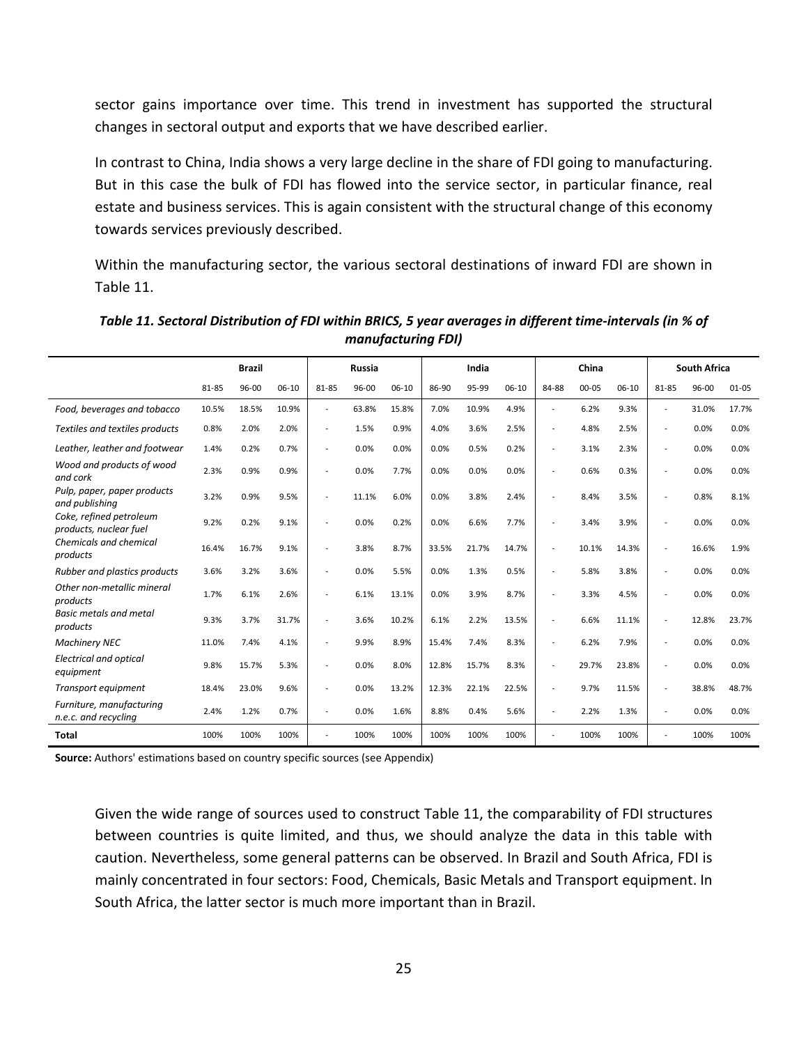sector gains importance over time. This trend in investment has supported the structural changes in sectoral output and exports that we have described earlier.

In contrast to China, India shows a very large decline in the share of FDI going to manufacturing. But in this case the bulk of FDI has flowed into the service sector, in particular finance, real estate and business services. This is again consistent with the structural change of this economy towards services previously described.

Within the manufacturing sector, the various sectoral destinations of inward FDI are shown in Table 11.

***Table 11. Sectoral Distribution of FDI within BRICS, 5 year averages in different time-intervals (in % of manufacturing FDI)***

| | Brazil | | | Russia | | | India | | | China | | | South Africa | | |
|---|---|---|---|---|---|---|---|---|---|---|---|---|---|---|---|
| | 81-85 | 96-00 | 06-10 | 81-85 | 96-00 | 06-10 | 86-90 | 95-99 | 06-10 | 84-88 | 00-05 | 06-10 | 81-85 | 96-00 | 01-05 |
| *Food, beverages and tobacco* | 10.5% | 18.5% | 10.9% | - | 63.8% | 15.8% | 7.0% | 10.9% | 4.9% | - | 6.2% | 9.3% | - | 31.0% | 17.7% |
| *Textiles and textiles products* | 0.8% | 2.0% | 2.0% | - | 1.5% | 0.9% | 4.0% | 3.6% | 2.5% | - | 4.8% | 2.5% | - | 0.0% | 0.0% |
| *Leather, leather and footwear* | 1.4% | 0.2% | 0.7% | - | 0.0% | 0.0% | 0.0% | 0.5% | 0.2% | - | 3.1% | 2.3% | - | 0.0% | 0.0% |
| *Wood and products of wood and cork* | 2.3% | 0.9% | 0.9% | - | 0.0% | 7.7% | 0.0% | 0.0% | 0.0% | - | 0.6% | 0.3% | - | 0.0% | 0.0% |
| *Pulp, paper, paper products and publishing* | 3.2% | 0.9% | 9.5% | - | 11.1% | 6.0% | 0.0% | 3.8% | 2.4% | - | 8.4% | 3.5% | - | 0.8% | 8.1% |
| *Coke, refined petroleum products, nuclear fuel* | 9.2% | 0.2% | 9.1% | - | 0.0% | 0.2% | 0.0% | 6.6% | 7.7% | - | 3.4% | 3.9% | - | 0.0% | 0.0% |
| *Chemicals and chemical products* | 16.4% | 16.7% | 9.1% | - | 3.8% | 8.7% | 33.5% | 21.7% | 14.7% | - | 10.1% | 14.3% | - | 16.6% | 1.9% |
| *Rubber and plastics products* | 3.6% | 3.2% | 3.6% | - | 0.0% | 5.5% | 0.0% | 1.3% | 0.5% | - | 5.8% | 3.8% | - | 0.0% | 0.0% |
| *Other non-metallic mineral products* | 1.7% | 6.1% | 2.6% | - | 6.1% | 13.1% | 0.0% | 3.9% | 8.7% | - | 3.3% | 4.5% | - | 0.0% | 0.0% |
| *Basic metals and metal products* | 9.3% | 3.7% | 31.7% | - | 3.6% | 10.2% | 6.1% | 2.2% | 13.5% | - | 6.6% | 11.1% | - | 12.8% | 23.7% |
| *Machinery NEC* | 11.0% | 7.4% | 4.1% | - | 9.9% | 8.9% | 15.4% | 7.4% | 8.3% | - | 6.2% | 7.9% | - | 0.0% | 0.0% |
| *Electrical and optical equipment* | 9.8% | 15.7% | 5.3% | - | 0.0% | 8.0% | 12.8% | 15.7% | 8.3% | - | 29.7% | 23.8% | - | 0.0% | 0.0% |
| *Transport equipment* | 18.4% | 23.0% | 9.6% | - | 0.0% | 13.2% | 12.3% | 22.1% | 22.5% | - | 9.7% | 11.5% | - | 38.8% | 48.7% |
| *Furniture, manufacturing n.e.c. and recycling* | 2.4% | 1.2% | 0.7% | - | 0.0% | 1.6% | 8.8% | 0.4% | 5.6% | - | 2.2% | 1.3% | - | 0.0% | 0.0% |
| **Total** | 100% | 100% | 100% | - | 100% | 100% | 100% | 100% | 100% | - | 100% | 100% | - | 100% | 100% |

**Source:** Authors' estimations based on country specific sources (see Appendix)

Given the wide range of sources used to construct Table 11, the comparability of FDI structures between countries is quite limited, and thus, we should analyze the data in this table with caution. Nevertheless, some general patterns can be observed. In Brazil and South Africa, FDI is mainly concentrated in four sectors: Food, Chemicals, Basic Metals and Transport equipment. In South Africa, the latter sector is much more important than in Brazil.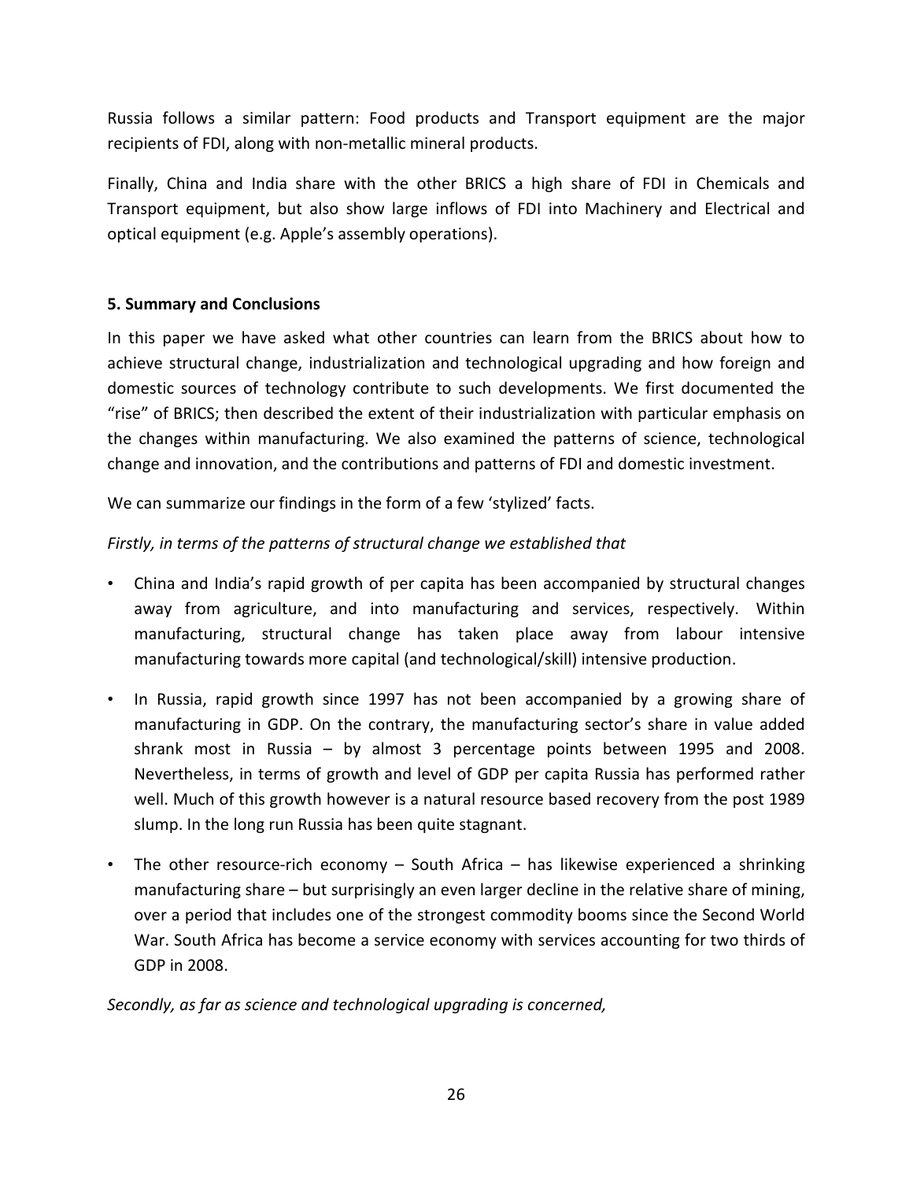Russia follows a similar pattern: Food products and Transport equipment are the major recipients of FDI, along with non-metallic mineral products.

Finally, China and India share with the other BRICS a high share of FDI in Chemicals and Transport equipment, but also show large inflows of FDI into Machinery and Electrical and optical equipment (e.g. Apple's assembly operations).

**5. Summary and Conclusions**

In this paper we have asked what other countries can learn from the BRICS about how to achieve structural change, industrialization and technological upgrading and how foreign and domestic sources of technology contribute to such developments. We first documented the "rise" of BRICS; then described the extent of their industrialization with particular emphasis on the changes within manufacturing. We also examined the patterns of science, technological change and innovation, and the contributions and patterns of FDI and domestic investment.

We can summarize our findings in the form of a few 'stylized' facts.

*Firstly, in terms of the patterns of structural change we established that*

- China and India's rapid growth of per capita has been accompanied by structural changes away from agriculture, and into manufacturing and services, respectively. Within manufacturing, structural change has taken place away from labour intensive manufacturing towards more capital (and technological/skill) intensive production.
- In Russia, rapid growth since 1997 has not been accompanied by a growing share of manufacturing in GDP. On the contrary, the manufacturing sector's share in value added shrank most in Russia – by almost 3 percentage points between 1995 and 2008. Nevertheless, in terms of growth and level of GDP per capita Russia has performed rather well. Much of this growth however is a natural resource based recovery from the post 1989 slump. In the long run Russia has been quite stagnant.
- The other resource-rich economy – South Africa – has likewise experienced a shrinking manufacturing share – but surprisingly an even larger decline in the relative share of mining, over a period that includes one of the strongest commodity booms since the Second World War. South Africa has become a service economy with services accounting for two thirds of GDP in 2008.

*Secondly, as far as science and technological upgrading is concerned,*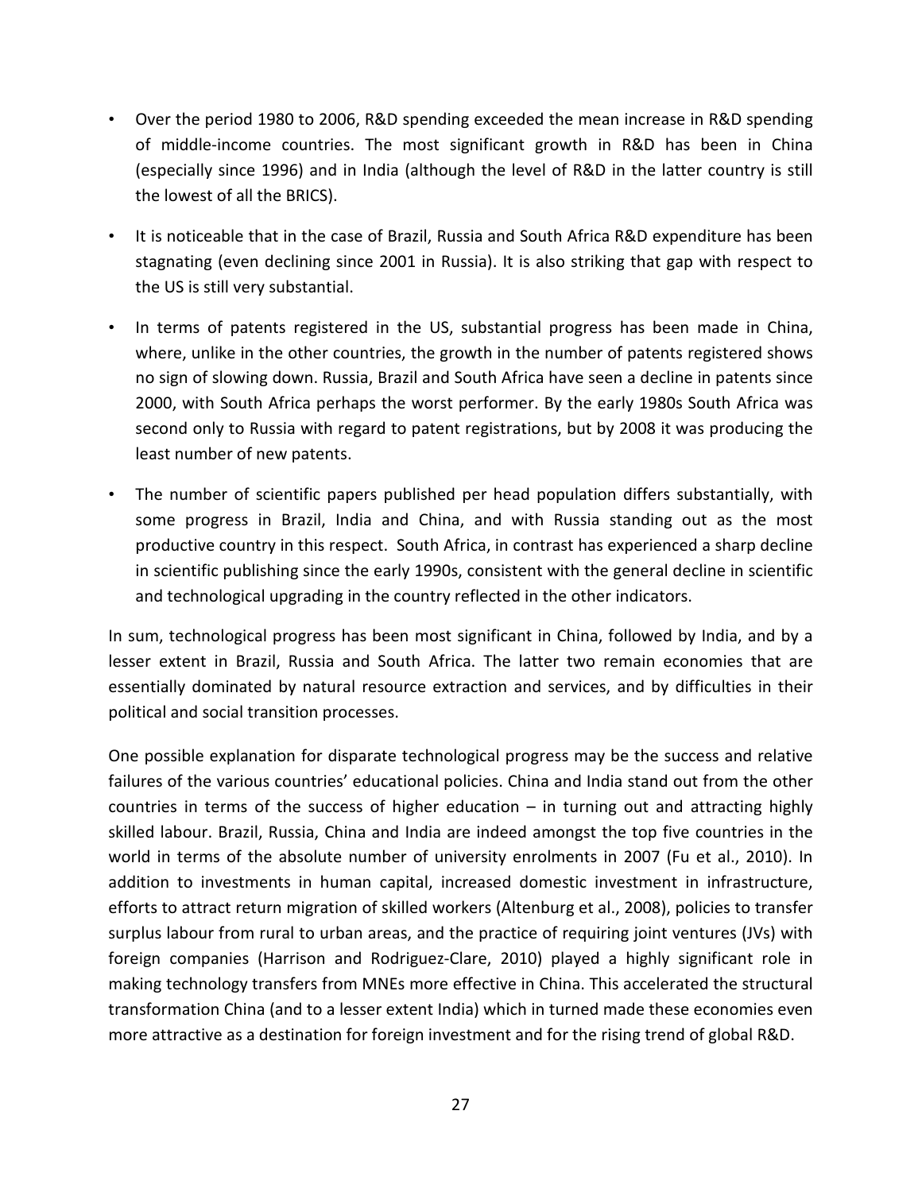- Over the period 1980 to 2006, R&D spending exceeded the mean increase in R&D spending of middle-income countries. The most significant growth in R&D has been in China (especially since 1996) and in India (although the level of R&D in the latter country is still the lowest of all the BRICS).
- It is noticeable that in the case of Brazil, Russia and South Africa R&D expenditure has been stagnating (even declining since 2001 in Russia). It is also striking that gap with respect to the US is still very substantial.
- In terms of patents registered in the US, substantial progress has been made in China, where, unlike in the other countries, the growth in the number of patents registered shows no sign of slowing down. Russia, Brazil and South Africa have seen a decline in patents since 2000, with South Africa perhaps the worst performer. By the early 1980s South Africa was second only to Russia with regard to patent registrations, but by 2008 it was producing the least number of new patents.
- The number of scientific papers published per head population differs substantially, with some progress in Brazil, India and China, and with Russia standing out as the most productive country in this respect. South Africa, in contrast has experienced a sharp decline in scientific publishing since the early 1990s, consistent with the general decline in scientific and technological upgrading in the country reflected in the other indicators.

In sum, technological progress has been most significant in China, followed by India, and by a lesser extent in Brazil, Russia and South Africa. The latter two remain economies that are essentially dominated by natural resource extraction and services, and by difficulties in their political and social transition processes.

One possible explanation for disparate technological progress may be the success and relative failures of the various countries' educational policies. China and India stand out from the other countries in terms of the success of higher education – in turning out and attracting highly skilled labour. Brazil, Russia, China and India are indeed amongst the top five countries in the world in terms of the absolute number of university enrolments in 2007 (Fu et al., 2010). In addition to investments in human capital, increased domestic investment in infrastructure, efforts to attract return migration of skilled workers (Altenburg et al., 2008), policies to transfer surplus labour from rural to urban areas, and the practice of requiring joint ventures (JVs) with foreign companies (Harrison and Rodriguez-Clare, 2010) played a highly significant role in making technology transfers from MNEs more effective in China. This accelerated the structural transformation China (and to a lesser extent India) which in turned made these economies even more attractive as a destination for foreign investment and for the rising trend of global R&D.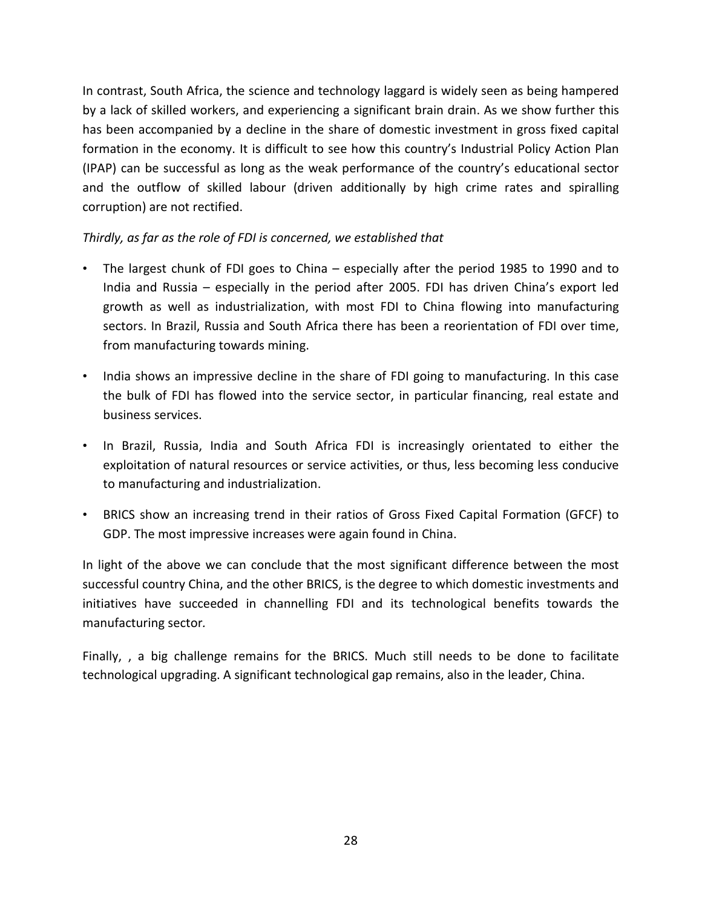In contrast, South Africa, the science and technology laggard is widely seen as being hampered by a lack of skilled workers, and experiencing a significant brain drain. As we show further this has been accompanied by a decline in the share of domestic investment in gross fixed capital formation in the economy. It is difficult to see how this country's Industrial Policy Action Plan (IPAP) can be successful as long as the weak performance of the country's educational sector and the outflow of skilled labour (driven additionally by high crime rates and spiralling corruption) are not rectified.

*Thirdly, as far as the role of FDI is concerned, we established that*

- The largest chunk of FDI goes to China – especially after the period 1985 to 1990 and to India and Russia – especially in the period after 2005. FDI has driven China's export led growth as well as industrialization, with most FDI to China flowing into manufacturing sectors. In Brazil, Russia and South Africa there has been a reorientation of FDI over time, from manufacturing towards mining.
- India shows an impressive decline in the share of FDI going to manufacturing. In this case the bulk of FDI has flowed into the service sector, in particular financing, real estate and business services.
- In Brazil, Russia, India and South Africa FDI is increasingly orientated to either the exploitation of natural resources or service activities, or thus, less becoming less conducive to manufacturing and industrialization.
- BRICS show an increasing trend in their ratios of Gross Fixed Capital Formation (GFCF) to GDP. The most impressive increases were again found in China.

In light of the above we can conclude that the most significant difference between the most successful country China, and the other BRICS, is the degree to which domestic investments and initiatives have succeeded in channelling FDI and its technological benefits towards the manufacturing sector.

Finally, , a big challenge remains for the BRICS. Much still needs to be done to facilitate technological upgrading. A significant technological gap remains, also in the leader, China.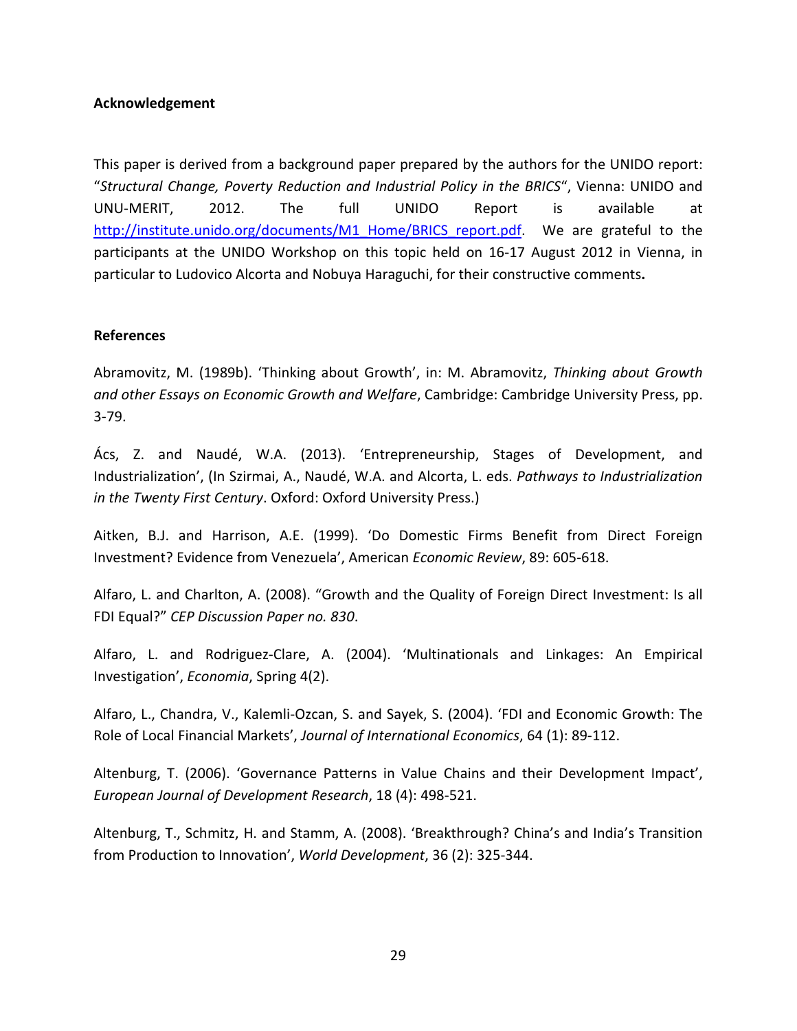**Acknowledgement**

This paper is derived from a background paper prepared by the authors for the UNIDO report: "*Structural Change, Poverty Reduction and Industrial Policy in the BRICS*", Vienna: UNIDO and UNU-MERIT, 2012. The full UNIDO Report is available at http://institute.unido.org/documents/M1_Home/BRICS_report.pdf. We are grateful to the participants at the UNIDO Workshop on this topic held on 16-17 August 2012 in Vienna, in particular to Ludovico Alcorta and Nobuya Haraguchi, for their constructive comments**.**

**References**

Abramovitz, M. (1989b). 'Thinking about Growth', in: M. Abramovitz, *Thinking about Growth and other Essays on Economic Growth and Welfare*, Cambridge: Cambridge University Press, pp. 3-79.

Ács, Z. and Naudé, W.A. (2013). 'Entrepreneurship, Stages of Development, and Industrialization', (In Szirmai, A., Naudé, W.A. and Alcorta, L. eds. *Pathways to Industrialization in the Twenty First Century*. Oxford: Oxford University Press.)

Aitken, B.J. and Harrison, A.E. (1999). 'Do Domestic Firms Benefit from Direct Foreign Investment? Evidence from Venezuela', American *Economic Review*, 89: 605-618.

Alfaro, L. and Charlton, A. (2008). "Growth and the Quality of Foreign Direct Investment: Is all FDI Equal?" *CEP Discussion Paper no. 830*.

Alfaro, L. and Rodriguez-Clare, A. (2004). 'Multinationals and Linkages: An Empirical Investigation', *Economia*, Spring 4(2).

Alfaro, L., Chandra, V., Kalemli-Ozcan, S. and Sayek, S. (2004). 'FDI and Economic Growth: The Role of Local Financial Markets', *Journal of International Economics*, 64 (1): 89-112.

Altenburg, T. (2006). 'Governance Patterns in Value Chains and their Development Impact', *European Journal of Development Research*, 18 (4): 498-521.

Altenburg, T., Schmitz, H. and Stamm, A. (2008). 'Breakthrough? China's and India's Transition from Production to Innovation', *World Development*, 36 (2): 325-344.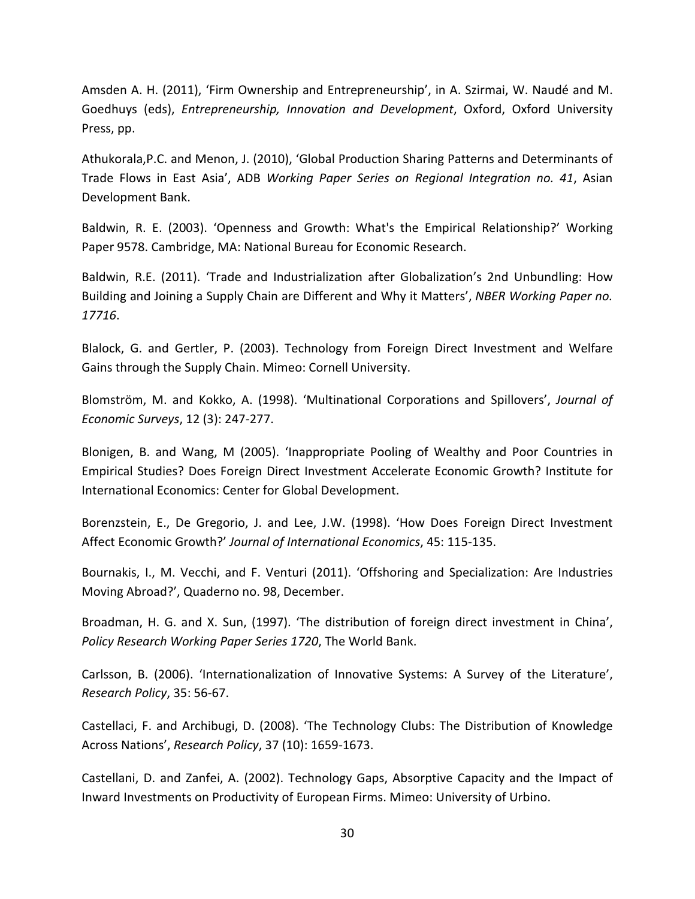Amsden A. H. (2011), 'Firm Ownership and Entrepreneurship', in A. Szirmai, W. Naudé and M. Goedhuys (eds), *Entrepreneurship, Innovation and Development*, Oxford, Oxford University Press, pp.

Athukorala,P.C. and Menon, J. (2010), 'Global Production Sharing Patterns and Determinants of Trade Flows in East Asia', ADB *Working Paper Series on Regional Integration no. 41*, Asian Development Bank.

Baldwin, R. E. (2003). 'Openness and Growth: What's the Empirical Relationship?' Working Paper 9578. Cambridge, MA: National Bureau for Economic Research.

Baldwin, R.E. (2011). 'Trade and Industrialization after Globalization's 2nd Unbundling: How Building and Joining a Supply Chain are Different and Why it Matters', *NBER Working Paper no. 17716*.

Blalock, G. and Gertler, P. (2003). Technology from Foreign Direct Investment and Welfare Gains through the Supply Chain. Mimeo: Cornell University.

Blomström, M. and Kokko, A. (1998). 'Multinational Corporations and Spillovers', *Journal of Economic Surveys*, 12 (3): 247-277.

Blonigen, B. and Wang, M (2005). 'Inappropriate Pooling of Wealthy and Poor Countries in Empirical Studies? Does Foreign Direct Investment Accelerate Economic Growth? Institute for International Economics: Center for Global Development.

Borenzstein, E., De Gregorio, J. and Lee, J.W. (1998). 'How Does Foreign Direct Investment Affect Economic Growth?' *Journal of International Economics*, 45: 115-135.

Bournakis, I., M. Vecchi, and F. Venturi (2011). 'Offshoring and Specialization: Are Industries Moving Abroad?', Quaderno no. 98, December.

Broadman, H. G. and X. Sun, (1997). 'The distribution of foreign direct investment in China', *Policy Research Working Paper Series 1720*, The World Bank.

Carlsson, B. (2006). 'Internationalization of Innovative Systems: A Survey of the Literature', *Research Policy*, 35: 56-67.

Castellaci, F. and Archibugi, D. (2008). 'The Technology Clubs: The Distribution of Knowledge Across Nations', *Research Policy*, 37 (10): 1659-1673.

Castellani, D. and Zanfei, A. (2002). Technology Gaps, Absorptive Capacity and the Impact of Inward Investments on Productivity of European Firms. Mimeo: University of Urbino.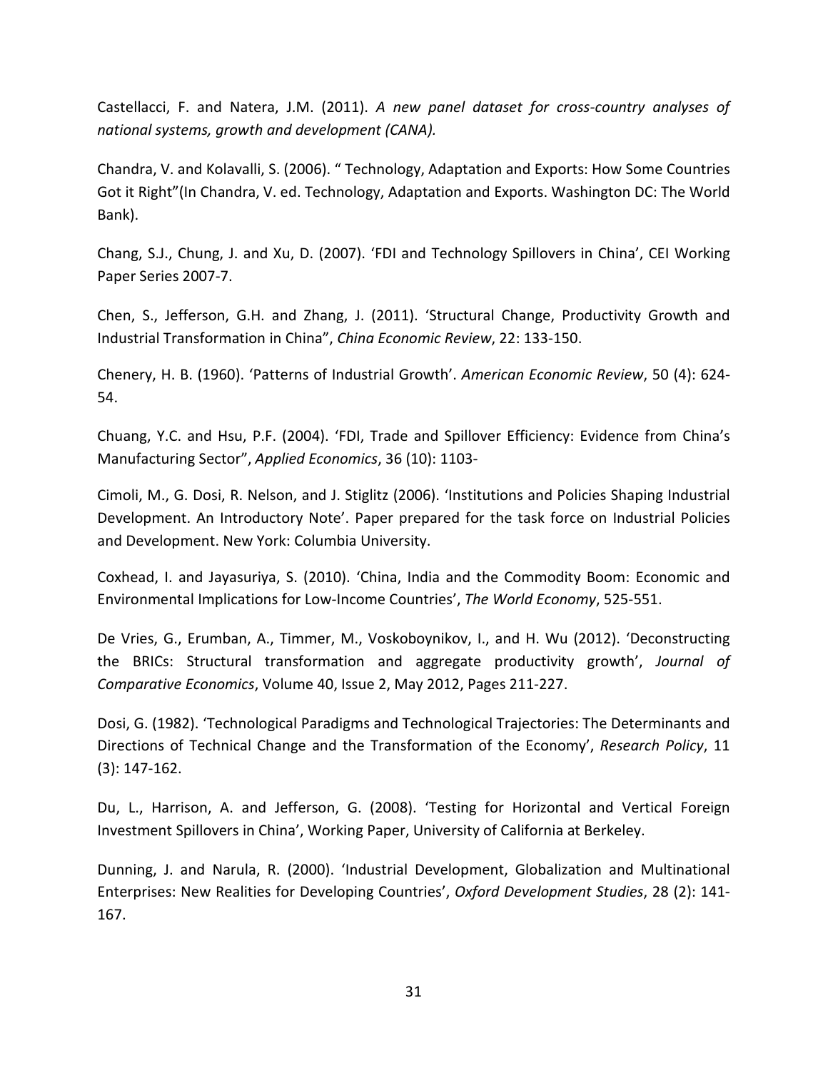Castellacci, F. and Natera, J.M. (2011). *A new panel dataset for cross-country analyses of national systems, growth and development (CANA).*

Chandra, V. and Kolavalli, S. (2006). " Technology, Adaptation and Exports: How Some Countries Got it Right"(In Chandra, V. ed. Technology, Adaptation and Exports. Washington DC: The World Bank).

Chang, S.J., Chung, J. and Xu, D. (2007). 'FDI and Technology Spillovers in China', CEI Working Paper Series 2007-7.

Chen, S., Jefferson, G.H. and Zhang, J. (2011). 'Structural Change, Productivity Growth and Industrial Transformation in China", *China Economic Review*, 22: 133-150.

Chenery, H. B. (1960). 'Patterns of Industrial Growth'. *American Economic Review*, 50 (4): 624-54.

Chuang, Y.C. and Hsu, P.F. (2004). 'FDI, Trade and Spillover Efficiency: Evidence from China's Manufacturing Sector", *Applied Economics*, 36 (10): 1103-

Cimoli, M., G. Dosi, R. Nelson, and J. Stiglitz (2006). 'Institutions and Policies Shaping Industrial Development. An Introductory Note'. Paper prepared for the task force on Industrial Policies and Development. New York: Columbia University.

Coxhead, I. and Jayasuriya, S. (2010). 'China, India and the Commodity Boom: Economic and Environmental Implications for Low-Income Countries', *The World Economy*, 525-551.

De Vries, G., Erumban, A., Timmer, M., Voskoboynikov, I., and H. Wu (2012). 'Deconstructing the BRICs: Structural transformation and aggregate productivity growth', *Journal of Comparative Economics*, Volume 40, Issue 2, May 2012, Pages 211-227.

Dosi, G. (1982). 'Technological Paradigms and Technological Trajectories: The Determinants and Directions of Technical Change and the Transformation of the Economy', *Research Policy*, 11 (3): 147-162.

Du, L., Harrison, A. and Jefferson, G. (2008). 'Testing for Horizontal and Vertical Foreign Investment Spillovers in China', Working Paper, University of California at Berkeley.

Dunning, J. and Narula, R. (2000). 'Industrial Development, Globalization and Multinational Enterprises: New Realities for Developing Countries', *Oxford Development Studies*, 28 (2): 141-167.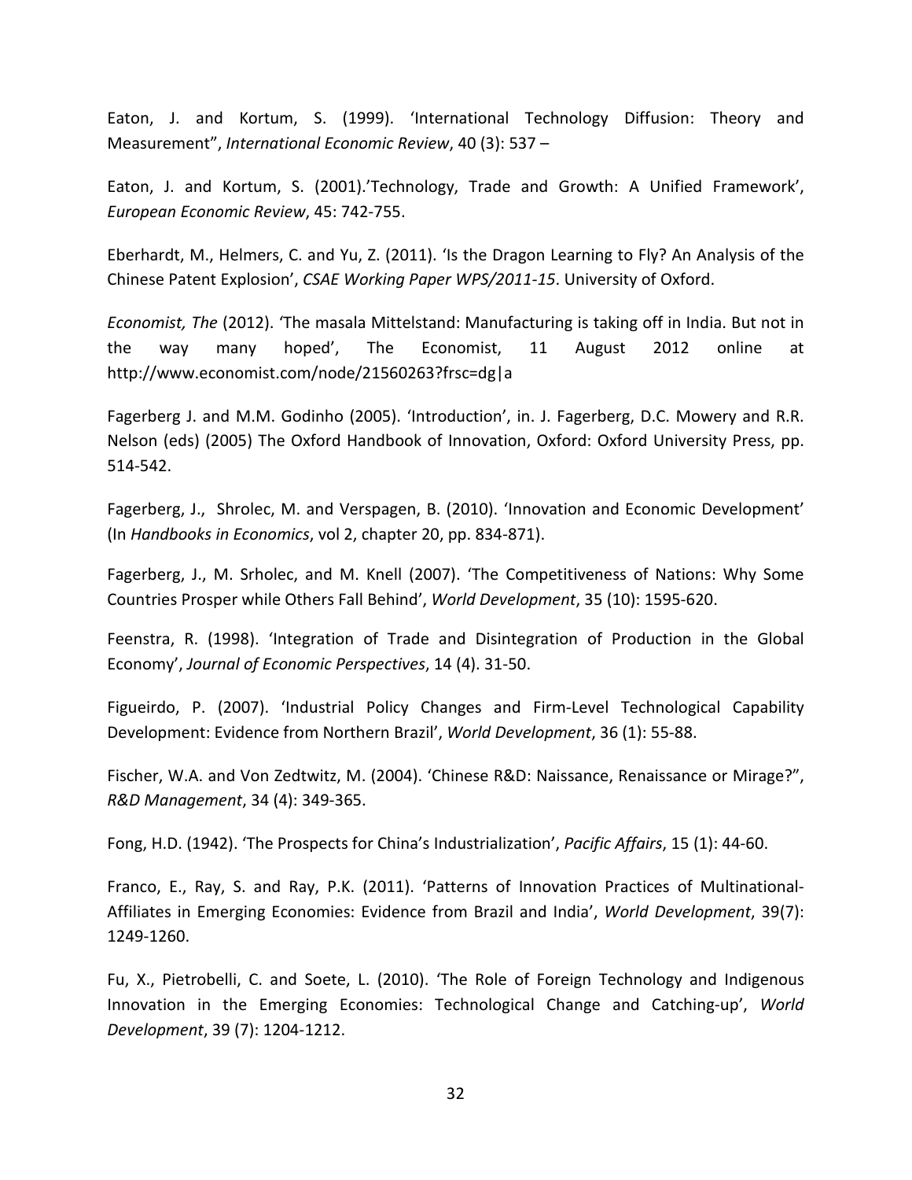Eaton, J. and Kortum, S. (1999). 'International Technology Diffusion: Theory and Measurement", *International Economic Review*, 40 (3): 537 –

Eaton, J. and Kortum, S. (2001).'Technology, Trade and Growth: A Unified Framework', *European Economic Review*, 45: 742-755.

Eberhardt, M., Helmers, C. and Yu, Z. (2011). 'Is the Dragon Learning to Fly? An Analysis of the Chinese Patent Explosion', *CSAE Working Paper WPS/2011-15*. University of Oxford.

*Economist, The* (2012). 'The masala Mittelstand: Manufacturing is taking off in India. But not in the way many hoped', The Economist, 11 August 2012 online at http://www.economist.com/node/21560263?frsc=dg|a

Fagerberg J. and M.M. Godinho (2005). 'Introduction', in. J. Fagerberg, D.C. Mowery and R.R. Nelson (eds) (2005) The Oxford Handbook of Innovation, Oxford: Oxford University Press, pp. 514-542.

Fagerberg, J., Shrolec, M. and Verspagen, B. (2010). 'Innovation and Economic Development' (In *Handbooks in Economics*, vol 2, chapter 20, pp. 834-871).

Fagerberg, J., M. Srholec, and M. Knell (2007). 'The Competitiveness of Nations: Why Some Countries Prosper while Others Fall Behind', *World Development*, 35 (10): 1595-620.

Feenstra, R. (1998). 'Integration of Trade and Disintegration of Production in the Global Economy', *Journal of Economic Perspectives*, 14 (4). 31-50.

Figueirdo, P. (2007). 'Industrial Policy Changes and Firm-Level Technological Capability Development: Evidence from Northern Brazil', *World Development*, 36 (1): 55-88.

Fischer, W.A. and Von Zedtwitz, M. (2004). 'Chinese R&D: Naissance, Renaissance or Mirage?", *R&D Management*, 34 (4): 349-365.

Fong, H.D. (1942). 'The Prospects for China's Industrialization', *Pacific Affairs*, 15 (1): 44-60.

Franco, E., Ray, S. and Ray, P.K. (2011). 'Patterns of Innovation Practices of Multinational-Affiliates in Emerging Economies: Evidence from Brazil and India', *World Development*, 39(7): 1249-1260.

Fu, X., Pietrobelli, C. and Soete, L. (2010). 'The Role of Foreign Technology and Indigenous Innovation in the Emerging Economies: Technological Change and Catching-up', *World Development*, 39 (7): 1204-1212.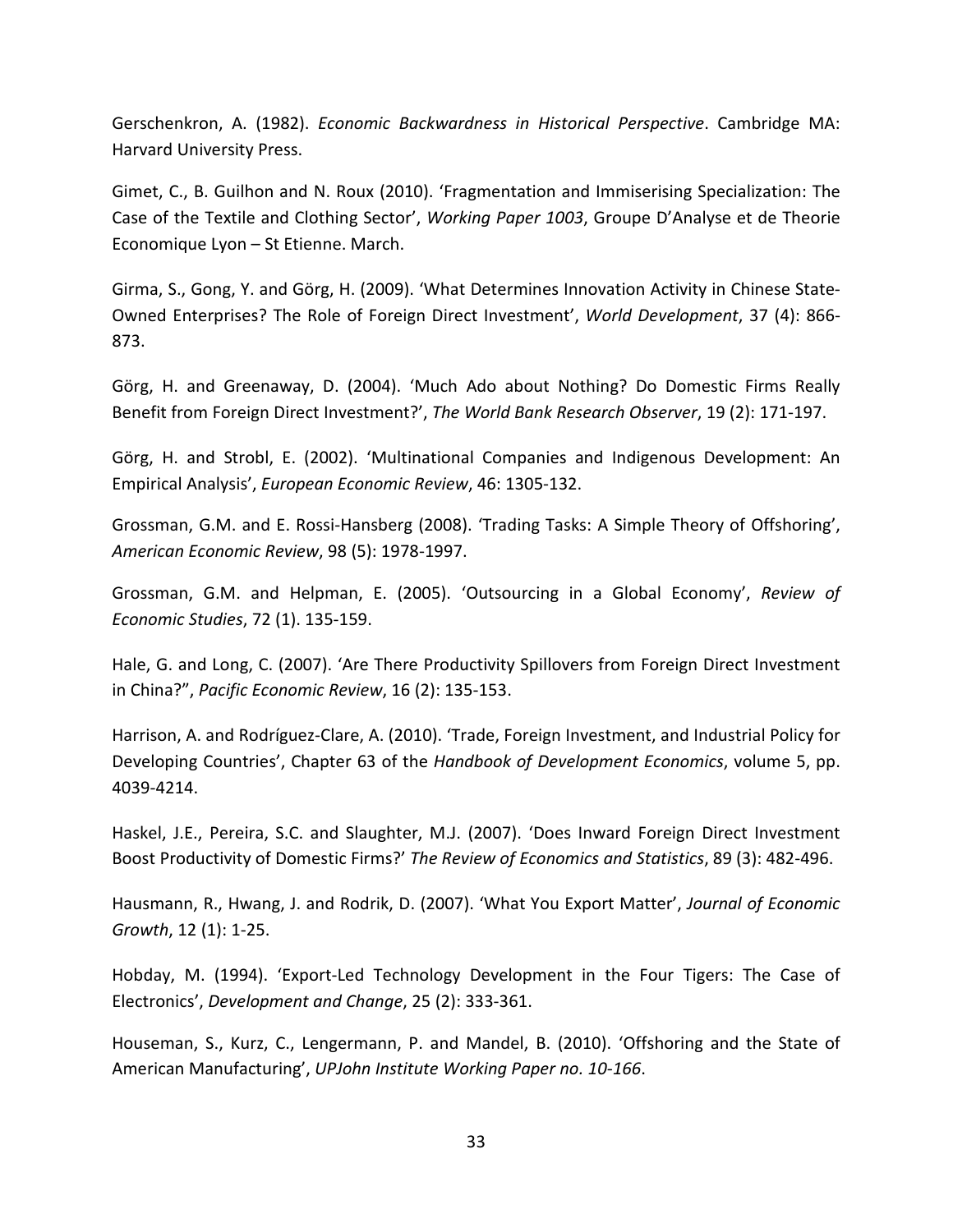Gerschenkron, A. (1982). *Economic Backwardness in Historical Perspective*. Cambridge MA: Harvard University Press.

Gimet, C., B. Guilhon and N. Roux (2010). 'Fragmentation and Immiserising Specialization: The Case of the Textile and Clothing Sector', *Working Paper 1003*, Groupe D'Analyse et de Theorie Economique Lyon – St Etienne. March.

Girma, S., Gong, Y. and Görg, H. (2009). 'What Determines Innovation Activity in Chinese State-Owned Enterprises? The Role of Foreign Direct Investment', *World Development*, 37 (4): 866-873.

Görg, H. and Greenaway, D. (2004). 'Much Ado about Nothing? Do Domestic Firms Really Benefit from Foreign Direct Investment?', *The World Bank Research Observer*, 19 (2): 171-197.

Görg, H. and Strobl, E. (2002). 'Multinational Companies and Indigenous Development: An Empirical Analysis', *European Economic Review*, 46: 1305-132.

Grossman, G.M. and E. Rossi-Hansberg (2008). 'Trading Tasks: A Simple Theory of Offshoring', *American Economic Review*, 98 (5): 1978-1997.

Grossman, G.M. and Helpman, E. (2005). 'Outsourcing in a Global Economy', *Review of Economic Studies*, 72 (1). 135-159.

Hale, G. and Long, C. (2007). 'Are There Productivity Spillovers from Foreign Direct Investment in China?", *Pacific Economic Review*, 16 (2): 135-153.

Harrison, A. and Rodríguez-Clare, A. (2010). 'Trade, Foreign Investment, and Industrial Policy for Developing Countries', Chapter 63 of the *Handbook of Development Economics*, volume 5, pp. 4039-4214.

Haskel, J.E., Pereira, S.C. and Slaughter, M.J. (2007). 'Does Inward Foreign Direct Investment Boost Productivity of Domestic Firms?' *The Review of Economics and Statistics*, 89 (3): 482-496.

Hausmann, R., Hwang, J. and Rodrik, D. (2007). 'What You Export Matter', *Journal of Economic Growth*, 12 (1): 1-25.

Hobday, M. (1994). 'Export-Led Technology Development in the Four Tigers: The Case of Electronics', *Development and Change*, 25 (2): 333-361.

Houseman, S., Kurz, C., Lengermann, P. and Mandel, B. (2010). 'Offshoring and the State of American Manufacturing', *UPJohn Institute Working Paper no. 10-166*.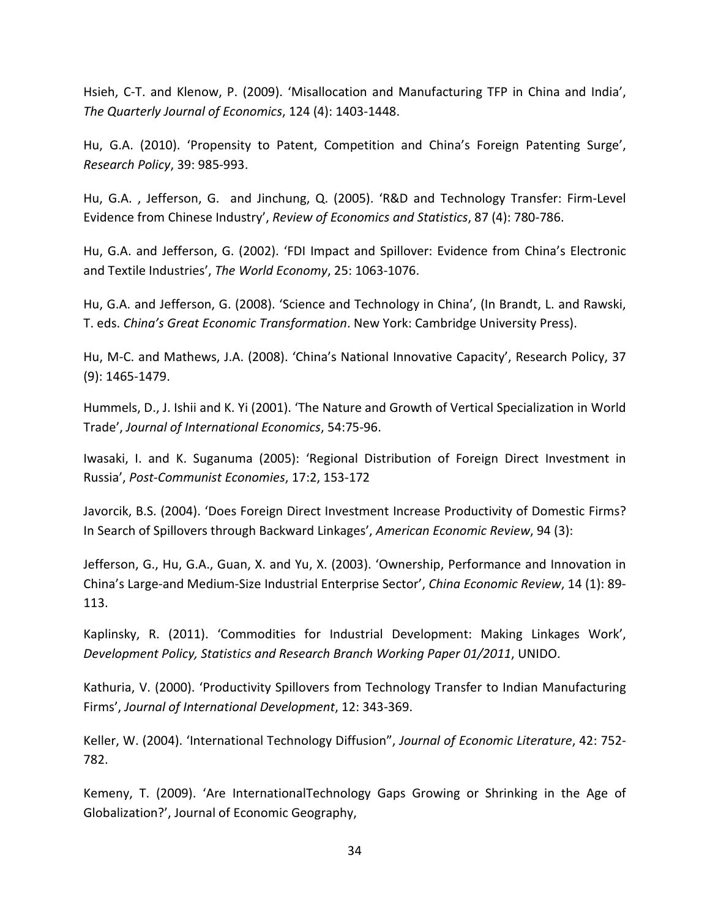Hsieh, C-T. and Klenow, P. (2009). 'Misallocation and Manufacturing TFP in China and India', *The Quarterly Journal of Economics*, 124 (4): 1403-1448.

Hu, G.A. (2010). 'Propensity to Patent, Competition and China's Foreign Patenting Surge', *Research Policy*, 39: 985-993.

Hu, G.A. , Jefferson, G. and Jinchung, Q. (2005). 'R&D and Technology Transfer: Firm-Level Evidence from Chinese Industry', *Review of Economics and Statistics*, 87 (4): 780-786.

Hu, G.A. and Jefferson, G. (2002). 'FDI Impact and Spillover: Evidence from China's Electronic and Textile Industries', *The World Economy*, 25: 1063-1076.

Hu, G.A. and Jefferson, G. (2008). 'Science and Technology in China', (In Brandt, L. and Rawski, T. eds. *China's Great Economic Transformation*. New York: Cambridge University Press).

Hu, M-C. and Mathews, J.A. (2008). 'China's National Innovative Capacity', Research Policy, 37 (9): 1465-1479.

Hummels, D., J. Ishii and K. Yi (2001). 'The Nature and Growth of Vertical Specialization in World Trade', *Journal of International Economics*, 54:75-96.

Iwasaki, I. and K. Suganuma (2005): 'Regional Distribution of Foreign Direct Investment in Russia', *Post-Communist Economies*, 17:2, 153-172

Javorcik, B.S. (2004). 'Does Foreign Direct Investment Increase Productivity of Domestic Firms? In Search of Spillovers through Backward Linkages', *American Economic Review*, 94 (3):

Jefferson, G., Hu, G.A., Guan, X. and Yu, X. (2003). 'Ownership, Performance and Innovation in China's Large-and Medium-Size Industrial Enterprise Sector', *China Economic Review*, 14 (1): 89-113.

Kaplinsky, R. (2011). 'Commodities for Industrial Development: Making Linkages Work', *Development Policy, Statistics and Research Branch Working Paper 01/2011*, UNIDO.

Kathuria, V. (2000). 'Productivity Spillovers from Technology Transfer to Indian Manufacturing Firms', *Journal of International Development*, 12: 343-369.

Keller, W. (2004). 'International Technology Diffusion", *Journal of Economic Literature*, 42: 752-782.

Kemeny, T. (2009). 'Are InternationalTechnology Gaps Growing or Shrinking in the Age of Globalization?', Journal of Economic Geography,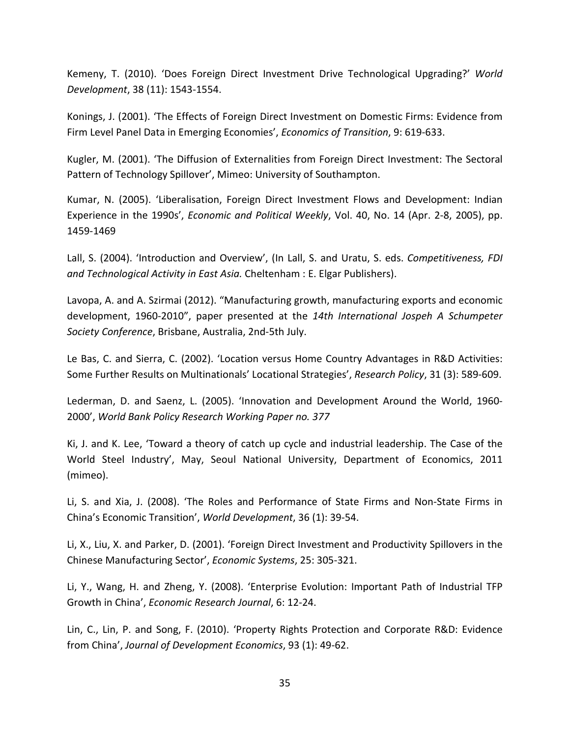Kemeny, T. (2010). ‘Does Foreign Direct Investment Drive Technological Upgrading?’ *World Development*, 38 (11): 1543-1554.

Konings, J. (2001). ‘The Effects of Foreign Direct Investment on Domestic Firms: Evidence from Firm Level Panel Data in Emerging Economies’, *Economics of Transition*, 9: 619-633.

Kugler, M. (2001). ‘The Diffusion of Externalities from Foreign Direct Investment: The Sectoral Pattern of Technology Spillover’, Mimeo: University of Southampton.

Kumar, N. (2005). ‘Liberalisation, Foreign Direct Investment Flows and Development: Indian Experience in the 1990s’, *Economic and Political Weekly*, Vol. 40, No. 14 (Apr. 2-8, 2005), pp. 1459-1469

Lall, S. (2004). ‘Introduction and Overview’, (In Lall, S. and Uratu, S. eds. *Competitiveness, FDI and Technological Activity in East Asia.* Cheltenham : E. Elgar Publishers).

Lavopa, A. and A. Szirmai (2012). “Manufacturing growth, manufacturing exports and economic development, 1960-2010”, paper presented at the *14th International Jospeh A Schumpeter Society Conference*, Brisbane, Australia, 2nd-5th July.

Le Bas, C. and Sierra, C. (2002). ‘Location versus Home Country Advantages in R&D Activities: Some Further Results on Multinationals’ Locational Strategies’, *Research Policy*, 31 (3): 589-609.

Lederman, D. and Saenz, L. (2005). ‘Innovation and Development Around the World, 1960-2000’, *World Bank Policy Research Working Paper no. 377*

Ki, J. and K. Lee, ‘Toward a theory of catch up cycle and industrial leadership. The Case of the World Steel Industry’, May, Seoul National University, Department of Economics, 2011 (mimeo).

Li, S. and Xia, J. (2008). ‘The Roles and Performance of State Firms and Non-State Firms in China’s Economic Transition’, *World Development*, 36 (1): 39-54.

Li, X., Liu, X. and Parker, D. (2001). ‘Foreign Direct Investment and Productivity Spillovers in the Chinese Manufacturing Sector’, *Economic Systems*, 25: 305-321.

Li, Y., Wang, H. and Zheng, Y. (2008). ‘Enterprise Evolution: Important Path of Industrial TFP Growth in China’, *Economic Research Journal*, 6: 12-24.

Lin, C., Lin, P. and Song, F. (2010). ‘Property Rights Protection and Corporate R&D: Evidence from China’, *Journal of Development Economics*, 93 (1): 49-62.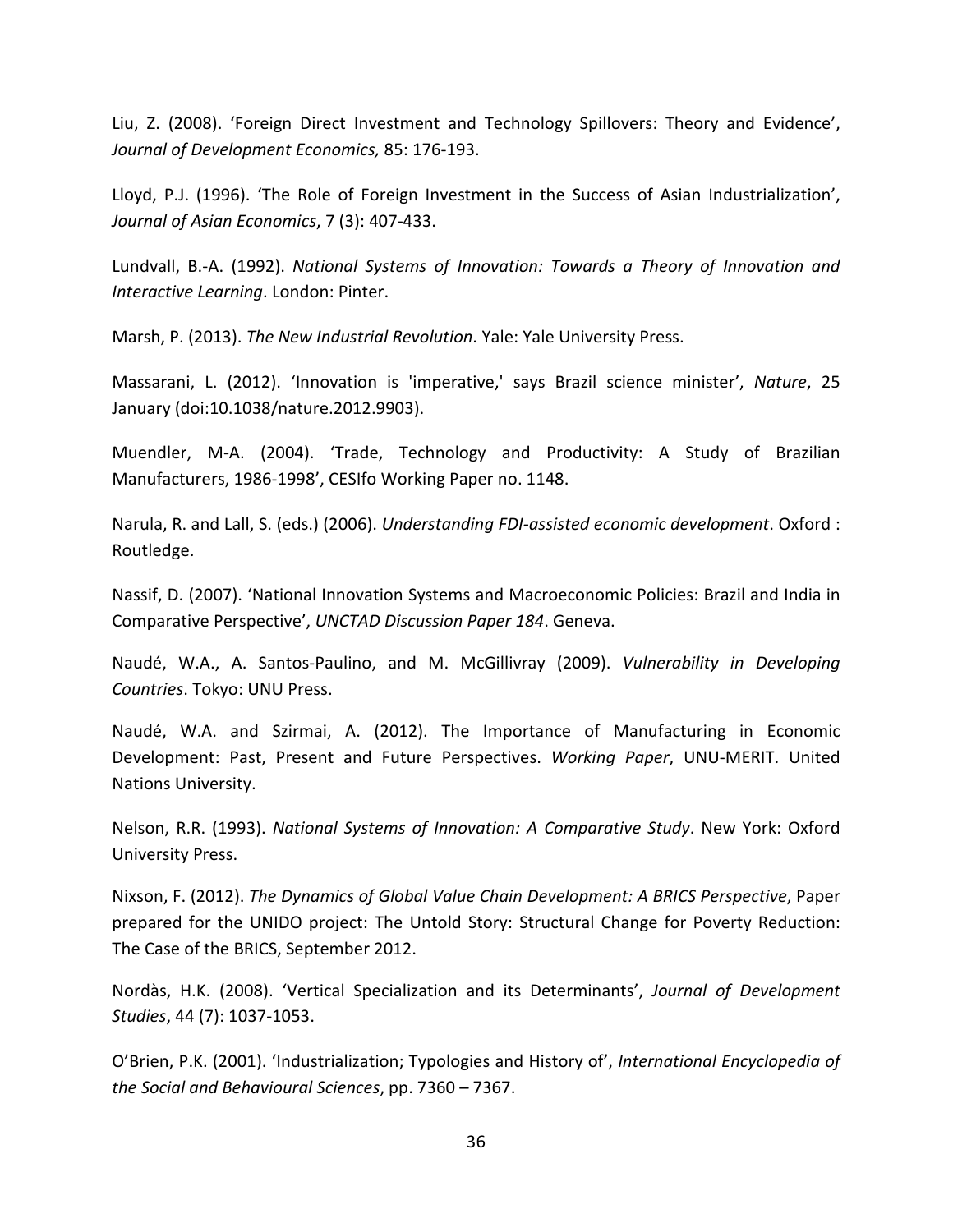Liu, Z. (2008). 'Foreign Direct Investment and Technology Spillovers: Theory and Evidence', *Journal of Development Economics,* 85: 176-193.

Lloyd, P.J. (1996). 'The Role of Foreign Investment in the Success of Asian Industrialization', *Journal of Asian Economics*, 7 (3): 407-433.

Lundvall, B.-A. (1992). *National Systems of Innovation: Towards a Theory of Innovation and Interactive Learning*. London: Pinter.

Marsh, P. (2013). *The New Industrial Revolution*. Yale: Yale University Press.

Massarani, L. (2012). 'Innovation is 'imperative,' says Brazil science minister', *Nature*, 25 January (doi:10.1038/nature.2012.9903).

Muendler, M-A. (2004). 'Trade, Technology and Productivity: A Study of Brazilian Manufacturers, 1986-1998', CESIfo Working Paper no. 1148.

Narula, R. and Lall, S. (eds.) (2006). *Understanding FDI-assisted economic development*. Oxford : Routledge.

Nassif, D. (2007). 'National Innovation Systems and Macroeconomic Policies: Brazil and India in Comparative Perspective', *UNCTAD Discussion Paper 184*. Geneva.

Naudé, W.A., A. Santos-Paulino, and M. McGillivray (2009). *Vulnerability in Developing Countries*. Tokyo: UNU Press.

Naudé, W.A. and Szirmai, A. (2012). The Importance of Manufacturing in Economic Development: Past, Present and Future Perspectives. *Working Paper*, UNU-MERIT. United Nations University.

Nelson, R.R. (1993). *National Systems of Innovation: A Comparative Study*. New York: Oxford University Press.

Nixson, F. (2012). *The Dynamics of Global Value Chain Development: A BRICS Perspective*, Paper prepared for the UNIDO project: The Untold Story: Structural Change for Poverty Reduction: The Case of the BRICS, September 2012.

Nordàs, H.K. (2008). 'Vertical Specialization and its Determinants', *Journal of Development Studies*, 44 (7): 1037-1053.

O'Brien, P.K. (2001). 'Industrialization; Typologies and History of', *International Encyclopedia of the Social and Behavioural Sciences*, pp. 7360 – 7367.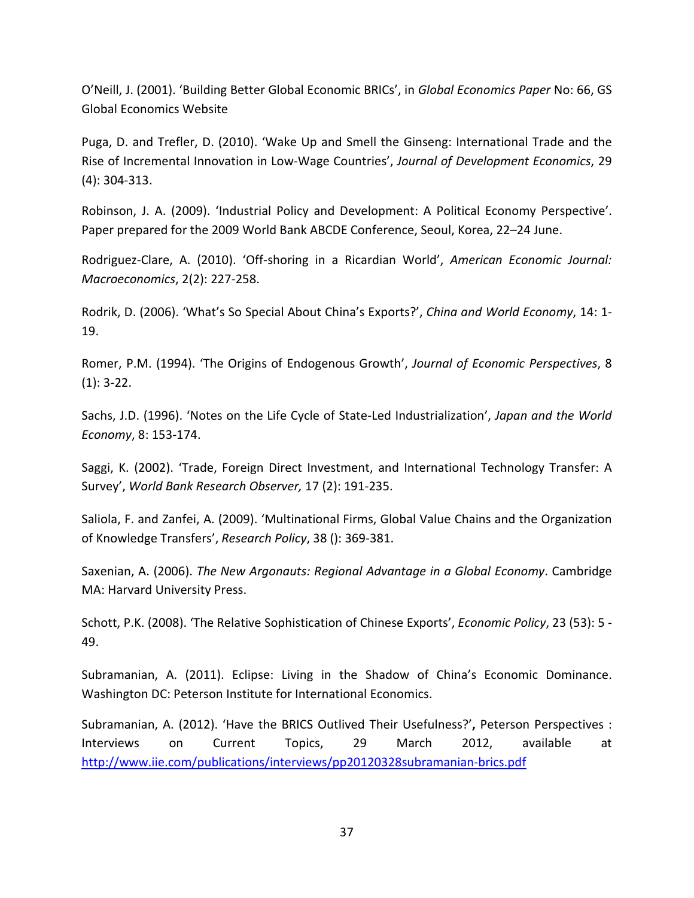O'Neill, J. (2001). 'Building Better Global Economic BRICs', in *Global Economics Paper* No: 66, GS Global Economics Website

Puga, D. and Trefler, D. (2010). 'Wake Up and Smell the Ginseng: International Trade and the Rise of Incremental Innovation in Low-Wage Countries', *Journal of Development Economics*, 29 (4): 304-313.

Robinson, J. A. (2009). 'Industrial Policy and Development: A Political Economy Perspective'. Paper prepared for the 2009 World Bank ABCDE Conference, Seoul, Korea, 22–24 June.

Rodriguez-Clare, A. (2010). 'Off-shoring in a Ricardian World', *American Economic Journal: Macroeconomics*, 2(2): 227-258.

Rodrik, D. (2006). 'What's So Special About China's Exports?', *China and World Economy*, 14: 1-19.

Romer, P.M. (1994). 'The Origins of Endogenous Growth', *Journal of Economic Perspectives*, 8 (1): 3-22.

Sachs, J.D. (1996). 'Notes on the Life Cycle of State-Led Industrialization', *Japan and the World Economy*, 8: 153-174.

Saggi, K. (2002). 'Trade, Foreign Direct Investment, and International Technology Transfer: A Survey', *World Bank Research Observer,* 17 (2): 191-235.

Saliola, F. and Zanfei, A. (2009). 'Multinational Firms, Global Value Chains and the Organization of Knowledge Transfers', *Research Policy*, 38 (): 369-381.

Saxenian, A. (2006). *The New Argonauts: Regional Advantage in a Global Economy*. Cambridge MA: Harvard University Press.

Schott, P.K. (2008). 'The Relative Sophistication of Chinese Exports', *Economic Policy*, 23 (53): 5 - 49.

Subramanian, A. (2011). Eclipse: Living in the Shadow of China's Economic Dominance. Washington DC: Peterson Institute for International Economics.

Subramanian, A. (2012). 'Have the BRICS Outlived Their Usefulness?'**,** Peterson Perspectives : Interviews on Current Topics, 29 March 2012, available at http://www.iie.com/publications/interviews/pp20120328subramanian-brics.pdf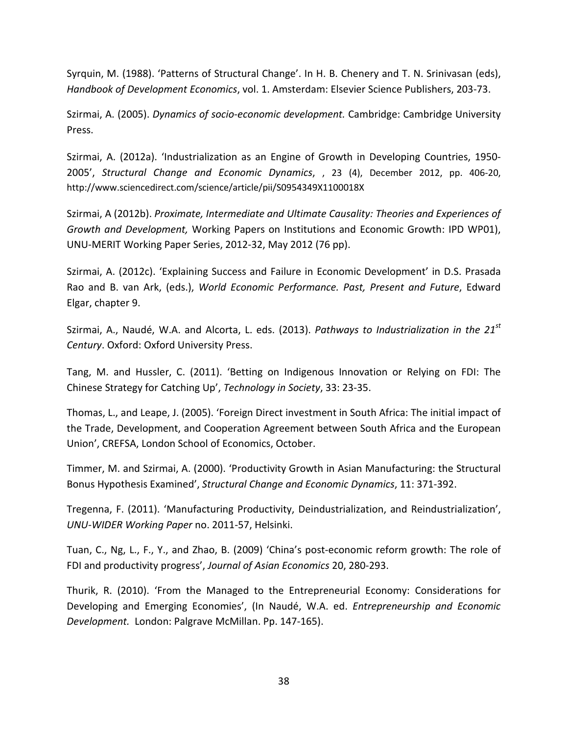Syrquin, M. (1988). 'Patterns of Structural Change'. In H. B. Chenery and T. N. Srinivasan (eds), *Handbook of Development Economics*, vol. 1. Amsterdam: Elsevier Science Publishers, 203-73.

Szirmai, A. (2005). *Dynamics of socio-economic development.* Cambridge: Cambridge University Press.

Szirmai, A. (2012a). 'Industrialization as an Engine of Growth in Developing Countries, 1950-2005', *Structural Change and Economic Dynamics*, , 23 (4), December 2012, pp. 406-20, http://www.sciencedirect.com/science/article/pii/S0954349X1100018X

Szirmai, A (2012b). *Proximate, Intermediate and Ultimate Causality: Theories and Experiences of Growth and Development,* Working Papers on Institutions and Economic Growth: IPD WP01), UNU-MERIT Working Paper Series, 2012-32, May 2012 (76 pp).

Szirmai, A. (2012c). 'Explaining Success and Failure in Economic Development' in D.S. Prasada Rao and B. van Ark, (eds.), *World Economic Performance. Past, Present and Future*, Edward Elgar, chapter 9.

Szirmai, A., Naudé, W.A. and Alcorta, L. eds. (2013). *Pathways to Industrialization in the 21st Century*. Oxford: Oxford University Press.

Tang, M. and Hussler, C. (2011). 'Betting on Indigenous Innovation or Relying on FDI: The Chinese Strategy for Catching Up', *Technology in Society*, 33: 23-35.

Thomas, L., and Leape, J. (2005). 'Foreign Direct investment in South Africa: The initial impact of the Trade, Development, and Cooperation Agreement between South Africa and the European Union', CREFSA, London School of Economics, October.

Timmer, M. and Szirmai, A. (2000). 'Productivity Growth in Asian Manufacturing: the Structural Bonus Hypothesis Examined', *Structural Change and Economic Dynamics*, 11: 371-392.

Tregenna, F. (2011). 'Manufacturing Productivity, Deindustrialization, and Reindustrialization', *UNU-WIDER Working Paper* no. 2011-57, Helsinki.

Tuan, C., Ng, L., F., Y., and Zhao, B. (2009) 'China's post-economic reform growth: The role of FDI and productivity progress', *Journal of Asian Economics* 20, 280-293.

Thurik, R. (2010). 'From the Managed to the Entrepreneurial Economy: Considerations for Developing and Emerging Economies', (In Naudé, W.A. ed. *Entrepreneurship and Economic Development.* London: Palgrave McMillan. Pp. 147-165).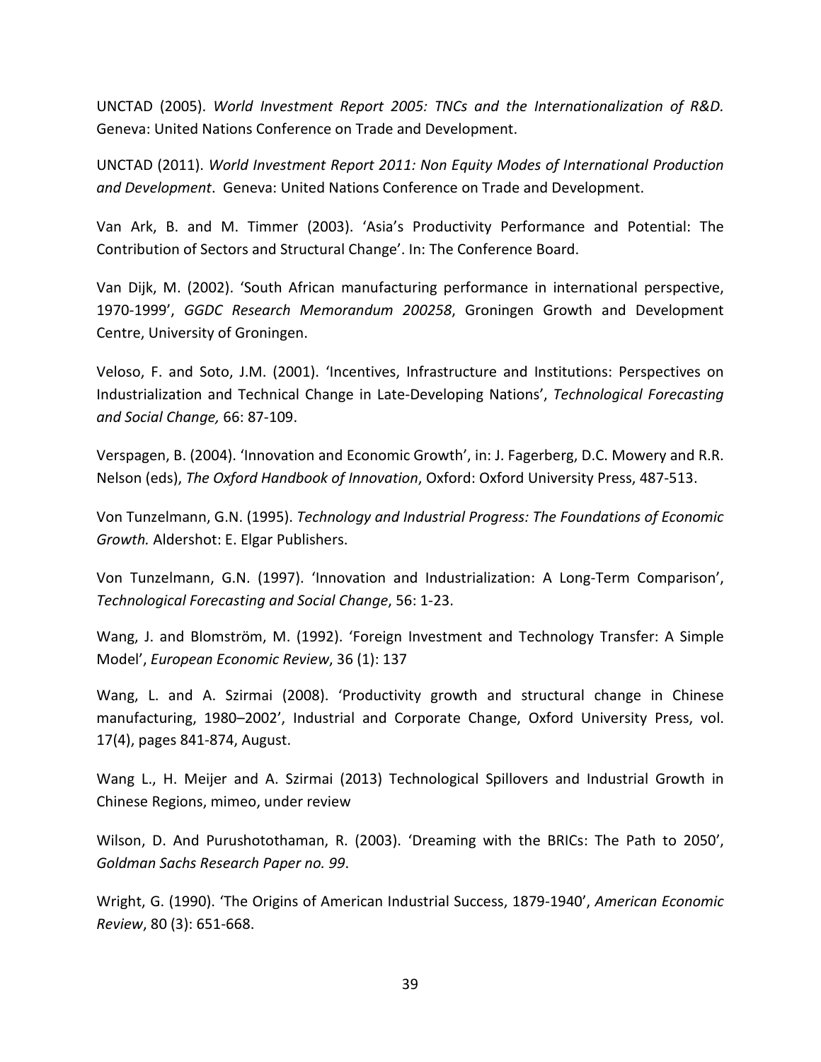UNCTAD (2005). *World Investment Report 2005: TNCs and the Internationalization of R&D.* Geneva: United Nations Conference on Trade and Development.

UNCTAD (2011). *World Investment Report 2011: Non Equity Modes of International Production and Development*. Geneva: United Nations Conference on Trade and Development.

Van Ark, B. and M. Timmer (2003). 'Asia's Productivity Performance and Potential: The Contribution of Sectors and Structural Change'. In: The Conference Board.

Van Dijk, M. (2002). 'South African manufacturing performance in international perspective, 1970-1999', *GGDC Research Memorandum 200258*, Groningen Growth and Development Centre, University of Groningen.

Veloso, F. and Soto, J.M. (2001). 'Incentives, Infrastructure and Institutions: Perspectives on Industrialization and Technical Change in Late-Developing Nations', *Technological Forecasting and Social Change,* 66: 87-109.

Verspagen, B. (2004). 'Innovation and Economic Growth', in: J. Fagerberg, D.C. Mowery and R.R. Nelson (eds), *The Oxford Handbook of Innovation*, Oxford: Oxford University Press, 487-513.

Von Tunzelmann, G.N. (1995). *Technology and Industrial Progress: The Foundations of Economic Growth.* Aldershot: E. Elgar Publishers.

Von Tunzelmann, G.N. (1997). 'Innovation and Industrialization: A Long-Term Comparison', *Technological Forecasting and Social Change*, 56: 1-23.

Wang, J. and Blomström, M. (1992). 'Foreign Investment and Technology Transfer: A Simple Model', *European Economic Review*, 36 (1): 137

Wang, L. and A. Szirmai (2008). 'Productivity growth and structural change in Chinese manufacturing, 1980–2002', Industrial and Corporate Change, Oxford University Press, vol. 17(4), pages 841-874, August.

Wang L., H. Meijer and A. Szirmai (2013) Technological Spillovers and Industrial Growth in Chinese Regions, mimeo, under review

Wilson, D. And Purushotothaman, R. (2003). 'Dreaming with the BRICs: The Path to 2050', *Goldman Sachs Research Paper no. 99*.

Wright, G. (1990). 'The Origins of American Industrial Success, 1879-1940', *American Economic Review*, 80 (3): 651-668.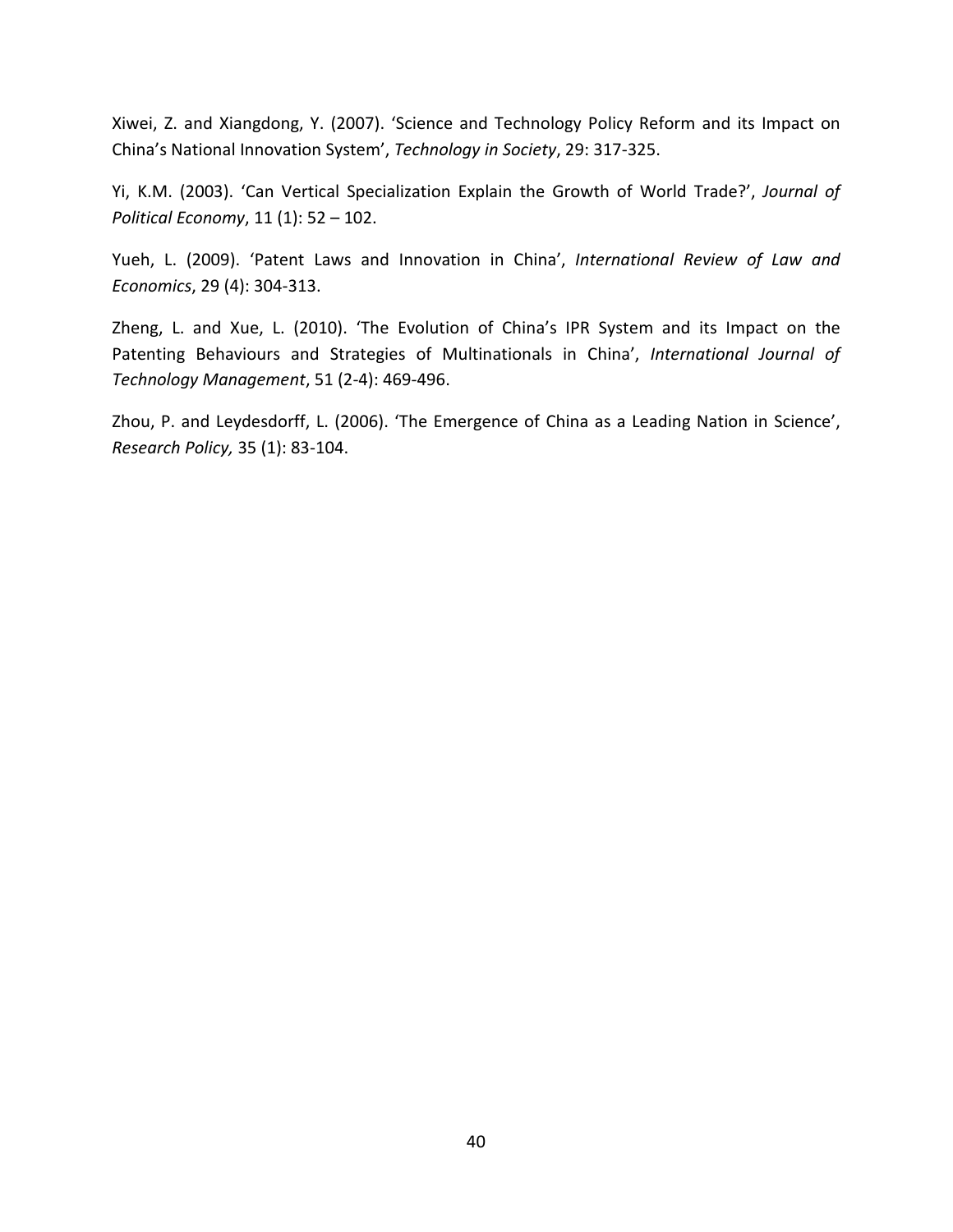Xiwei, Z. and Xiangdong, Y. (2007). 'Science and Technology Policy Reform and its Impact on China's National Innovation System', *Technology in Society*, 29: 317-325.

Yi, K.M. (2003). 'Can Vertical Specialization Explain the Growth of World Trade?', *Journal of Political Economy*, 11 (1): 52 – 102.

Yueh, L. (2009). 'Patent Laws and Innovation in China', *International Review of Law and Economics*, 29 (4): 304-313.

Zheng, L. and Xue, L. (2010). 'The Evolution of China's IPR System and its Impact on the Patenting Behaviours and Strategies of Multinationals in China', *International Journal of Technology Management*, 51 (2-4): 469-496.

Zhou, P. and Leydesdorff, L. (2006). 'The Emergence of China as a Leading Nation in Science', *Research Policy,* 35 (1): 83-104.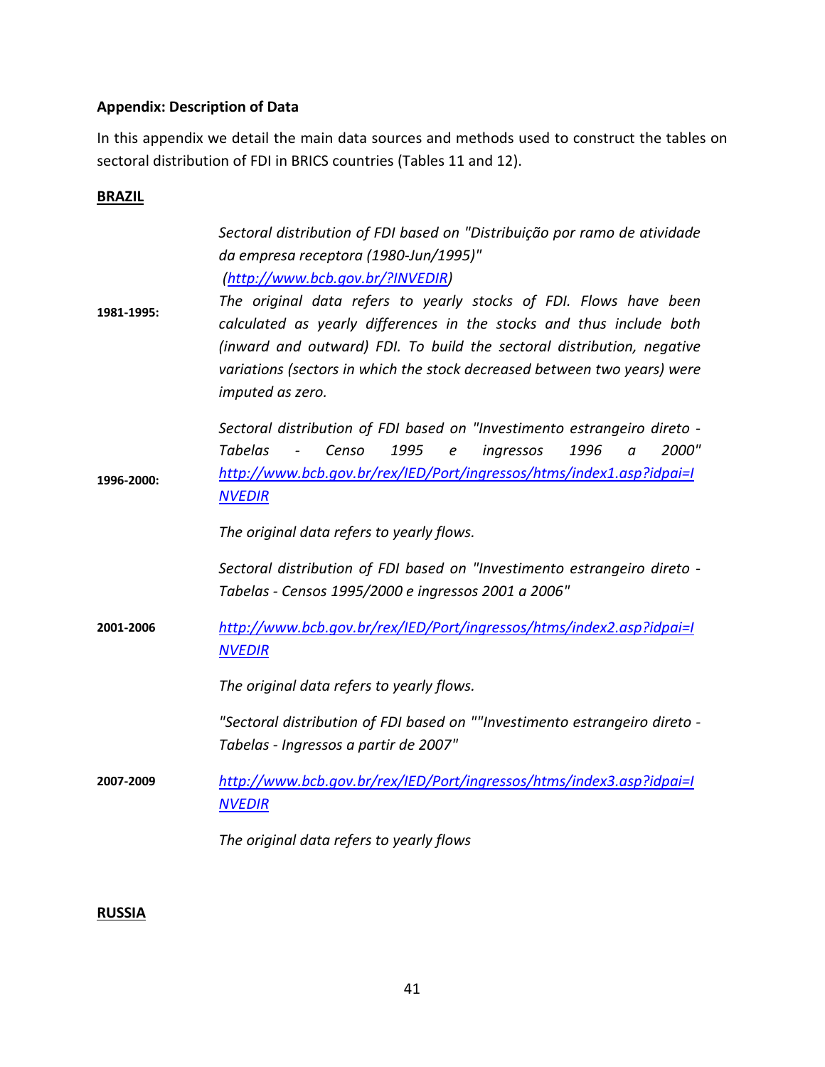**Appendix: Description of Data**

In this appendix we detail the main data sources and methods used to construct the tables on sectoral distribution of FDI in BRICS countries (Tables 11 and 12).

**BRAZIL**

| | |
|---|---|
| **1981-1995:** | *Sectoral distribution of FDI based on "Distribuição por ramo de atividade da empresa receptora (1980-Jun/1995)" ([http://www.bcb.gov.br/?INVEDIR](http://www.bcb.gov.br/?INVEDIR))* *The original data refers to yearly stocks of FDI. Flows have been calculated as yearly differences in the stocks and thus include both (inward and outward) FDI. To build the sectoral distribution, negative variations (sectors in which the stock decreased between two years) were imputed as zero.* |
| **1996-2000:** | *Sectoral distribution of FDI based on "Investimento estrangeiro direto - Tabelas - Censo 1995 e ingressos 1996 a 2000" [http://www.bcb.gov.br/rex/IED/Port/ingressos/htms/index1.asp?idpai=INVEDIR](http://www.bcb.gov.br/rex/IED/Port/ingressos/htms/index1.asp?idpai=INVEDIR)* *The original data refers to yearly flows.* |
| **2001-2006** | *Sectoral distribution of FDI based on "Investimento estrangeiro direto - Tabelas - Censos 1995/2000 e ingressos 2001 a 2006"* *[http://www.bcb.gov.br/rex/IED/Port/ingressos/htms/index2.asp?idpai=INVEDIR](http://www.bcb.gov.br/rex/IED/Port/ingressos/htms/index2.asp?idpai=INVEDIR)* *The original data refers to yearly flows.* |
| **2007-2009** | *"Sectoral distribution of FDI based on ""Investimento estrangeiro direto - Tabelas - Ingressos a partir de 2007"* *[http://www.bcb.gov.br/rex/IED/Port/ingressos/htms/index3.asp?idpai=INVEDIR](http://www.bcb.gov.br/rex/IED/Port/ingressos/htms/index3.asp?idpai=INVEDIR)* *The original data refers to yearly flows* |

**RUSSIA**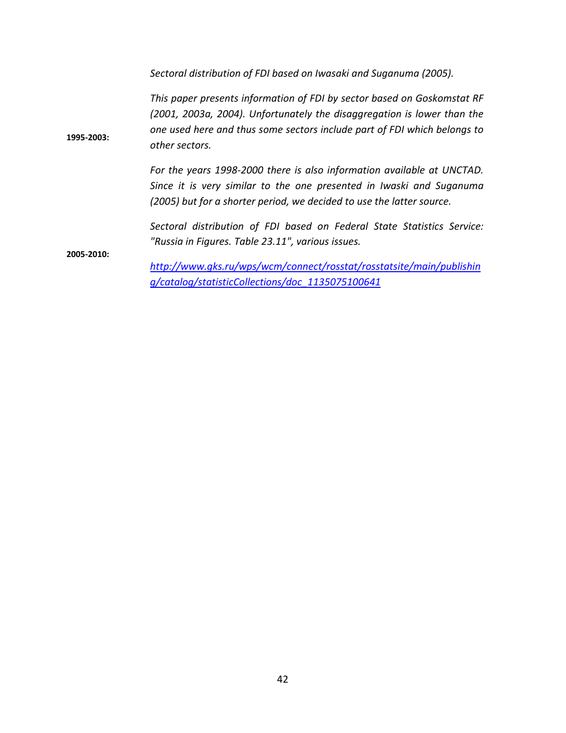| | |
|---|---|
| **1995-2003:** | *Sectoral distribution of FDI based on Iwasaki and Suganuma (2005).*<br><br>*This paper presents information of FDI by sector based on Goskomstat RF (2001, 2003a, 2004). Unfortunately the disaggregation is lower than the one used here and thus some sectors include part of FDI which belongs to other sectors.*<br><br>*For the years 1998-2000 there is also information available at UNCTAD. Since it is very similar to the one presented in Iwaski and Suganuma (2005) but for a shorter period, we decided to use the latter source.* |
| **2005-2010:** | *Sectoral distribution of FDI based on Federal State Statistics Service: "Russia in Figures. Table 23.11", various issues.*<br><br>*http://www.gks.ru/wps/wcm/connect/rosstat/rosstatsite/main/publishing/catalog/statisticCollections/doc_1135075100641* |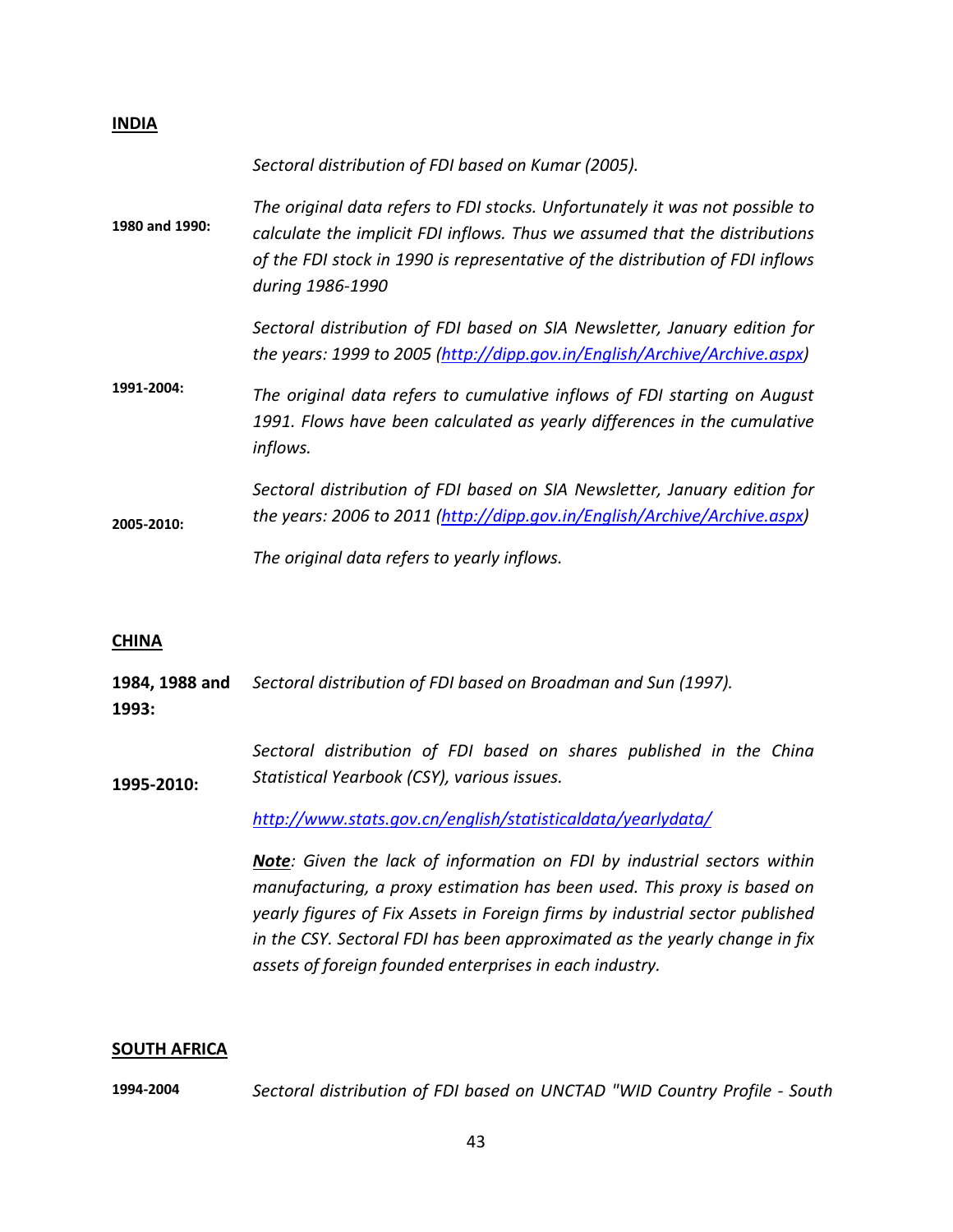**INDIA**

**1980 and 1990:**

*Sectoral distribution of FDI based on Kumar (2005).*

*The original data refers to FDI stocks. Unfortunately it was not possible to calculate the implicit FDI inflows. Thus we assumed that the distributions of the FDI stock in 1990 is representative of the distribution of FDI inflows during 1986-1990*

**1991-2004:**

*Sectoral distribution of FDI based on SIA Newsletter, January edition for the years: 1999 to 2005 ([http://dipp.gov.in/English/Archive/Archive.aspx](http://dipp.gov.in/English/Archive/Archive.aspx))*

*The original data refers to cumulative inflows of FDI starting on August 1991. Flows have been calculated as yearly differences in the cumulative inflows.*

**2005-2010:**

*Sectoral distribution of FDI based on SIA Newsletter, January edition for the years: 2006 to 2011 ([http://dipp.gov.in/English/Archive/Archive.aspx](http://dipp.gov.in/English/Archive/Archive.aspx))*

*The original data refers to yearly inflows.*

**CHINA**

**1984, 1988 and 1993:**

*Sectoral distribution of FDI based on Broadman and Sun (1997).*

**1995-2010:**

*Sectoral distribution of FDI based on shares published in the China Statistical Yearbook (CSY), various issues.*

*[http://www.stats.gov.cn/english/statisticaldata/yearlydata/](http://www.stats.gov.cn/english/statisticaldata/yearlydata/)*

***Note**: Given the lack of information on FDI by industrial sectors within manufacturing, a proxy estimation has been used. This proxy is based on yearly figures of Fix Assets in Foreign firms by industrial sector published in the CSY. Sectoral FDI has been approximated as the yearly change in fix assets of foreign founded enterprises in each industry.*

**SOUTH AFRICA**

**1994-2004**

*Sectoral distribution of FDI based on UNCTAD "WID Country Profile - South*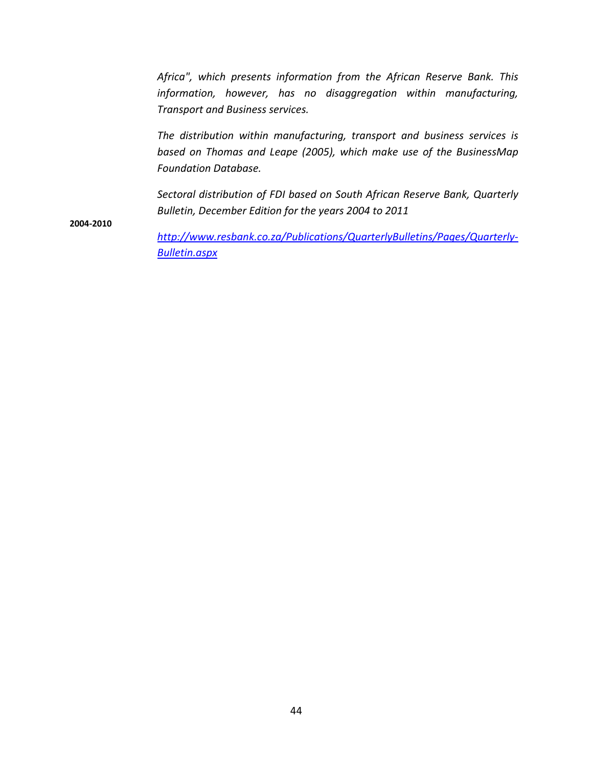*Africa", which presents information from the African Reserve Bank. This information, however, has no disaggregation within manufacturing, Transport and Business services.*

*The distribution within manufacturing, transport and business services is based on Thomas and Leape (2005), which make use of the BusinessMap Foundation Database.*

| | |
|---|---|
| **2004-2010** | *Sectoral distribution of FDI based on South African Reserve Bank, Quarterly Bulletin, December Edition for the years 2004 to 2011* <br> *http://www.resbank.co.za/Publications/QuarterlyBulletins/Pages/Quarterly-Bulletin.aspx* |